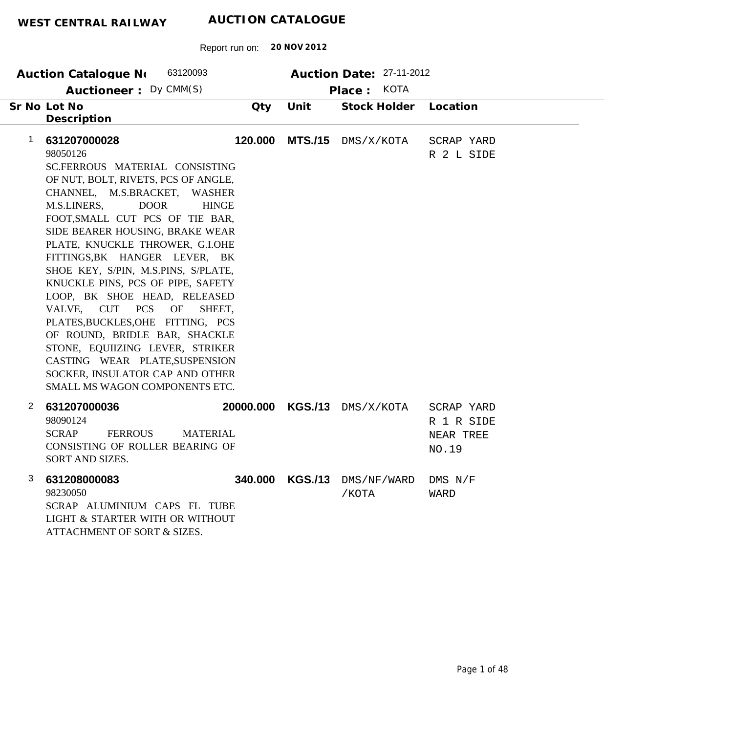**WEST CENTRAL RAILWAY** **AUCTION CATALOGUE**

Report run on: **20 NOV 2012**

**Auction Catalogue No** 63120093 **Auction Date:** 27-11-2012

**Auctioneer :** Dy CMM(S) **Place :** KOTA

| Sr No | Lot No / Description | Qty | Unit | Stock Holder | Location |
|---|---|---|---|---|---|
| 1 | **631207000028**<br>98050126<br>SC.FERROUS MATERIAL CONSISTING OF NUT, BOLT, RIVETS, PCS OF ANGLE, CHANNEL, M.S.BRACKET, WASHER M.S.LINERS, DOOR HINGE FOOT,SMALL CUT PCS OF TIE BAR, SIDE BEARER HOUSING, BRAKE WEAR PLATE, KNUCKLE THROWER, G.I.OHE FITTINGS,BK HANGER LEVER, BK SHOE KEY, S/PIN, M.S.PINS, S/PLATE, KNUCKLE PINS, PCS OF PIPE, SAFETY LOOP, BK SHOE HEAD, RELEASED VALVE, CUT PCS OF SHEET, PLATES,BUCKLES,OHE FITTING, PCS OF ROUND, BRIDLE BAR, SHACKLE STONE, EQUIIZING LEVER, STRIKER CASTING WEAR PLATE,SUSPENSION SOCKER, INSULATOR CAP AND OTHER SMALL MS WAGON COMPONENTS ETC. | **120.000** | **MTS./15** | DMS/X/KOTA | SCRAP YARD R 2 L SIDE |
| 2 | **631207000036**<br>98090124<br>SCRAP FERROUS MATERIAL CONSISTING OF ROLLER BEARING OF SORT AND SIZES. | **20000.000** | **KGS./13** | DMS/X/KOTA | SCRAP YARD R 1 R SIDE NEAR TREE NO.19 |
| 3 | **631208000083**<br>98230050<br>SCRAP ALUMINIUM CAPS FL TUBE LIGHT & STARTER WITH OR WITHOUT ATTACHMENT OF SORT & SIZES. | **340.000** | **KGS./13** | DMS/NF/WARD /KOTA | DMS N/F WARD |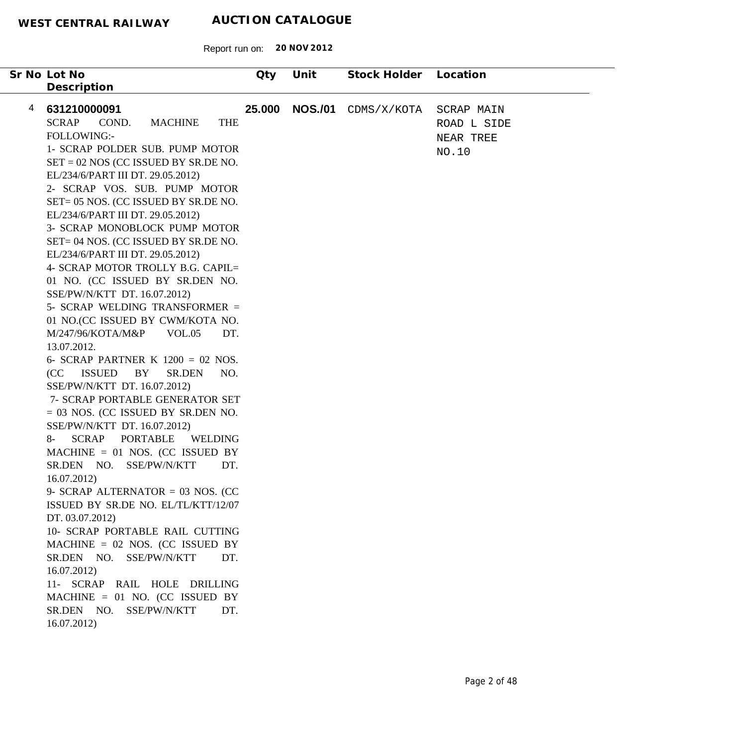**WEST CENTRAL RAILWAY** **AUCTION CATALOGUE**

Report run on: **20 NOV 2012**

| Sr No | Lot No / Description | Qty | Unit | Stock Holder | Location |
|---|---|---|---|---|---|
| 4 | **631210000091**<br>SCRAP COND. MACHINE THE FOLLOWING:-<br>1- SCRAP POLDER SUB. PUMP MOTOR SET = 02 NOS (CC ISSUED BY SR.DE NO. EL/234/6/PART III DT. 29.05.2012)<br>2- SCRAP VOS. SUB. PUMP MOTOR SET= 05 NOS. (CC ISSUED BY SR.DE NO. EL/234/6/PART III DT. 29.05.2012)<br>3- SCRAP MONOBLOCK PUMP MOTOR SET= 04 NOS. (CC ISSUED BY SR.DE NO. EL/234/6/PART III DT. 29.05.2012)<br>4- SCRAP MOTOR TROLLY B.G. CAPIL= 01 NO. (CC ISSUED BY SR.DEN NO. SSE/PW/N/KTT DT. 16.07.2012)<br>5- SCRAP WELDING TRANSFORMER = 01 NO.(CC ISSUED BY CWM/KOTA NO. M/247/96/KOTA/M&P VOL.05 DT. 13.07.2012.<br>6- SCRAP PARTNER K 1200 = 02 NOS. (CC ISSUED BY SR.DEN NO. SSE/PW/N/KTT DT. 16.07.2012)<br>7- SCRAP PORTABLE GENERATOR SET = 03 NOS. (CC ISSUED BY SR.DEN NO. SSE/PW/N/KTT DT. 16.07.2012)<br>8- SCRAP PORTABLE WELDING MACHINE = 01 NOS. (CC ISSUED BY SR.DEN NO. SSE/PW/N/KTT DT. 16.07.2012)<br>9- SCRAP ALTERNATOR = 03 NOS. (CC ISSUED BY SR.DE NO. EL/TL/KTT/12/07 DT. 03.07.2012)<br>10- SCRAP PORTABLE RAIL CUTTING MACHINE = 02 NOS. (CC ISSUED BY SR.DEN NO. SSE/PW/N/KTT DT. 16.07.2012)<br>11- SCRAP RAIL HOLE DRILLING MACHINE = 01 NO. (CC ISSUED BY SR.DEN NO. SSE/PW/N/KTT DT. 16.07.2012) | **25.000** | **NOS./01** | CDMS/X/KOTA | SCRAP MAIN ROAD L SIDE NEAR TREE NO.10 |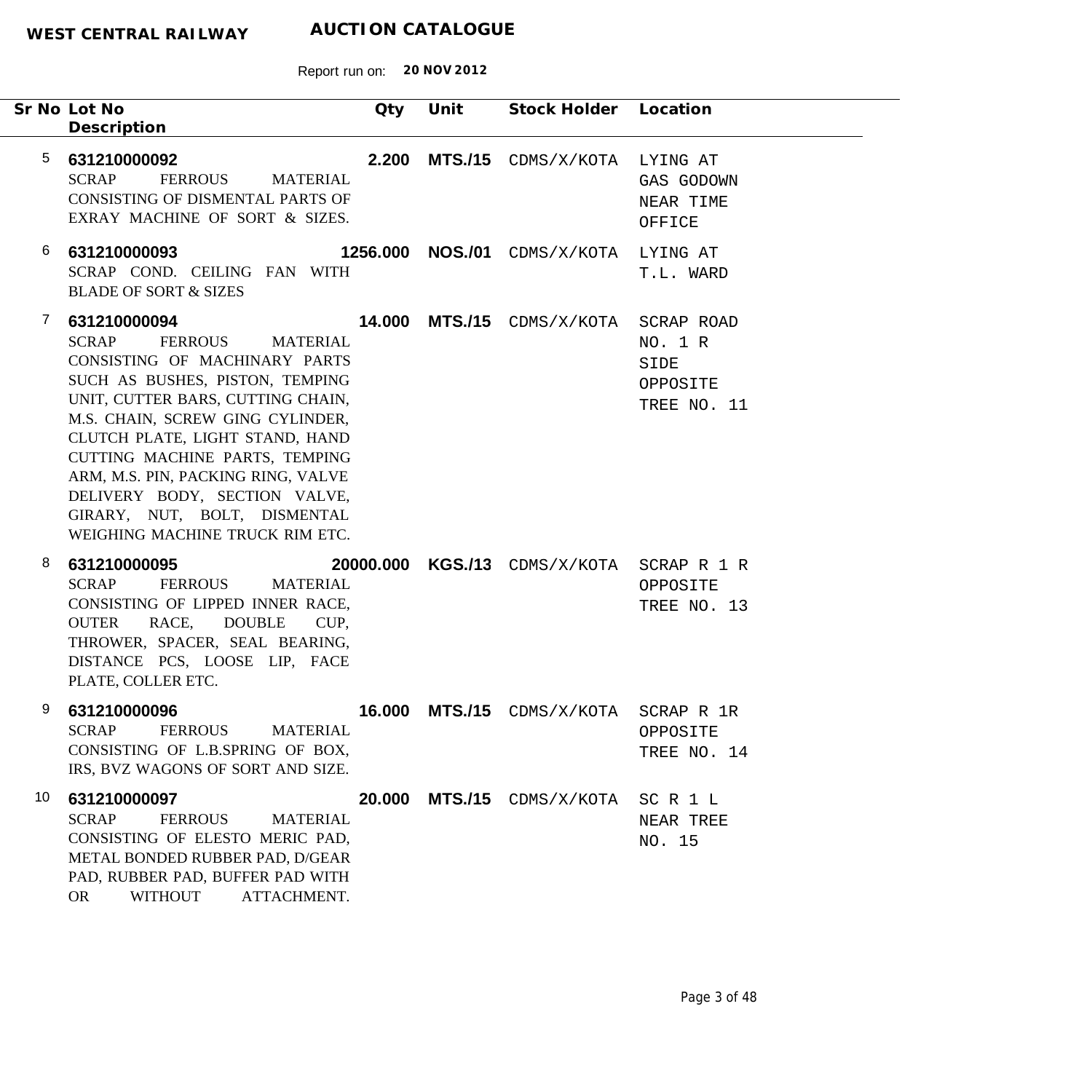**WEST CENTRAL RAILWAY** **AUCTION CATALOGUE**

Report run on: **20 NOV 2012**

| Sr No | Lot No / Description | Qty | Unit | Stock Holder | Location |
|---|---|---|---|---|---|
| 5 | **631210000092**<br>SCRAP FERROUS MATERIAL CONSISTING OF DISMENTAL PARTS OF EXRAY MACHINE OF SORT & SIZES. | **2.200** | **MTS./15** | CDMS/X/KOTA | LYING AT GAS GODOWN NEAR TIME OFFICE |
| 6 | **631210000093**<br>SCRAP COND. CEILING FAN WITH BLADE OF SORT & SIZES | **1256.000** | **NOS./01** | CDMS/X/KOTA | LYING AT T.L. WARD |
| 7 | **631210000094**<br>SCRAP FERROUS MATERIAL CONSISTING OF MACHINARY PARTS SUCH AS BUSHES, PISTON, TEMPING UNIT, CUTTER BARS, CUTTING CHAIN, M.S. CHAIN, SCREW GING CYLINDER, CLUTCH PLATE, LIGHT STAND, HAND CUTTING MACHINE PARTS, TEMPING ARM, M.S. PIN, PACKING RING, VALVE DELIVERY BODY, SECTION VALVE, GIRARY, NUT, BOLT, DISMENTAL WEIGHING MACHINE TRUCK RIM ETC. | **14.000** | **MTS./15** | CDMS/X/KOTA | SCRAP ROAD NO. 1 R SIDE OPPOSITE TREE NO. 11 |
| 8 | **631210000095**<br>SCRAP FERROUS MATERIAL CONSISTING OF LIPPED INNER RACE, OUTER RACE, DOUBLE CUP, THROWER, SPACER, SEAL BEARING, DISTANCE PCS, LOOSE LIP, FACE PLATE, COLLER ETC. | **20000.000** | **KGS./13** | CDMS/X/KOTA | SCRAP R 1 R OPPOSITE TREE NO. 13 |
| 9 | **631210000096**<br>SCRAP FERROUS MATERIAL CONSISTING OF L.B.SPRING OF BOX, IRS, BVZ WAGONS OF SORT AND SIZE. | **16.000** | **MTS./15** | CDMS/X/KOTA | SCRAP R 1R OPPOSITE TREE NO. 14 |
| 10 | **631210000097**<br>SCRAP FERROUS MATERIAL CONSISTING OF ELESTO MERIC PAD, METAL BONDED RUBBER PAD, D/GEAR PAD, RUBBER PAD, BUFFER PAD WITH OR WITHOUT ATTACHMENT. | **20.000** | **MTS./15** | CDMS/X/KOTA | SC R 1 L NEAR TREE NO. 15 |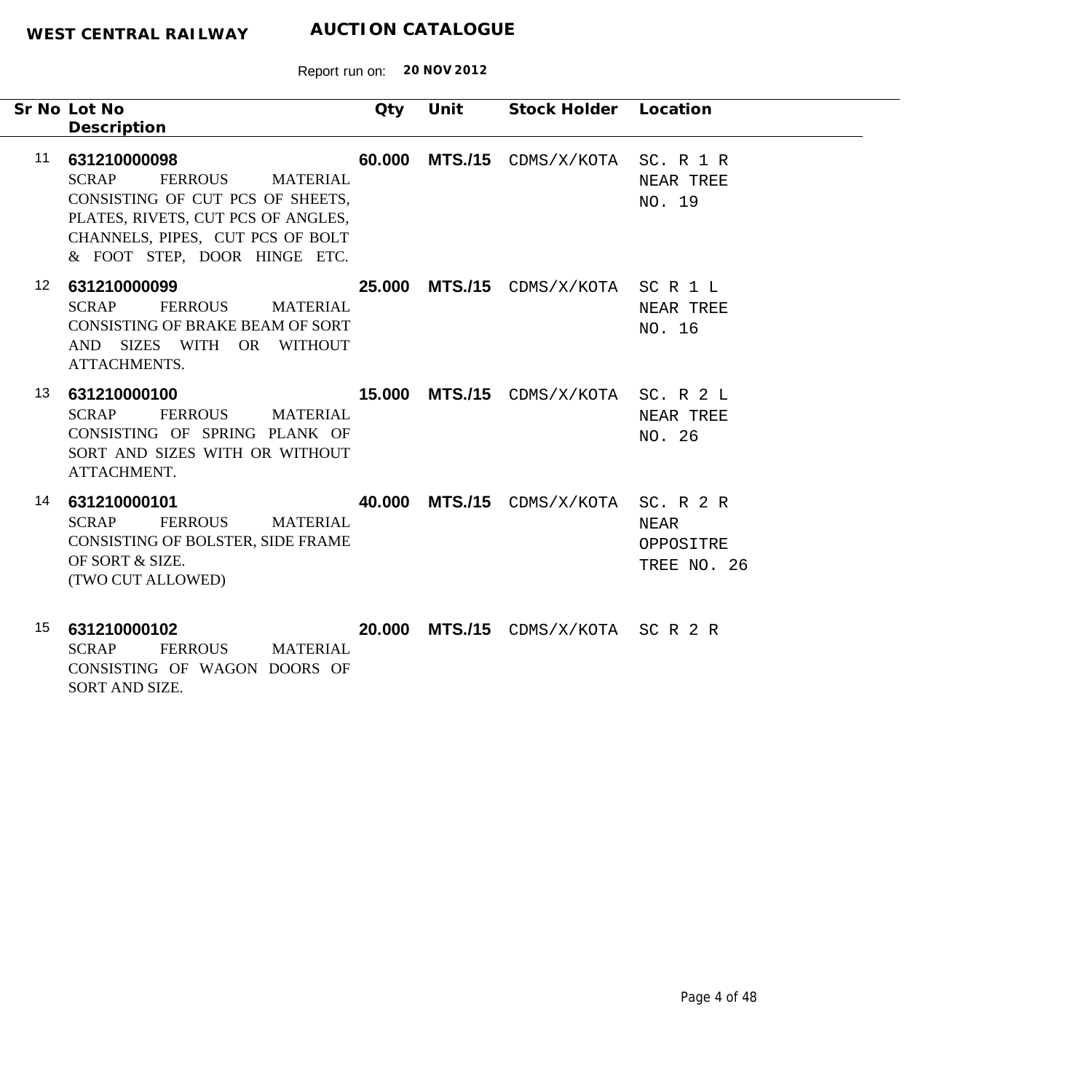**WEST CENTRAL RAILWAY** **AUCTION CATALOGUE**

Report run on: **20 NOV 2012**

| Sr No | Lot No<br>Description | Qty | Unit | Stock Holder | Location |
|---|---|---|---|---|---|
| 11 | **631210000098**<br>SCRAP FERROUS MATERIAL CONSISTING OF CUT PCS OF SHEETS, PLATES, RIVETS, CUT PCS OF ANGLES, CHANNELS, PIPES, CUT PCS OF BOLT & FOOT STEP, DOOR HINGE ETC. | **60.000** | **MTS./15** | CDMS/X/KOTA | SC. R 1 R NEAR TREE NO. 19 |
| 12 | **631210000099**<br>SCRAP FERROUS MATERIAL CONSISTING OF BRAKE BEAM OF SORT AND SIZES WITH OR WITHOUT ATTACHMENTS. | **25.000** | **MTS./15** | CDMS/X/KOTA | SC R 1 L NEAR TREE NO. 16 |
| 13 | **631210000100**<br>SCRAP FERROUS MATERIAL CONSISTING OF SPRING PLANK OF SORT AND SIZES WITH OR WITHOUT ATTACHMENT. | **15.000** | **MTS./15** | CDMS/X/KOTA | SC. R 2 L NEAR TREE NO. 26 |
| 14 | **631210000101**<br>SCRAP FERROUS MATERIAL CONSISTING OF BOLSTER, SIDE FRAME OF SORT & SIZE.<br>(TWO CUT ALLOWED) | **40.000** | **MTS./15** | CDMS/X/KOTA | SC. R 2 R NEAR OPPOSITRE TREE NO. 26 |
| 15 | **631210000102**<br>SCRAP FERROUS MATERIAL CONSISTING OF WAGON DOORS OF SORT AND SIZE. | **20.000** | **MTS./15** | CDMS/X/KOTA | SC R 2 R |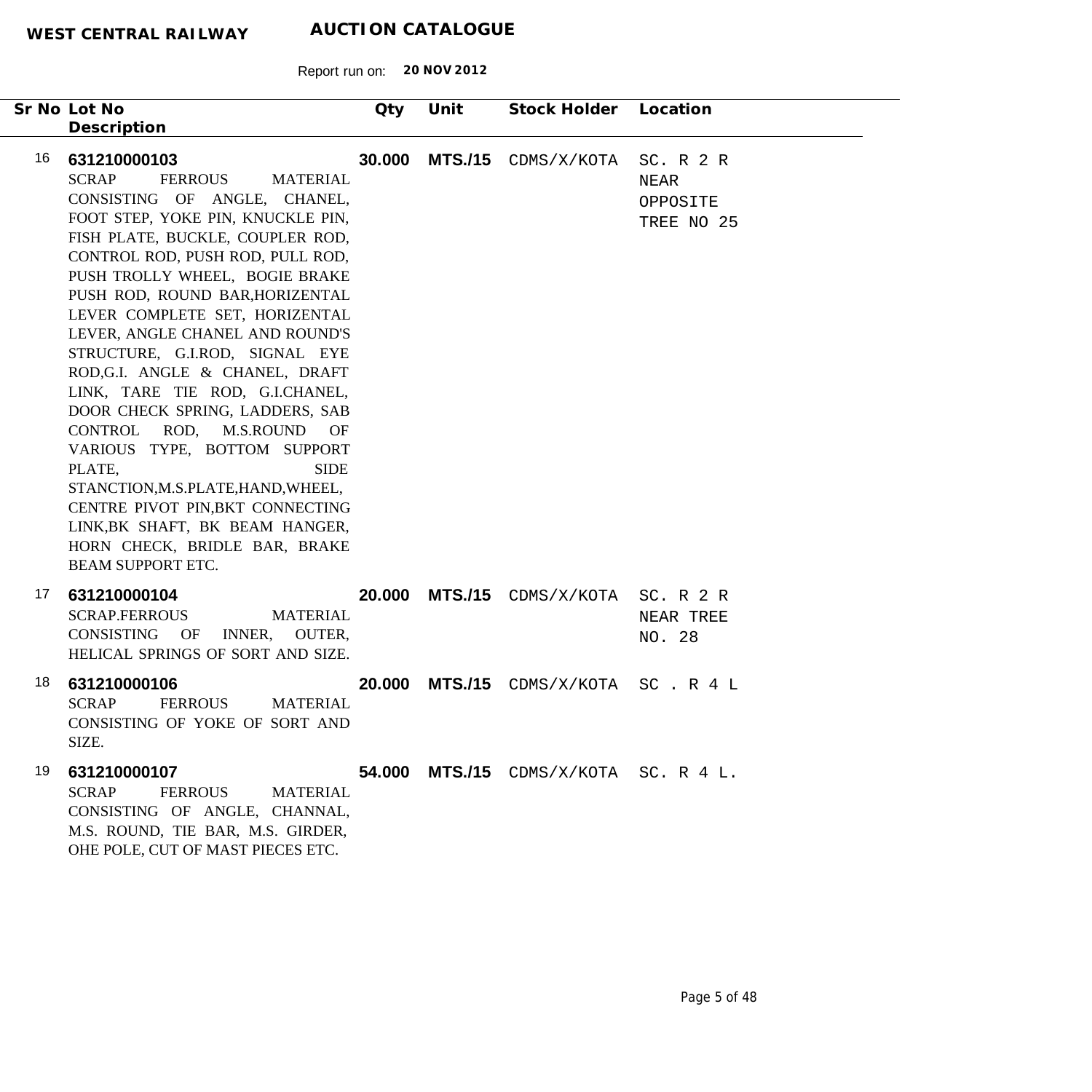**WEST CENTRAL RAILWAY** **AUCTION CATALOGUE**

Report run on: **20 NOV 2012**

| Sr No | Lot No / Description | Qty | Unit | Stock Holder | Location |
|---|---|---|---|---|---|
| 16 | **631210000103**<br>SCRAP FERROUS MATERIAL CONSISTING OF ANGLE, CHANEL, FOOT STEP, YOKE PIN, KNUCKLE PIN, FISH PLATE, BUCKLE, COUPLER ROD, CONTROL ROD, PUSH ROD, PULL ROD, PUSH TROLLY WHEEL, BOGIE BRAKE PUSH ROD, ROUND BAR,HORIZENTAL LEVER COMPLETE SET, HORIZENTAL LEVER, ANGLE CHANEL AND ROUND'S STRUCTURE, G.I.ROD, SIGNAL EYE ROD,G.I. ANGLE & CHANEL, DRAFT LINK, TARE TIE ROD, G.I.CHANEL, DOOR CHECK SPRING, LADDERS, SAB CONTROL ROD, M.S.ROUND OF VARIOUS TYPE, BOTTOM SUPPORT PLATE, SIDE STANCTION,M.S.PLATE,HAND,WHEEL, CENTRE PIVOT PIN,BKT CONNECTING LINK,BK SHAFT, BK BEAM HANGER, HORN CHECK, BRIDLE BAR, BRAKE BEAM SUPPORT ETC. | **30.000** | **MTS./15** | CDMS/X/KOTA | SC. R 2 R NEAR OPPOSITE TREE NO 25 |
| 17 | **631210000104**<br>SCRAP.FERROUS MATERIAL CONSISTING OF INNER, OUTER, HELICAL SPRINGS OF SORT AND SIZE. | **20.000** | **MTS./15** | CDMS/X/KOTA | SC. R 2 R NEAR TREE NO. 28 |
| 18 | **631210000106**<br>SCRAP FERROUS MATERIAL CONSISTING OF YOKE OF SORT AND SIZE. | **20.000** | **MTS./15** | CDMS/X/KOTA | SC . R 4 L |
| 19 | **631210000107**<br>SCRAP FERROUS MATERIAL CONSISTING OF ANGLE, CHANNAL, M.S. ROUND, TIE BAR, M.S. GIRDER, OHE POLE, CUT OF MAST PIECES ETC. | **54.000** | **MTS./15** | CDMS/X/KOTA | SC. R 4 L. |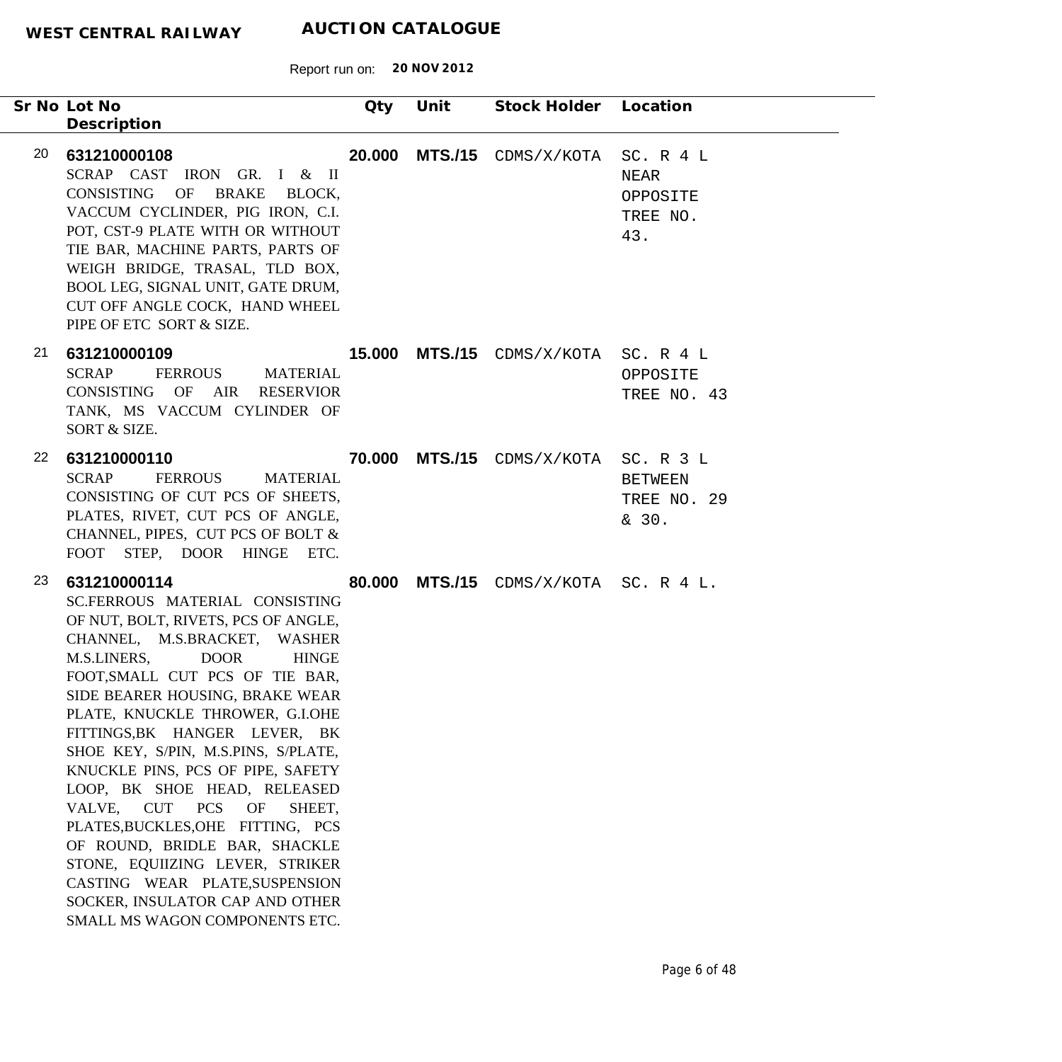**WEST CENTRAL RAILWAY** **AUCTION CATALOGUE**

Report run on: **20 NOV 2012**

| Sr No | Lot No / Description | Qty | Unit | Stock Holder | Location |
|---|---|---|---|---|---|
| 20 | **631210000108** SCRAP CAST IRON GR. I & II CONSISTING OF BRAKE BLOCK, VACCUM CYCLINDER, PIG IRON, C.I. POT, CST-9 PLATE WITH OR WITHOUT TIE BAR, MACHINE PARTS, PARTS OF WEIGH BRIDGE, TRASAL, TLD BOX, BOOL LEG, SIGNAL UNIT, GATE DRUM, CUT OFF ANGLE COCK, HAND WHEEL PIPE OF ETC SORT & SIZE. | **20.000** | **MTS./15** | CDMS/X/KOTA | SC. R 4 L NEAR OPPOSITE TREE NO. 43. |
| 21 | **631210000109** SCRAP FERROUS MATERIAL CONSISTING OF AIR RESERVIOR TANK, MS VACCUM CYLINDER OF SORT & SIZE. | **15.000** | **MTS./15** | CDMS/X/KOTA | SC. R 4 L OPPOSITE TREE NO. 43 |
| 22 | **631210000110** SCRAP FERROUS MATERIAL CONSISTING OF CUT PCS OF SHEETS, PLATES, RIVET, CUT PCS OF ANGLE, CHANNEL, PIPES, CUT PCS OF BOLT & FOOT STEP, DOOR HINGE ETC. | **70.000** | **MTS./15** | CDMS/X/KOTA | SC. R 3 L BETWEEN TREE NO. 29 & 30. |
| 23 | **631210000114** SC.FERROUS MATERIAL CONSISTING OF NUT, BOLT, RIVETS, PCS OF ANGLE, CHANNEL, M.S.BRACKET, WASHER M.S.LINERS, DOOR HINGE FOOT,SMALL CUT PCS OF TIE BAR, SIDE BEARER HOUSING, BRAKE WEAR PLATE, KNUCKLE THROWER, G.I.OHE FITTINGS,BK HANGER LEVER, BK SHOE KEY, S/PIN, M.S.PINS, S/PLATE, KNUCKLE PINS, PCS OF PIPE, SAFETY LOOP, BK SHOE HEAD, RELEASED VALVE, CUT PCS OF SHEET, PLATES,BUCKLES,OHE FITTING, PCS OF ROUND, BRIDLE BAR, SHACKLE STONE, EQUIIZING LEVER, STRIKER CASTING WEAR PLATE,SUSPENSION SOCKER, INSULATOR CAP AND OTHER SMALL MS WAGON COMPONENTS ETC. | **80.000** | **MTS./15** | CDMS/X/KOTA | SC. R 4 L. |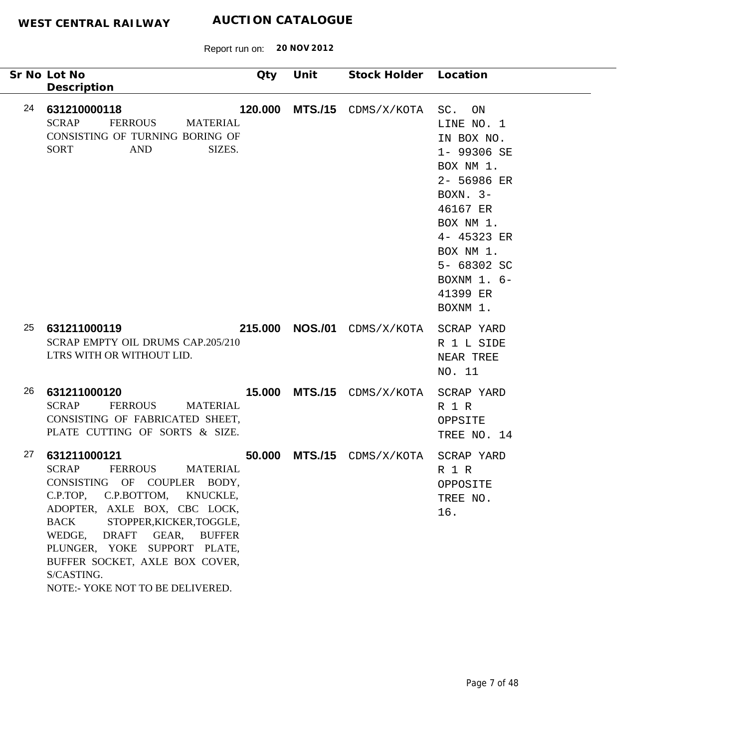**WEST CENTRAL RAILWAY** **AUCTION CATALOGUE**

Report run on: **20 NOV 2012**

| Sr No | Lot No / Description | Qty | Unit | Stock Holder | Location |
|---|---|---|---|---|---|
| 24 | **631210000118** SCRAP FERROUS MATERIAL CONSISTING OF TURNING BORING OF SORT AND SIZES. | 120.000 | MTS./15 | CDMS/X/KOTA | SC. ON LINE NO. 1 IN BOX NO. 1- 99306 SE BOX NM 1. 2- 56986 ER BOXN. 3- 46167 ER BOX NM 1. 4- 45323 ER BOX NM 1. 5- 68302 SC BOXNM 1. 6- 41399 ER BOXNM 1. |
| 25 | **631211000119** SCRAP EMPTY OIL DRUMS CAP.205/210 LTRS WITH OR WITHOUT LID. | 215.000 | NOS./01 | CDMS/X/KOTA | SCRAP YARD R 1 L SIDE NEAR TREE NO. 11 |
| 26 | **631211000120** SCRAP FERROUS MATERIAL CONSISTING OF FABRICATED SHEET, PLATE CUTTING OF SORTS & SIZE. | 15.000 | MTS./15 | CDMS/X/KOTA | SCRAP YARD R 1 R OPPSITE TREE NO. 14 |
| 27 | **631211000121** SCRAP FERROUS MATERIAL CONSISTING OF COUPLER BODY, C.P.TOP, C.P.BOTTOM, KNUCKLE, ADOPTER, AXLE BOX, CBC LOCK, BACK STOPPER,KICKER,TOGGLE, WEDGE, DRAFT GEAR, BUFFER PLUNGER, YOKE SUPPORT PLATE, BUFFER SOCKET, AXLE BOX COVER, S/CASTING. NOTE:- YOKE NOT TO BE DELIVERED. | 50.000 | MTS./15 | CDMS/X/KOTA | SCRAP YARD R 1 R OPPOSITE TREE NO. 16. |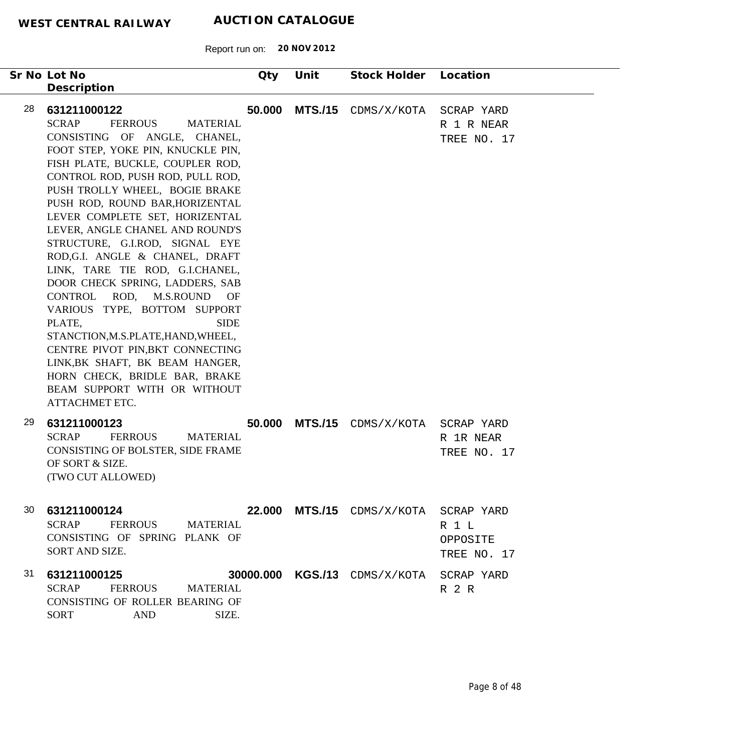**WEST CENTRAL RAILWAY** **AUCTION CATALOGUE**

Report run on: **20 NOV 2012**

| Sr No | Lot No / Description | Qty | Unit | Stock Holder | Location |
|---|---|---|---|---|---|
| 28 | **631211000122** SCRAP FERROUS MATERIAL CONSISTING OF ANGLE, CHANEL, FOOT STEP, YOKE PIN, KNUCKLE PIN, FISH PLATE, BUCKLE, COUPLER ROD, CONTROL ROD, PUSH ROD, PULL ROD, PUSH TROLLY WHEEL, BOGIE BRAKE PUSH ROD, ROUND BAR,HORIZENTAL LEVER COMPLETE SET, HORIZENTAL LEVER, ANGLE CHANEL AND ROUND'S STRUCTURE, G.I.ROD, SIGNAL EYE ROD,G.I. ANGLE & CHANEL, DRAFT LINK, TARE TIE ROD, G.I.CHANEL, DOOR CHECK SPRING, LADDERS, SAB CONTROL ROD, M.S.ROUND OF VARIOUS TYPE, BOTTOM SUPPORT PLATE, SIDE STANCTION,M.S.PLATE,HAND,WHEEL, CENTRE PIVOT PIN,BKT CONNECTING LINK,BK SHAFT, BK BEAM HANGER, HORN CHECK, BRIDLE BAR, BRAKE BEAM SUPPORT WITH OR WITHOUT ATTACHMET ETC. | **50.000** | **MTS./15** | CDMS/X/KOTA | SCRAP YARD R 1 R NEAR TREE NO. 17 |
| 29 | **631211000123** SCRAP FERROUS MATERIAL CONSISTING OF BOLSTER, SIDE FRAME OF SORT & SIZE. (TWO CUT ALLOWED) | **50.000** | **MTS./15** | CDMS/X/KOTA | SCRAP YARD R 1R NEAR TREE NO. 17 |
| 30 | **631211000124** SCRAP FERROUS MATERIAL CONSISTING OF SPRING PLANK OF SORT AND SIZE. | **22.000** | **MTS./15** | CDMS/X/KOTA | SCRAP YARD R 1 L OPPOSITE TREE NO. 17 |
| 31 | **631211000125** SCRAP FERROUS MATERIAL CONSISTING OF ROLLER BEARING OF SORT AND SIZE. | **30000.000** | **KGS./13** | CDMS/X/KOTA | SCRAP YARD R 2 R |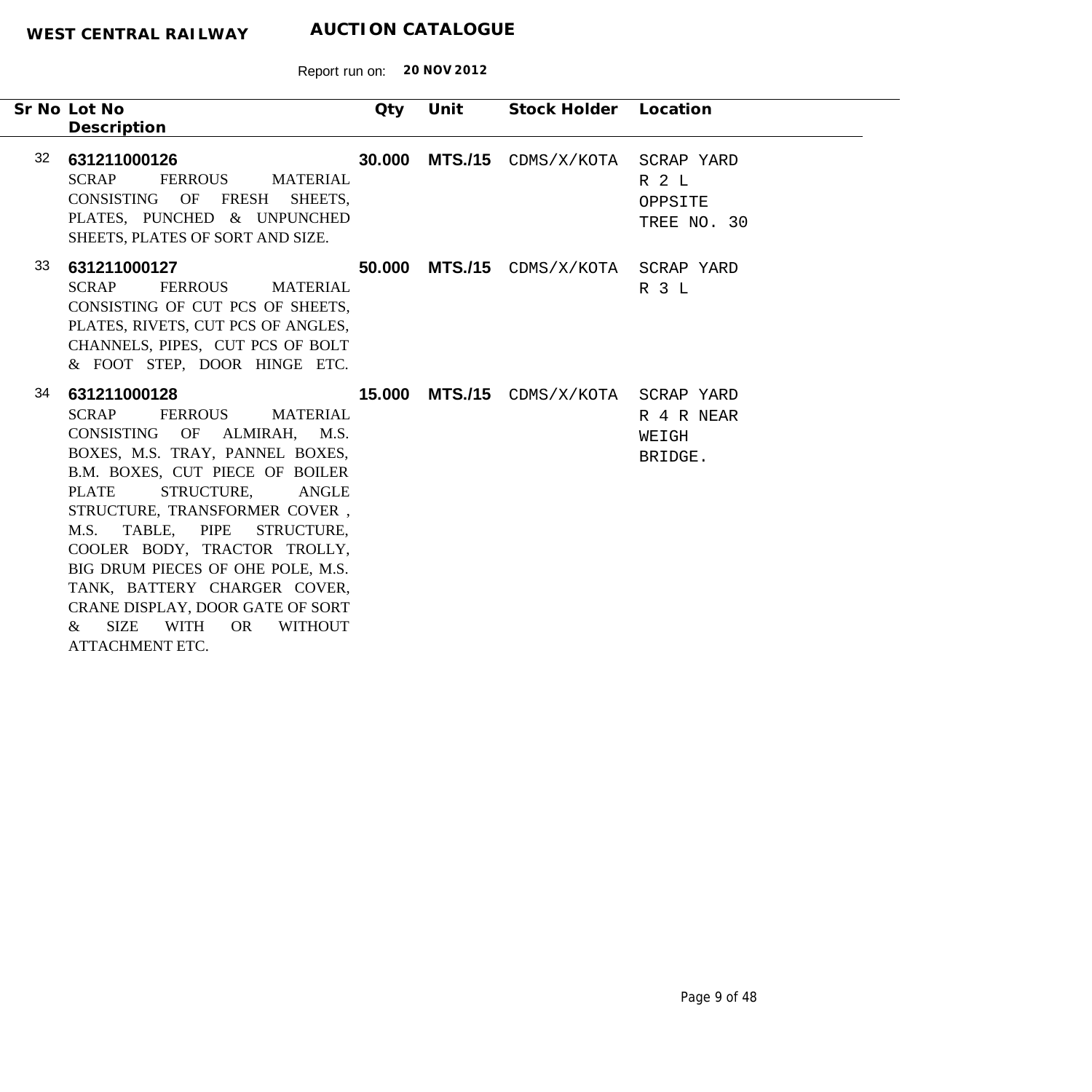**WEST CENTRAL RAILWAY** **AUCTION CATALOGUE**

Report run on: **20 NOV 2012**

| Sr No | Lot No / Description | Qty | Unit | Stock Holder | Location |
|---|---|---|---|---|---|
| 32 | **631211000126**<br>SCRAP FERROUS MATERIAL CONSISTING OF FRESH SHEETS, PLATES, PUNCHED & UNPUNCHED SHEETS, PLATES OF SORT AND SIZE. | **30.000** | **MTS./15** | CDMS/X/KOTA | SCRAP YARD R 2 L OPPSITE TREE NO. 30 |
| 33 | **631211000127**<br>SCRAP FERROUS MATERIAL CONSISTING OF CUT PCS OF SHEETS, PLATES, RIVETS, CUT PCS OF ANGLES, CHANNELS, PIPES, CUT PCS OF BOLT & FOOT STEP, DOOR HINGE ETC. | **50.000** | **MTS./15** | CDMS/X/KOTA | SCRAP YARD R 3 L |
| 34 | **631211000128**<br>SCRAP FERROUS MATERIAL CONSISTING OF ALMIRAH, M.S. BOXES, M.S. TRAY, PANNEL BOXES, B.M. BOXES, CUT PIECE OF BOILER PLATE STRUCTURE, ANGLE STRUCTURE, TRANSFORMER COVER , M.S. TABLE, PIPE STRUCTURE, COOLER BODY, TRACTOR TROLLY, BIG DRUM PIECES OF OHE POLE, M.S. TANK, BATTERY CHARGER COVER, CRANE DISPLAY, DOOR GATE OF SORT & SIZE WITH OR WITHOUT ATTACHMENT ETC. | **15.000** | **MTS./15** | CDMS/X/KOTA | SCRAP YARD R 4 R NEAR WEIGH BRIDGE. |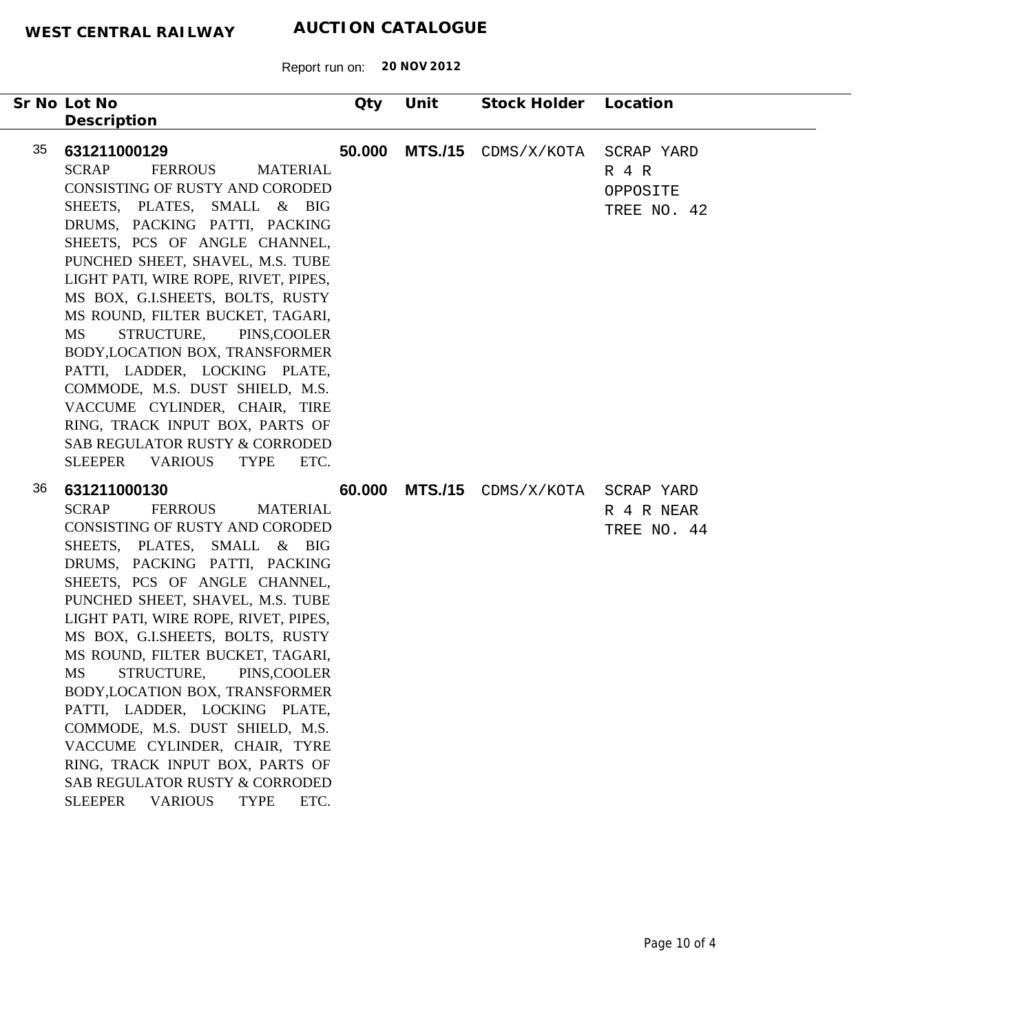**WEST CENTRAL RAILWAY** **AUCTION CATALOGUE**

Report run on: **20 NOV 2012**

| Sr No | Lot No / Description | Qty | Unit | Stock Holder | Location |
|---|---|---|---|---|---|
| 35 | **631211000129** SCRAP FERROUS MATERIAL CONSISTING OF RUSTY AND CORODED SHEETS, PLATES, SMALL & BIG DRUMS, PACKING PATTI, PACKING SHEETS, PCS OF ANGLE CHANNEL, PUNCHED SHEET, SHAVEL, M.S. TUBE LIGHT PATI, WIRE ROPE, RIVET, PIPES, MS BOX, G.I.SHEETS, BOLTS, RUSTY MS ROUND, FILTER BUCKET, TAGARI, MS STRUCTURE, PINS,COOLER BODY,LOCATION BOX, TRANSFORMER PATTI, LADDER, LOCKING PLATE, COMMODE, M.S. DUST SHIELD, M.S. VACCUME CYLINDER, CHAIR, TIRE RING, TRACK INPUT BOX, PARTS OF SAB REGULATOR RUSTY & CORRODED SLEEPER VARIOUS TYPE ETC. | **50.000** | **MTS./15** | CDMS/X/KOTA | SCRAP YARD R 4 R OPPOSITE TREE NO. 42 |
| 36 | **631211000130** SCRAP FERROUS MATERIAL CONSISTING OF RUSTY AND CORODED SHEETS, PLATES, SMALL & BIG DRUMS, PACKING PATTI, PACKING SHEETS, PCS OF ANGLE CHANNEL, PUNCHED SHEET, SHAVEL, M.S. TUBE LIGHT PATI, WIRE ROPE, RIVET, PIPES, MS BOX, G.I.SHEETS, BOLTS, RUSTY MS ROUND, FILTER BUCKET, TAGARI, MS STRUCTURE, PINS,COOLER BODY,LOCATION BOX, TRANSFORMER PATTI, LADDER, LOCKING PLATE, COMMODE, M.S. DUST SHIELD, M.S. VACCUME CYLINDER, CHAIR, TYRE RING, TRACK INPUT BOX, PARTS OF SAB REGULATOR RUSTY & CORRODED SLEEPER VARIOUS TYPE ETC. | **60.000** | **MTS./15** | CDMS/X/KOTA | SCRAP YARD R 4 R NEAR TREE NO. 44 |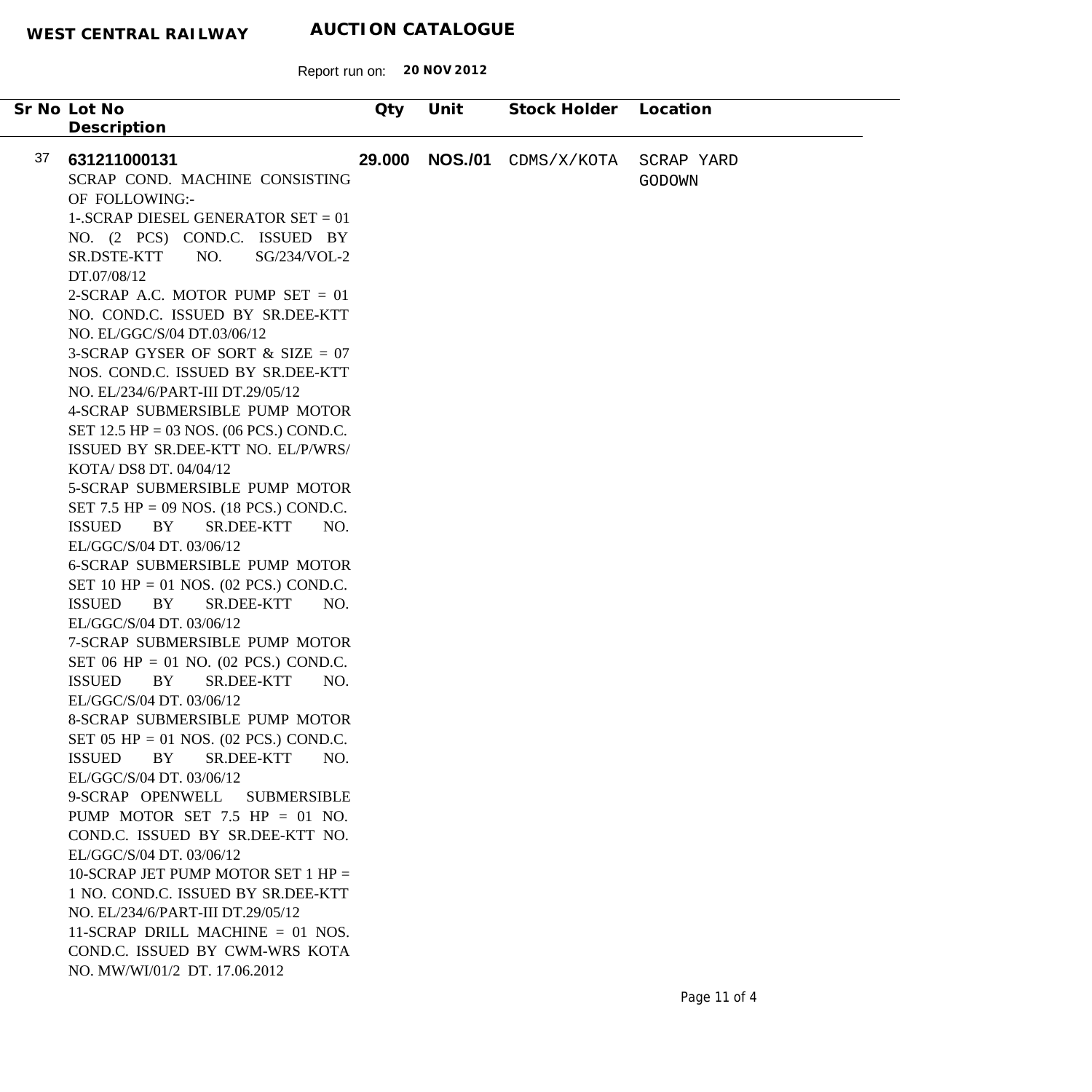**WEST CENTRAL RAILWAY** **AUCTION CATALOGUE**

Report run on: **20 NOV 2012**

| Sr No | Lot No / Description | Qty | Unit | Stock Holder | Location |
|---|---|---|---|---|---|
| 37 | **631211000131**<br>SCRAP COND. MACHINE CONSISTING OF FOLLOWING:-<br>1-.SCRAP DIESEL GENERATOR SET = 01 NO. (2 PCS) COND.C. ISSUED BY SR.DSTE-KTT NO. SG/234/VOL-2 DT.07/08/12<br>2-SCRAP A.C. MOTOR PUMP SET = 01 NO. COND.C. ISSUED BY SR.DEE-KTT NO. EL/GGC/S/04 DT.03/06/12<br>3-SCRAP GYSER OF SORT & SIZE = 07 NOS. COND.C. ISSUED BY SR.DEE-KTT NO. EL/234/6/PART-III DT.29/05/12<br>4-SCRAP SUBMERSIBLE PUMP MOTOR SET 12.5 HP = 03 NOS. (06 PCS.) COND.C. ISSUED BY SR.DEE-KTT NO. EL/P/WRS/ KOTA/ DS8 DT. 04/04/12<br>5-SCRAP SUBMERSIBLE PUMP MOTOR SET 7.5 HP = 09 NOS. (18 PCS.) COND.C. ISSUED BY SR.DEE-KTT NO. EL/GGC/S/04 DT. 03/06/12<br>6-SCRAP SUBMERSIBLE PUMP MOTOR SET 10 HP = 01 NOS. (02 PCS.) COND.C. ISSUED BY SR.DEE-KTT NO. EL/GGC/S/04 DT. 03/06/12<br>7-SCRAP SUBMERSIBLE PUMP MOTOR SET 06 HP = 01 NO. (02 PCS.) COND.C. ISSUED BY SR.DEE-KTT NO. EL/GGC/S/04 DT. 03/06/12<br>8-SCRAP SUBMERSIBLE PUMP MOTOR SET 05 HP = 01 NOS. (02 PCS.) COND.C. ISSUED BY SR.DEE-KTT NO. EL/GGC/S/04 DT. 03/06/12<br>9-SCRAP OPENWELL SUBMERSIBLE PUMP MOTOR SET 7.5 HP = 01 NO. COND.C. ISSUED BY SR.DEE-KTT NO. EL/GGC/S/04 DT. 03/06/12<br>10-SCRAP JET PUMP MOTOR SET 1 HP = 1 NO. COND.C. ISSUED BY SR.DEE-KTT NO. EL/234/6/PART-III DT.29/05/12<br>11-SCRAP DRILL MACHINE = 01 NOS. COND.C. ISSUED BY CWM-WRS KOTA NO. MW/WI/01/2 DT. 17.06.2012 | **29.000** | **NOS./01** | CDMS/X/KOTA | SCRAP YARD GODOWN |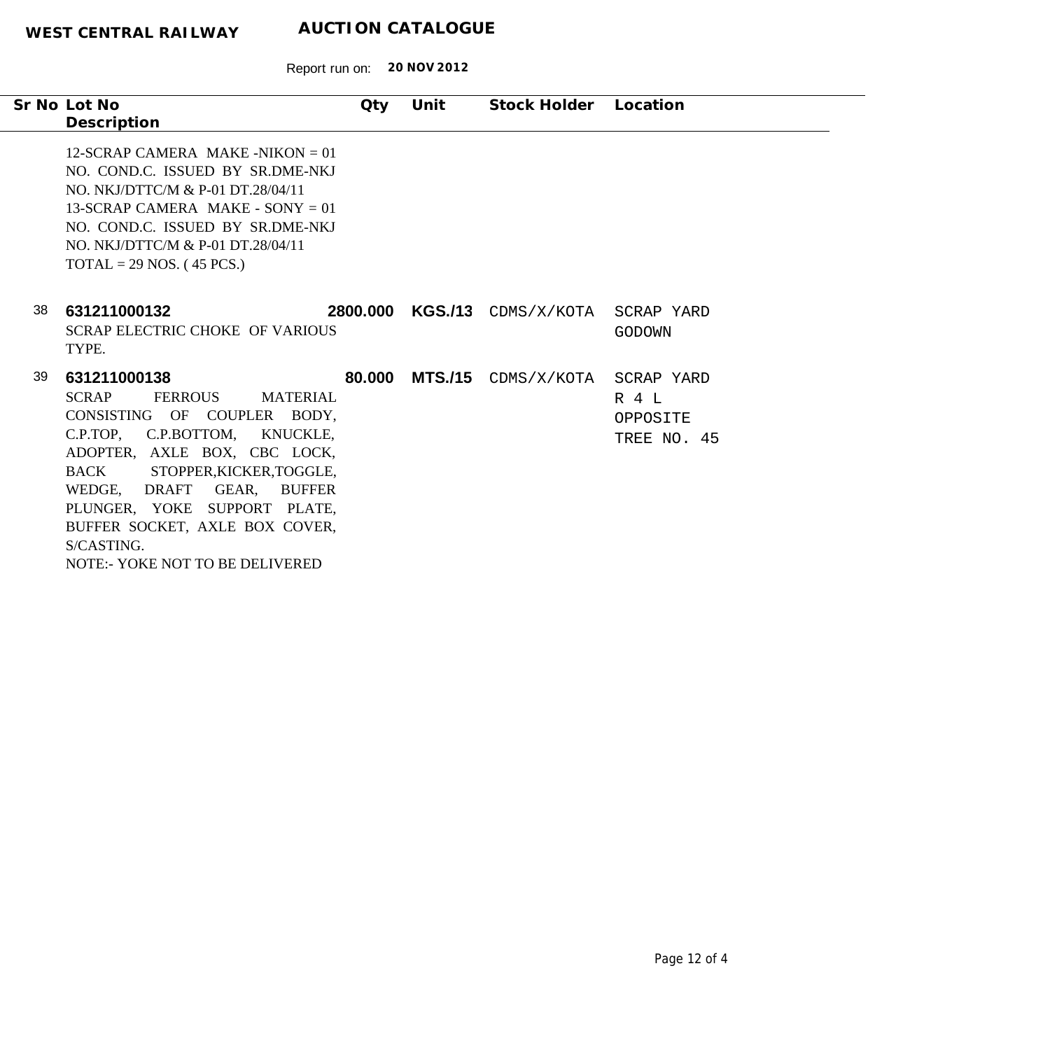**WEST CENTRAL RAILWAY** **AUCTION CATALOGUE**

Report run on: **20 NOV 2012**

| Sr No | Lot No / Description | Qty | Unit | Stock Holder | Location |
|---|---|---|---|---|---|
| | 12-SCRAP CAMERA MAKE -NIKON = 01 NO. COND.C. ISSUED BY SR.DME-NKJ NO. NKJ/DTTC/M & P-01 DT.28/04/11<br>13-SCRAP CAMERA MAKE - SONY = 01 NO. COND.C. ISSUED BY SR.DME-NKJ NO. NKJ/DTTC/M & P-01 DT.28/04/11<br>TOTAL = 29 NOS. ( 45 PCS.) | | | | |
| 38 | **631211000132**<br>SCRAP ELECTRIC CHOKE OF VARIOUS TYPE. | **2800.000** | **KGS./13** | CDMS/X/KOTA | SCRAP YARD GODOWN |
| 39 | **631211000138**<br>SCRAP FERROUS MATERIAL CONSISTING OF COUPLER BODY, C.P.TOP, C.P.BOTTOM, KNUCKLE, ADOPTER, AXLE BOX, CBC LOCK, BACK STOPPER,KICKER,TOGGLE, WEDGE, DRAFT GEAR, BUFFER PLUNGER, YOKE SUPPORT PLATE, BUFFER SOCKET, AXLE BOX COVER, S/CASTING.<br>NOTE:- YOKE NOT TO BE DELIVERED | **80.000** | **MTS./15** | CDMS/X/KOTA | SCRAP YARD R 4 L OPPOSITE TREE NO. 45 |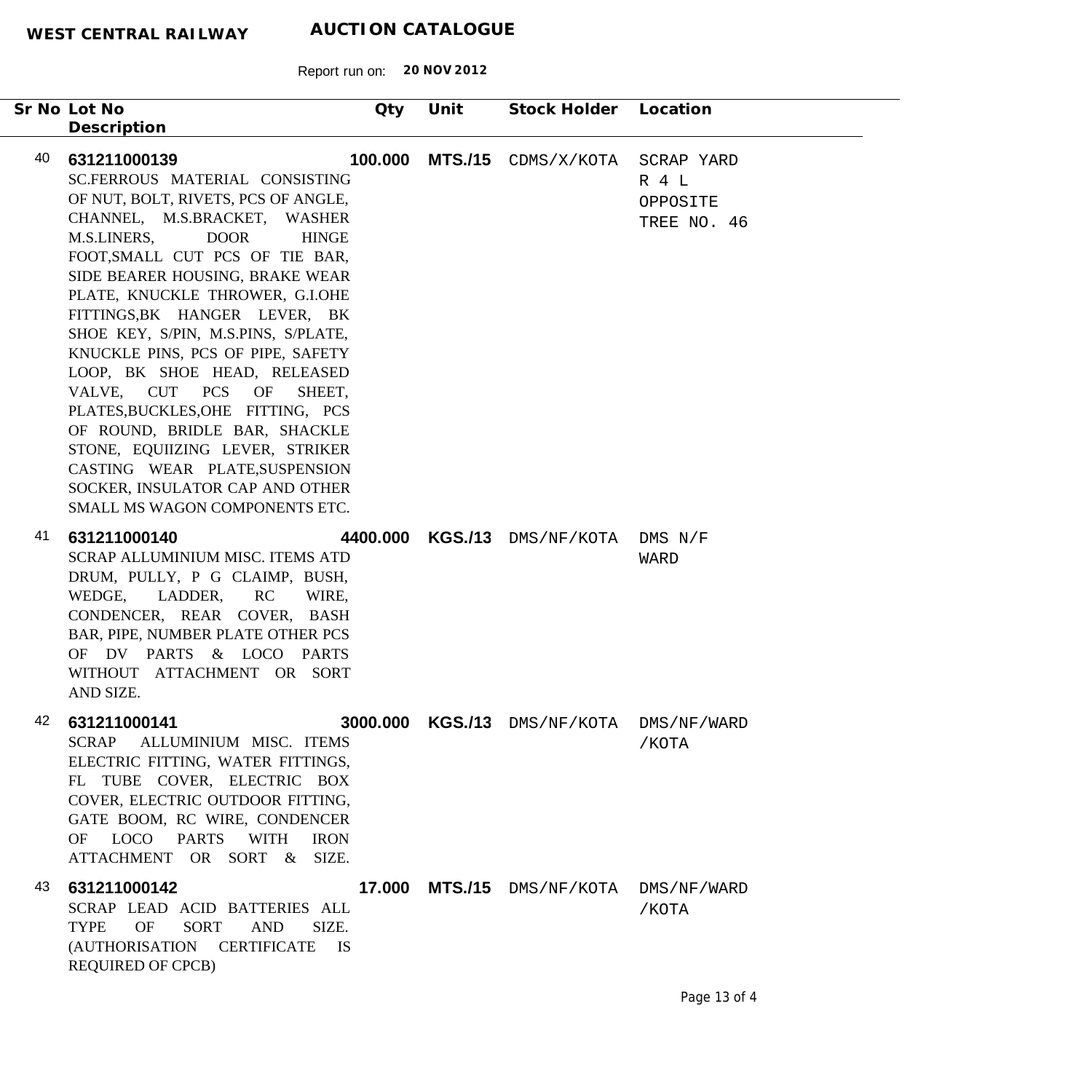**WEST CENTRAL RAILWAY** **AUCTION CATALOGUE**

Report run on: **20 NOV 2012**

| Sr No | Lot No / Description | Qty | Unit | Stock Holder | Location |
|---|---|---|---|---|---|
| 40 | **631211000139**<br>SC.FERROUS MATERIAL CONSISTING OF NUT, BOLT, RIVETS, PCS OF ANGLE, CHANNEL, M.S.BRACKET, WASHER M.S.LINERS, DOOR HINGE FOOT,SMALL CUT PCS OF TIE BAR, SIDE BEARER HOUSING, BRAKE WEAR PLATE, KNUCKLE THROWER, G.I.OHE FITTINGS,BK HANGER LEVER, BK SHOE KEY, S/PIN, M.S.PINS, S/PLATE, KNUCKLE PINS, PCS OF PIPE, SAFETY LOOP, BK SHOE HEAD, RELEASED VALVE, CUT PCS OF SHEET, PLATES,BUCKLES,OHE FITTING, PCS OF ROUND, BRIDLE BAR, SHACKLE STONE, EQUIIZING LEVER, STRIKER CASTING WEAR PLATE,SUSPENSION SOCKER, INSULATOR CAP AND OTHER SMALL MS WAGON COMPONENTS ETC. | **100.000** | **MTS./15** | CDMS/X/KOTA | SCRAP YARD R 4 L OPPOSITE TREE NO. 46 |
| 41 | **631211000140**<br>SCRAP ALLUMINIUM MISC. ITEMS ATD DRUM, PULLY, P G CLAIMP, BUSH, WEDGE, LADDER, RC WIRE, CONDENCER, REAR COVER, BASH BAR, PIPE, NUMBER PLATE OTHER PCS OF DV PARTS & LOCO PARTS WITHOUT ATTACHMENT OR SORT AND SIZE. | **4400.000** | **KGS./13** | DMS/NF/KOTA | DMS N/F WARD |
| 42 | **631211000141**<br>SCRAP ALLUMINIUM MISC. ITEMS ELECTRIC FITTING, WATER FITTINGS, FL TUBE COVER, ELECTRIC BOX COVER, ELECTRIC OUTDOOR FITTING, GATE BOOM, RC WIRE, CONDENCER OF LOCO PARTS WITH IRON ATTACHMENT OR SORT & SIZE. | **3000.000** | **KGS./13** | DMS/NF/KOTA | DMS/NF/WARD /KOTA |
| 43 | **631211000142**<br>SCRAP LEAD ACID BATTERIES ALL TYPE OF SORT AND SIZE. (AUTHORISATION CERTIFICATE IS REQUIRED OF CPCB) | **17.000** | **MTS./15** | DMS/NF/KOTA | DMS/NF/WARD /KOTA |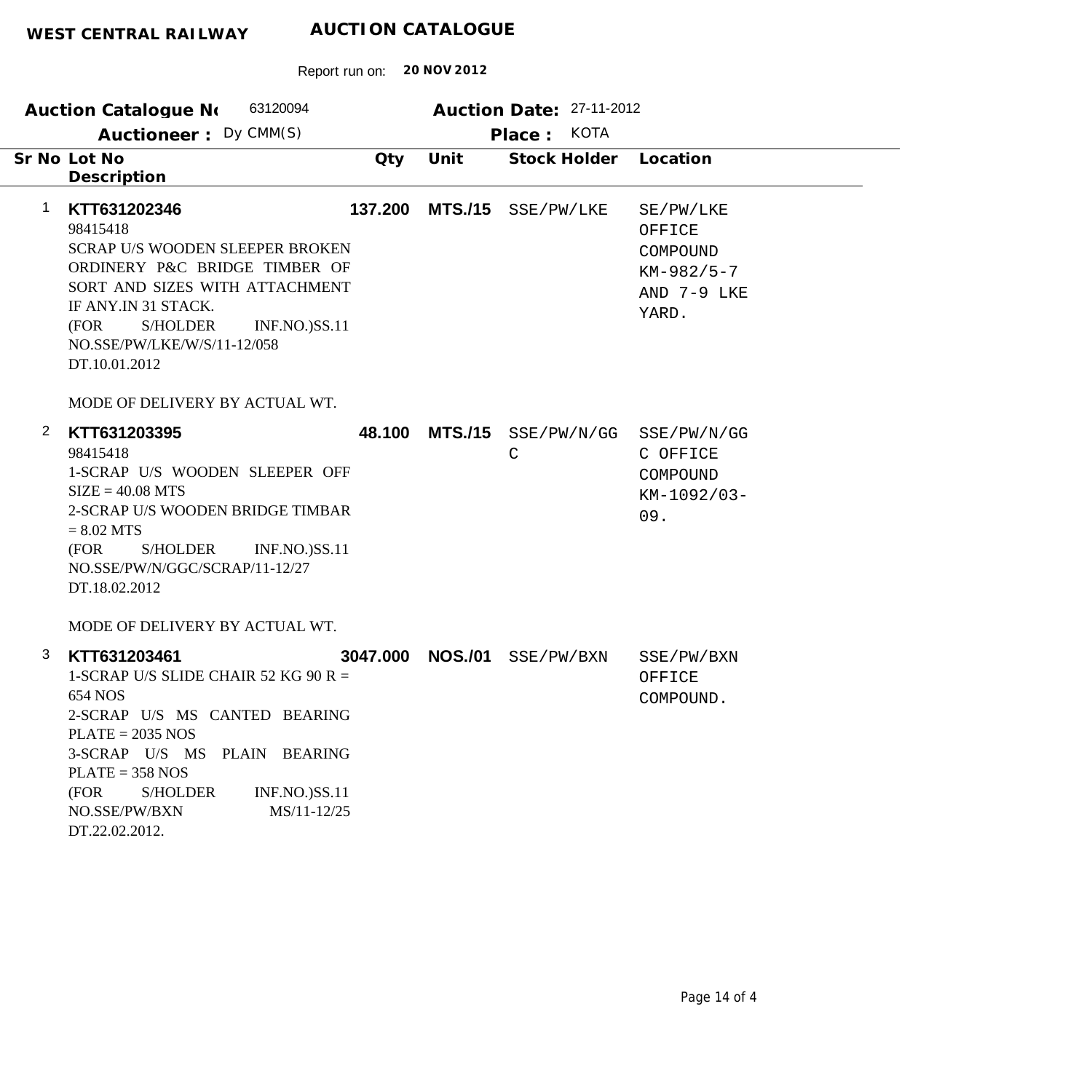**WEST CENTRAL RAILWAY** **AUCTION CATALOGUE**

Report run on: **20 NOV 2012**

**Auction Catalogue No** 63120094 **Auction Date:** 27-11-2012

**Auctioneer :** Dy CMM(S) **Place :** KOTA

| Sr No | Lot No / Description | Qty | Unit | Stock Holder | Location |
|---|---|---|---|---|---|
| 1 | **KTT631202346**<br>98415418<br>SCRAP U/S WOODEN SLEEPER BROKEN ORDINERY P&C BRIDGE TIMBER OF SORT AND SIZES WITH ATTACHMENT IF ANY.IN 31 STACK.<br>(FOR S/HOLDER INF.NO.)SS.11 NO.SSE/PW/LKE/W/S/11-12/058 DT.10.01.2012<br><br>MODE OF DELIVERY BY ACTUAL WT. | **137.200** | **MTS./15** | SSE/PW/LKE | SE/PW/LKE OFFICE COMPOUND KM-982/5-7 AND 7-9 LKE YARD. |
| 2 | **KTT631203395**<br>98415418<br>1-SCRAP U/S WOODEN SLEEPER OFF SIZE = 40.08 MTS<br>2-SCRAP U/S WOODEN BRIDGE TIMBAR = 8.02 MTS<br>(FOR S/HOLDER INF.NO.)SS.11 NO.SSE/PW/N/GGC/SCRAP/11-12/27 DT.18.02.2012<br><br>MODE OF DELIVERY BY ACTUAL WT. | **48.100** | **MTS./15** | SSE/PW/N/GGC | SSE/PW/N/GGC OFFICE COMPOUND KM-1092/03-09. |
| 3 | **KTT631203461**<br>1-SCRAP U/S SLIDE CHAIR 52 KG 90 R = 654 NOS<br>2-SCRAP U/S MS CANTED BEARING PLATE = 2035 NOS<br>3-SCRAP U/S MS PLAIN BEARING PLATE = 358 NOS<br>(FOR S/HOLDER INF.NO.)SS.11 NO.SSE/PW/BXN MS/11-12/25 DT.22.02.2012. | **3047.000** | **NOS./01** | SSE/PW/BXN | SSE/PW/BXN OFFICE COMPOUND. |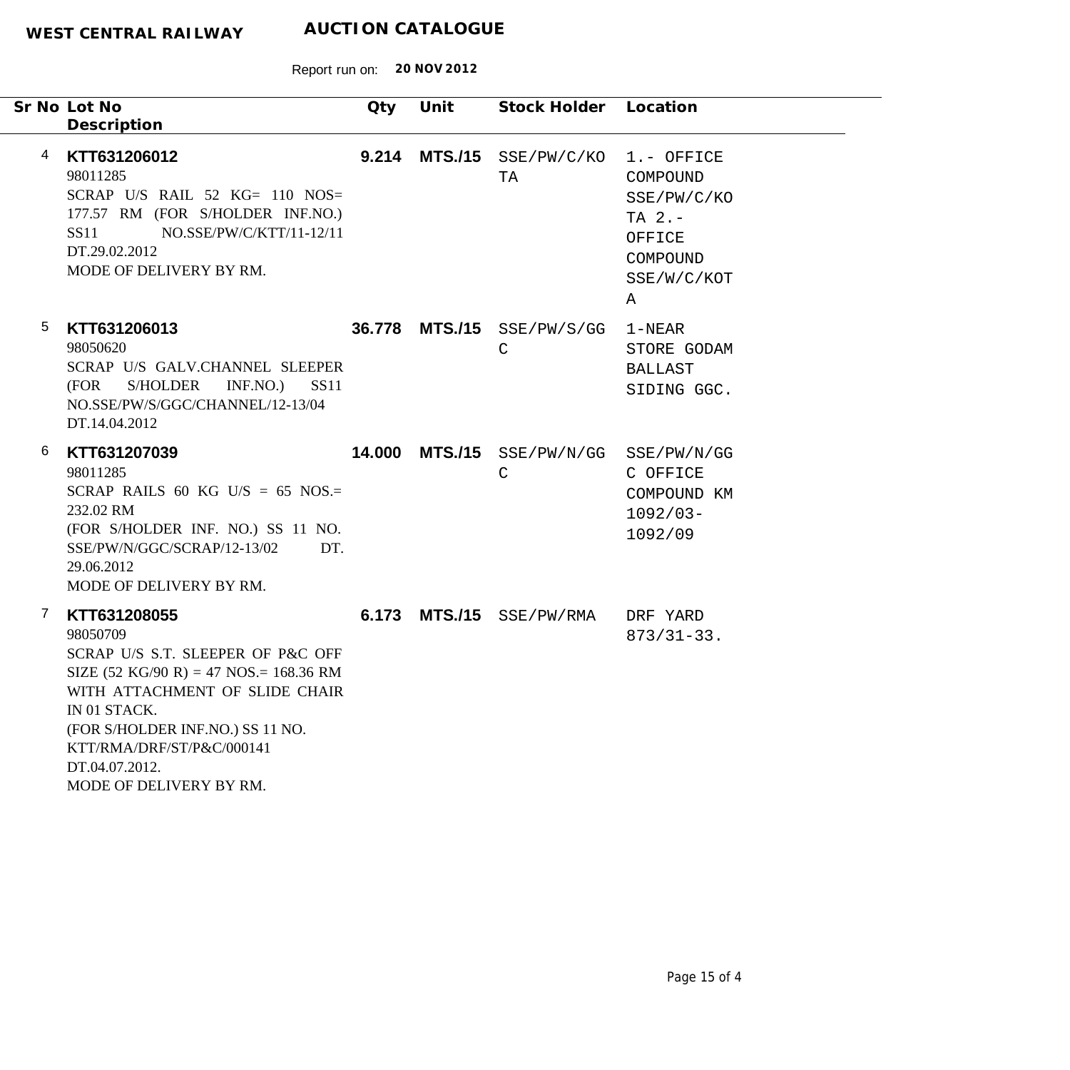**WEST CENTRAL RAILWAY** **AUCTION CATALOGUE**

Report run on: **20 NOV 2012**

| Sr No | Lot No / Description | Qty | Unit | Stock Holder | Location |
|---|---|---|---|---|---|
| 4 | **KTT631206012**<br>98011285<br>SCRAP U/S RAIL 52 KG= 110 NOS= 177.57 RM (FOR S/HOLDER INF.NO.) SS11 NO.SSE/PW/C/KTT/11-12/11 DT.29.02.2012<br>MODE OF DELIVERY BY RM. | **9.214** | **MTS./15** | SSE/PW/C/KOTA | 1.- OFFICE COMPOUND SSE/PW/C/KOTA 2.- OFFICE COMPOUND SSE/W/C/KOTA |
| 5 | **KTT631206013**<br>98050620<br>SCRAP U/S GALV.CHANNEL SLEEPER (FOR S/HOLDER INF.NO.) SS11 NO.SSE/PW/S/GGC/CHANNEL/12-13/04 DT.14.04.2012 | **36.778** | **MTS./15** | SSE/PW/S/GGC | 1-NEAR STORE GODAM BALLAST SIDING GGC. |
| 6 | **KTT631207039**<br>98011285<br>SCRAP RAILS 60 KG U/S = 65 NOS.= 232.02 RM<br>(FOR S/HOLDER INF. NO.) SS 11 NO. SSE/PW/N/GGC/SCRAP/12-13/02 DT. 29.06.2012<br>MODE OF DELIVERY BY RM. | **14.000** | **MTS./15** | SSE/PW/N/GGC | SSE/PW/N/GGC OFFICE COMPOUND KM 1092/03-1092/09 |
| 7 | **KTT631208055**<br>98050709<br>SCRAP U/S S.T. SLEEPER OF P&C OFF SIZE (52 KG/90 R) = 47 NOS.= 168.36 RM WITH ATTACHMENT OF SLIDE CHAIR IN 01 STACK.<br>(FOR S/HOLDER INF.NO.) SS 11 NO. KTT/RMA/DRF/ST/P&C/000141 DT.04.07.2012.<br>MODE OF DELIVERY BY RM. | **6.173** | **MTS./15** | SSE/PW/RMA | DRF YARD 873/31-33. |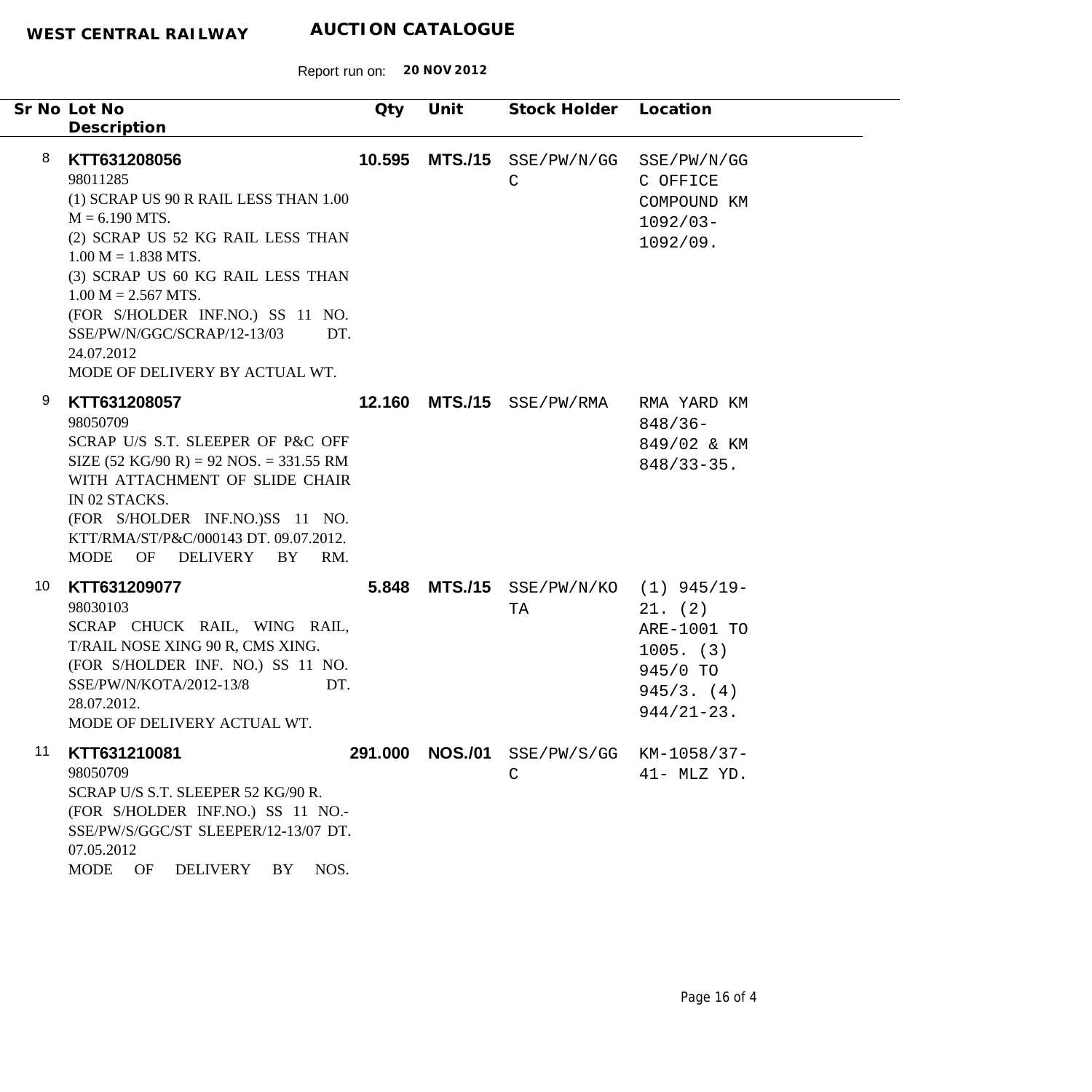**WEST CENTRAL RAILWAY** **AUCTION CATALOGUE**

Report run on: **20 NOV 2012**

| Sr No | Lot No / Description | Qty | Unit | Stock Holder | Location |
|---|---|---|---|---|---|
| 8 | **KTT631208056**<br>98011285<br>(1) SCRAP US 90 R RAIL LESS THAN 1.00 M = 6.190 MTS.<br>(2) SCRAP US 52 KG RAIL LESS THAN 1.00 M = 1.838 MTS.<br>(3) SCRAP US 60 KG RAIL LESS THAN 1.00 M = 2.567 MTS.<br>(FOR S/HOLDER INF.NO.) SS 11 NO. SSE/PW/N/GGC/SCRAP/12-13/03 DT. 24.07.2012<br>MODE OF DELIVERY BY ACTUAL WT. | **10.595** | **MTS./15** | SSE/PW/N/GGC | SSE/PW/N/GGC OFFICE COMPOUND KM 1092/03-1092/09. |
| 9 | **KTT631208057**<br>98050709<br>SCRAP U/S S.T. SLEEPER OF P&C OFF SIZE (52 KG/90 R) = 92 NOS. = 331.55 RM WITH ATTACHMENT OF SLIDE CHAIR IN 02 STACKS.<br>(FOR S/HOLDER INF.NO.)SS 11 NO. KTT/RMA/ST/P&C/000143 DT. 09.07.2012.<br>MODE OF DELIVERY BY RM. | **12.160** | **MTS./15** | SSE/PW/RMA | RMA YARD KM 848/36-849/02 & KM 848/33-35. |
| 10 | **KTT631209077**<br>98030103<br>SCRAP CHUCK RAIL, WING RAIL, T/RAIL NOSE XING 90 R, CMS XING.<br>(FOR S/HOLDER INF. NO.) SS 11 NO. SSE/PW/N/KOTA/2012-13/8 DT. 28.07.2012.<br>MODE OF DELIVERY ACTUAL WT. | **5.848** | **MTS./15** | SSE/PW/N/KOTA | (1) 945/19-21. (2) ARE-1001 TO 1005. (3) 945/0 TO 945/3. (4) 944/21-23. |
| 11 | **KTT631210081**<br>98050709<br>SCRAP U/S S.T. SLEEPER 52 KG/90 R.<br>(FOR S/HOLDER INF.NO.) SS 11 NO.-SSE/PW/S/GGC/ST SLEEPER/12-13/07 DT. 07.05.2012<br>MODE OF DELIVERY BY NOS. | **291.000** | **NOS./01** | SSE/PW/S/GGC | KM-1058/37-41- MLZ YD. |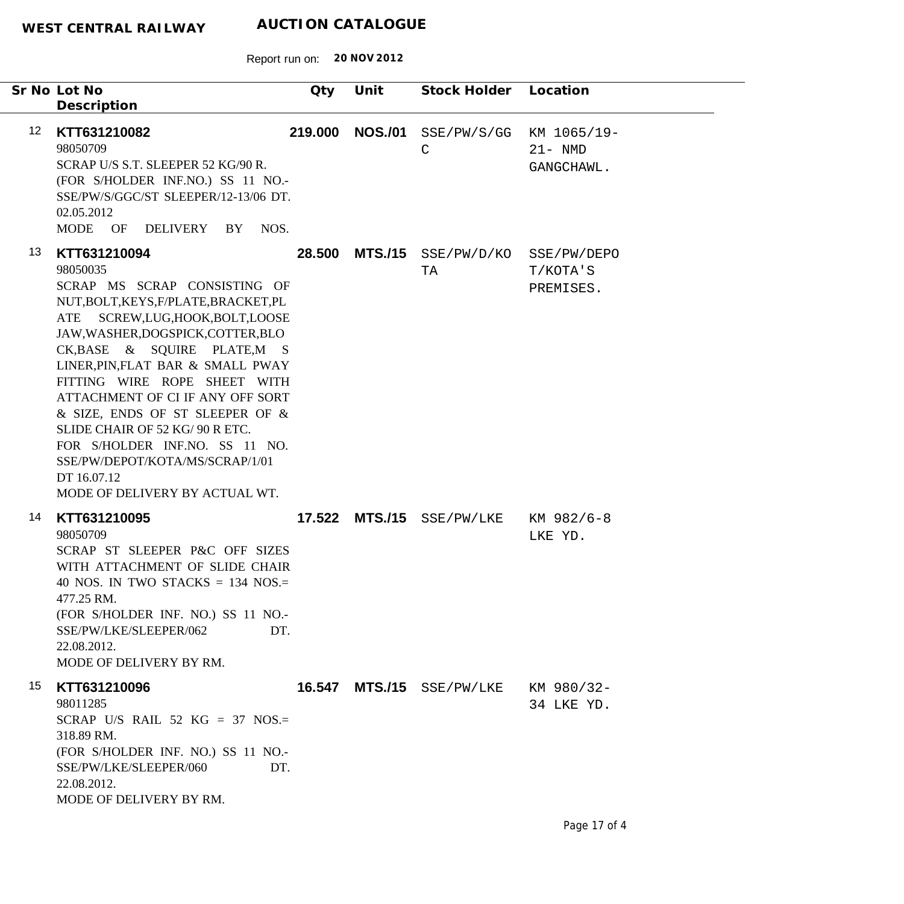**WEST CENTRAL RAILWAY** **AUCTION CATALOGUE**

Report run on: **20 NOV 2012**

| Sr No | Lot No<br>Description | Qty | Unit | Stock Holder | Location |
|---|---|---|---|---|---|
| 12 | **KTT631210082**<br>98050709<br>SCRAP U/S S.T. SLEEPER 52 KG/90 R.<br>(FOR S/HOLDER INF.NO.) SS 11 NO.-SSE/PW/S/GGC/ST SLEEPER/12-13/06 DT. 02.05.2012<br>MODE OF DELIVERY BY NOS. | **219.000** | **NOS./01** | SSE/PW/S/GGC | KM 1065/19-21- NMD GANGCHAWL. |
| 13 | **KTT631210094**<br>98050035<br>SCRAP MS SCRAP CONSISTING OF NUT,BOLT,KEYS,F/PLATE,BRACKET,PLATE SCREW,LUG,HOOK,BOLT,LOOSE JAW,WASHER,DOGSPICK,COTTER,BLOCK,BASE & SQUIRE PLATE,M S LINER,PIN,FLAT BAR & SMALL PWAY FITTING WIRE ROPE SHEET WITH ATTACHMENT OF CI IF ANY OFF SORT & SIZE, ENDS OF ST SLEEPER OF & SLIDE CHAIR OF 52 KG/ 90 R ETC.<br>FOR S/HOLDER INF.NO. SS 11 NO. SSE/PW/DEPOT/KOTA/MS/SCRAP/1/01 DT 16.07.12<br>MODE OF DELIVERY BY ACTUAL WT. | **28.500** | **MTS./15** | SSE/PW/D/KOTA | SSE/PW/DEPOT/KOTA'S PREMISES. |
| 14 | **KTT631210095**<br>98050709<br>SCRAP ST SLEEPER P&C OFF SIZES WITH ATTACHMENT OF SLIDE CHAIR 40 NOS. IN TWO STACKS = 134 NOS.= 477.25 RM.<br>(FOR S/HOLDER INF. NO.) SS 11 NO.-SSE/PW/LKE/SLEEPER/062 DT. 22.08.2012.<br>MODE OF DELIVERY BY RM. | **17.522** | **MTS./15** | SSE/PW/LKE | KM 982/6-8 LKE YD. |
| 15 | **KTT631210096**<br>98011285<br>SCRAP U/S RAIL 52 KG = 37 NOS.= 318.89 RM.<br>(FOR S/HOLDER INF. NO.) SS 11 NO.-SSE/PW/LKE/SLEEPER/060 DT. 22.08.2012.<br>MODE OF DELIVERY BY RM. | **16.547** | **MTS./15** | SSE/PW/LKE | KM 980/32-34 LKE YD. |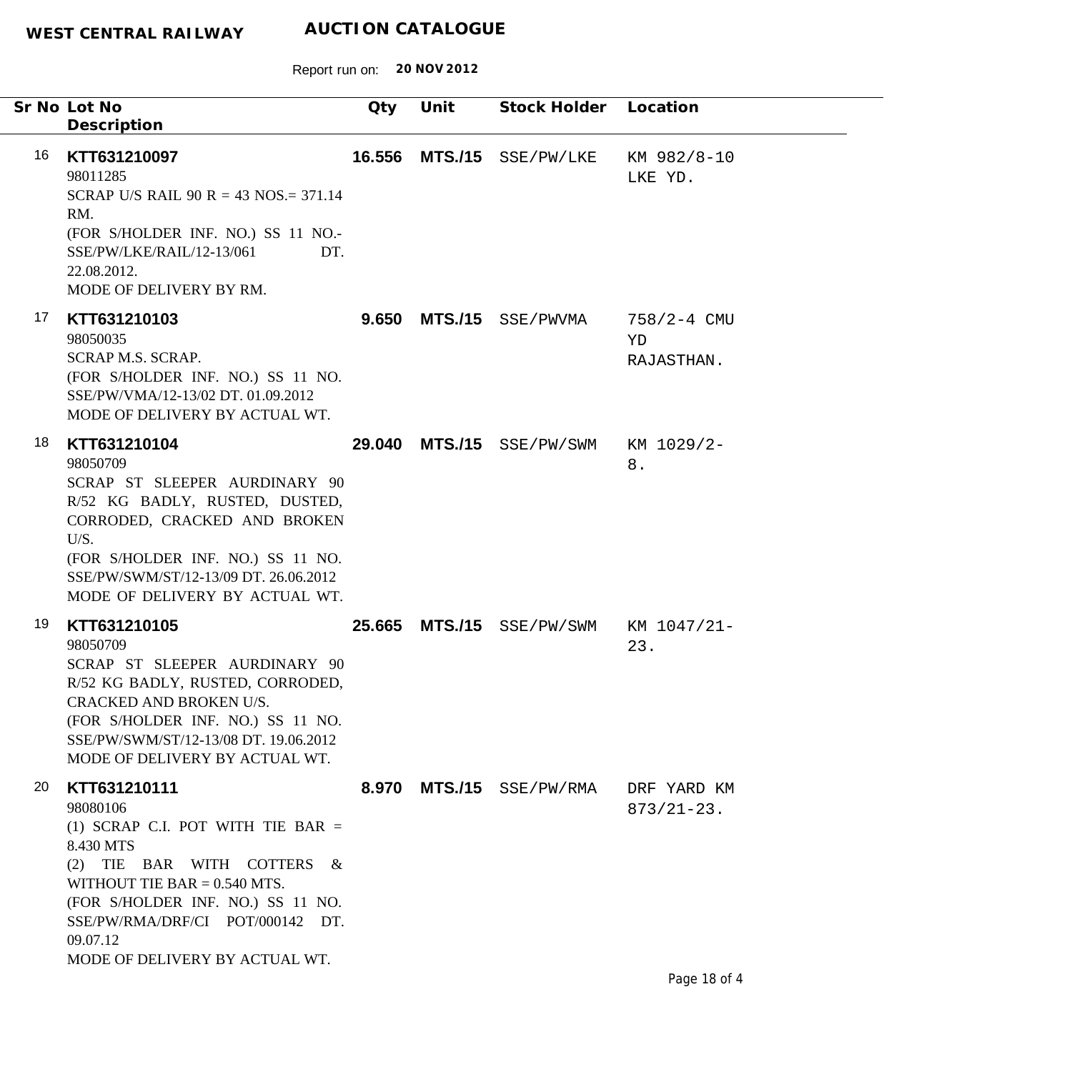**WEST CENTRAL RAILWAY** **AUCTION CATALOGUE**

Report run on: **20 NOV 2012**

| Sr No | Lot No / Description | Qty | Unit | Stock Holder | Location |
|---|---|---|---|---|---|
| 16 | **KTT631210097**<br>98011285<br>SCRAP U/S RAIL 90 R = 43 NOS.= 371.14 RM.<br>(FOR S/HOLDER INF. NO.) SS 11 NO.- SSE/PW/LKE/RAIL/12-13/061 DT. 22.08.2012.<br>MODE OF DELIVERY BY RM. | **16.556** | **MTS./15** | SSE/PW/LKE | KM 982/8-10 LKE YD. |
| 17 | **KTT631210103**<br>98050035<br>SCRAP M.S. SCRAP.<br>(FOR S/HOLDER INF. NO.) SS 11 NO. SSE/PW/VMA/12-13/02 DT. 01.09.2012<br>MODE OF DELIVERY BY ACTUAL WT. | **9.650** | **MTS./15** | SSE/PWVMA | 758/2-4 CMU YD RAJASTHAN. |
| 18 | **KTT631210104**<br>98050709<br>SCRAP ST SLEEPER AURDINARY 90 R/52 KG BADLY, RUSTED, DUSTED, CORRODED, CRACKED AND BROKEN U/S.<br>(FOR S/HOLDER INF. NO.) SS 11 NO. SSE/PW/SWM/ST/12-13/09 DT. 26.06.2012<br>MODE OF DELIVERY BY ACTUAL WT. | **29.040** | **MTS./15** | SSE/PW/SWM | KM 1029/2-8. |
| 19 | **KTT631210105**<br>98050709<br>SCRAP ST SLEEPER AURDINARY 90 R/52 KG BADLY, RUSTED, CORRODED, CRACKED AND BROKEN U/S.<br>(FOR S/HOLDER INF. NO.) SS 11 NO. SSE/PW/SWM/ST/12-13/08 DT. 19.06.2012<br>MODE OF DELIVERY BY ACTUAL WT. | **25.665** | **MTS./15** | SSE/PW/SWM | KM 1047/21-23. |
| 20 | **KTT631210111**<br>98080106<br>(1) SCRAP C.I. POT WITH TIE BAR = 8.430 MTS<br>(2) TIE BAR WITH COTTERS & WITHOUT TIE BAR = 0.540 MTS.<br>(FOR S/HOLDER INF. NO.) SS 11 NO. SSE/PW/RMA/DRF/CI POT/000142 DT. 09.07.12<br>MODE OF DELIVERY BY ACTUAL WT. | **8.970** | **MTS./15** | SSE/PW/RMA | DRF YARD KM 873/21-23. |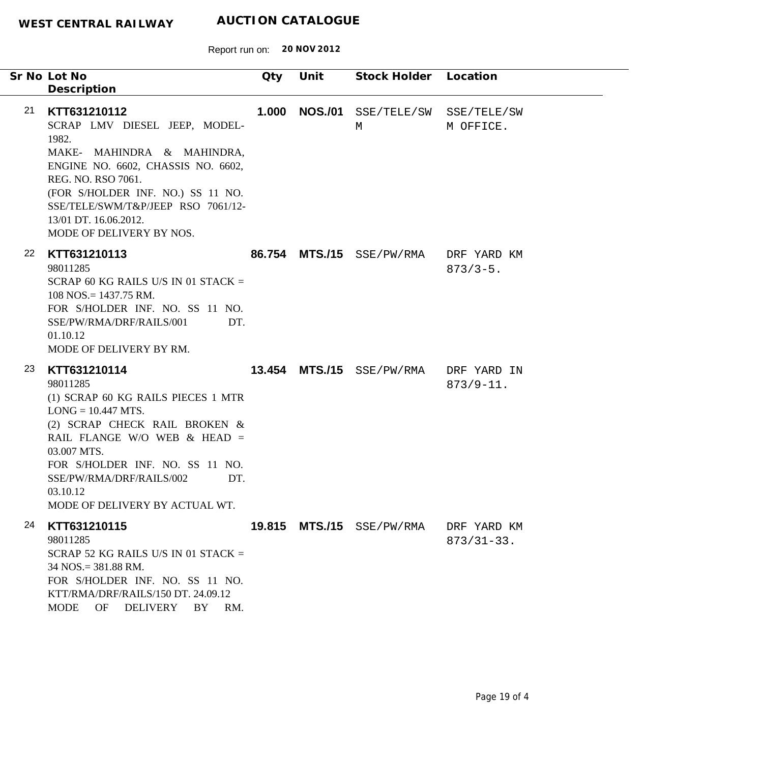**WEST CENTRAL RAILWAY** **AUCTION CATALOGUE**

Report run on: **20 NOV 2012**

| Sr No | Lot No / Description | Qty | Unit | Stock Holder | Location |
|---|---|---|---|---|---|
| 21 | **KTT631210112**<br>SCRAP LMV DIESEL JEEP, MODEL-1982.<br>MAKE- MAHINDRA & MAHINDRA, ENGINE NO. 6602, CHASSIS NO. 6602, REG. NO. RSO 7061.<br>(FOR S/HOLDER INF. NO.) SS 11 NO. SSE/TELE/SWM/T&P/JEEP RSO 7061/12-13/01 DT. 16.06.2012.<br>MODE OF DELIVERY BY NOS. | **1.000** | **NOS./01** | SSE/TELE/SWM | SSE/TELE/SWM OFFICE. |
| 22 | **KTT631210113**<br>98011285<br>SCRAP 60 KG RAILS U/S IN 01 STACK = 108 NOS.= 1437.75 RM.<br>FOR S/HOLDER INF. NO. SS 11 NO. SSE/PW/RMA/DRF/RAILS/001 DT. 01.10.12<br>MODE OF DELIVERY BY RM. | **86.754** | **MTS./15** | SSE/PW/RMA | DRF YARD KM 873/3-5. |
| 23 | **KTT631210114**<br>98011285<br>(1) SCRAP 60 KG RAILS PIECES 1 MTR LONG = 10.447 MTS.<br>(2) SCRAP CHECK RAIL BROKEN & RAIL FLANGE W/O WEB & HEAD = 03.007 MTS.<br>FOR S/HOLDER INF. NO. SS 11 NO. SSE/PW/RMA/DRF/RAILS/002 DT. 03.10.12<br>MODE OF DELIVERY BY ACTUAL WT. | **13.454** | **MTS./15** | SSE/PW/RMA | DRF YARD IN 873/9-11. |
| 24 | **KTT631210115**<br>98011285<br>SCRAP 52 KG RAILS U/S IN 01 STACK = 34 NOS.= 381.88 RM.<br>FOR S/HOLDER INF. NO. SS 11 NO. KTT/RMA/DRF/RAILS/150 DT. 24.09.12<br>MODE OF DELIVERY BY RM. | **19.815** | **MTS./15** | SSE/PW/RMA | DRF YARD KM 873/31-33. |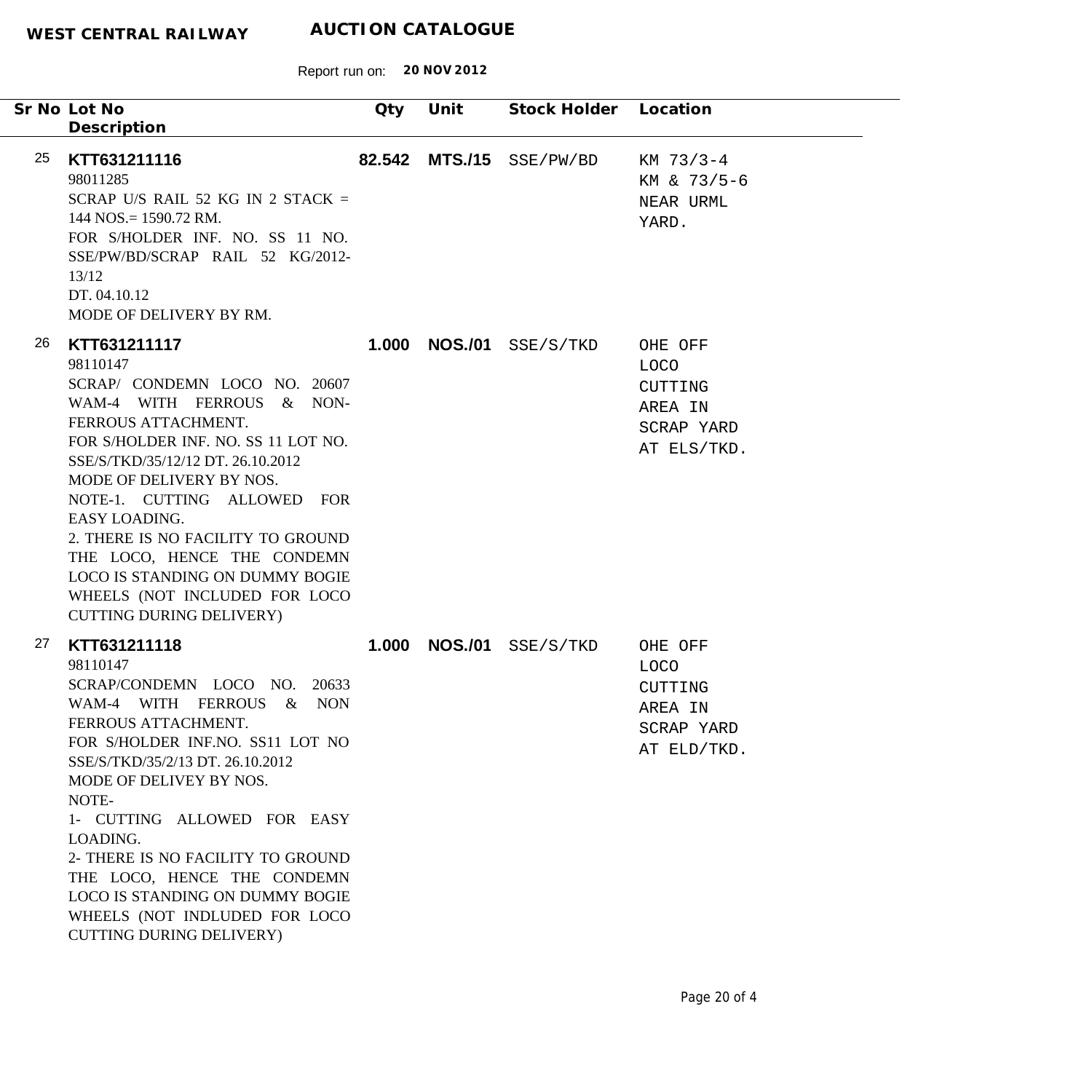**WEST CENTRAL RAILWAY** **AUCTION CATALOGUE**

Report run on: **20 NOV 2012**

| Sr No | Lot No / Description | Qty | Unit | Stock Holder | Location |
|---|---|---|---|---|---|
| 25 | **KTT631211116**<br>98011285<br>SCRAP U/S RAIL 52 KG IN 2 STACK = 144 NOS.= 1590.72 RM.<br>FOR S/HOLDER INF. NO. SS 11 NO. SSE/PW/BD/SCRAP RAIL 52 KG/2012-13/12<br>DT. 04.10.12<br>MODE OF DELIVERY BY RM. | **82.542** | **MTS./15** | SSE/PW/BD | KM 73/3-4 KM & 73/5-6 NEAR URML YARD. |
| 26 | **KTT631211117**<br>98110147<br>SCRAP/ CONDEMN LOCO NO. 20607 WAM-4 WITH FERROUS & NON-FERROUS ATTACHMENT.<br>FOR S/HOLDER INF. NO. SS 11 LOT NO. SSE/S/TKD/35/12/12 DT. 26.10.2012<br>MODE OF DELIVERY BY NOS.<br>NOTE-1. CUTTING ALLOWED FOR EASY LOADING.<br>2. THERE IS NO FACILITY TO GROUND THE LOCO, HENCE THE CONDEMN LOCO IS STANDING ON DUMMY BOGIE WHEELS (NOT INCLUDED FOR LOCO CUTTING DURING DELIVERY) | **1.000** | **NOS./01** | SSE/S/TKD | OHE OFF LOCO CUTTING AREA IN SCRAP YARD AT ELS/TKD. |
| 27 | **KTT631211118**<br>98110147<br>SCRAP/CONDEMN LOCO NO. 20633 WAM-4 WITH FERROUS & NON FERROUS ATTACHMENT.<br>FOR S/HOLDER INF.NO. SS11 LOT NO SSE/S/TKD/35/2/13 DT. 26.10.2012<br>MODE OF DELIVEY BY NOS.<br>NOTE-<br>1- CUTTING ALLOWED FOR EASY LOADING.<br>2- THERE IS NO FACILITY TO GROUND THE LOCO, HENCE THE CONDEMN LOCO IS STANDING ON DUMMY BOGIE WHEELS (NOT INDLUDED FOR LOCO CUTTING DURING DELIVERY) | **1.000** | **NOS./01** | SSE/S/TKD | OHE OFF LOCO CUTTING AREA IN SCRAP YARD AT ELD/TKD. |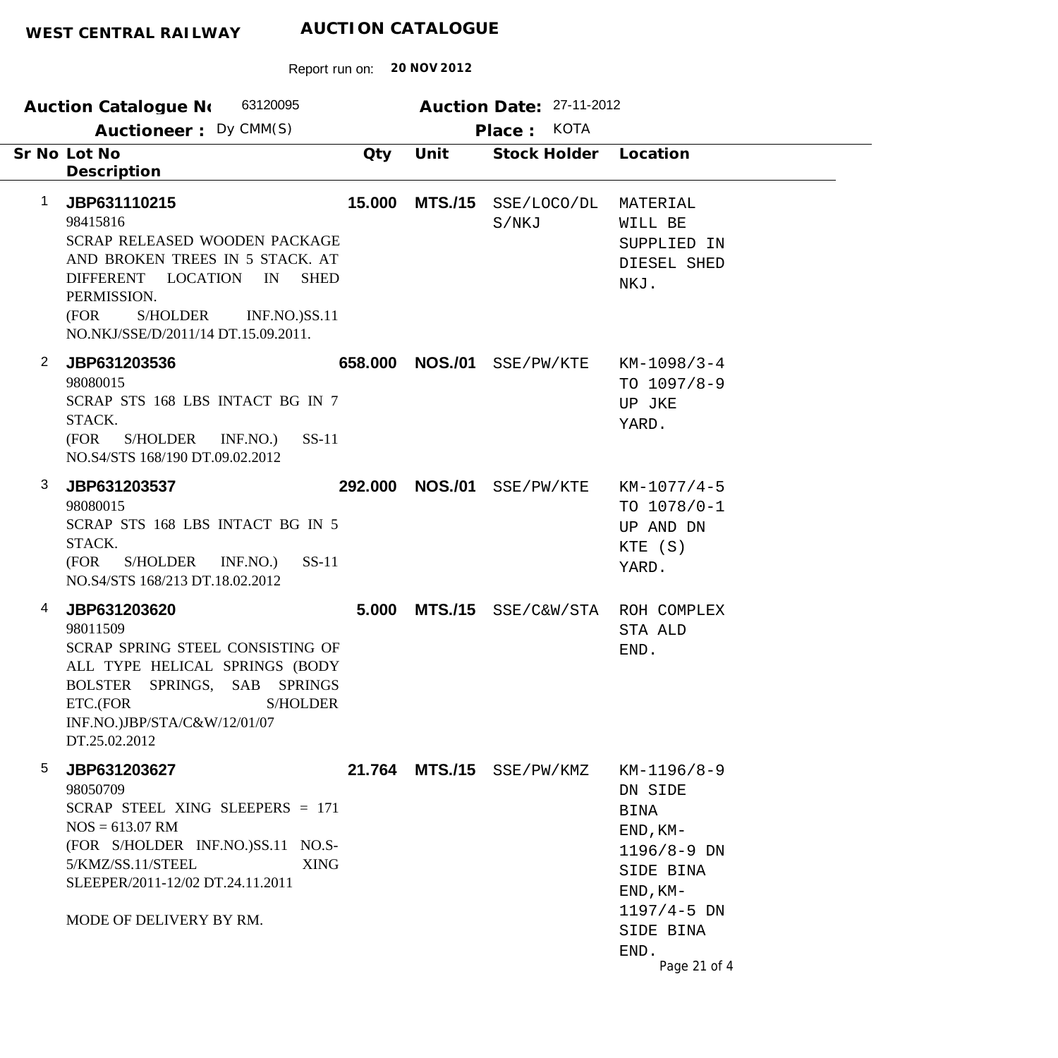**WEST CENTRAL RAILWAY** **AUCTION CATALOGUE**

Report run on: **20 NOV 2012**

**Auction Catalogue No** 63120095 **Auction Date:** 27-11-2012

**Auctioneer :** Dy CMM(S) **Place :** KOTA

| Sr No | Lot No / Description | Qty | Unit | Stock Holder | Location |
|---|---|---|---|---|---|
| 1 | **JBP631110215**<br>98415816<br>SCRAP RELEASED WOODEN PACKAGE AND BROKEN TREES IN 5 STACK. AT DIFFERENT LOCATION IN SHED PERMISSION.<br>(FOR S/HOLDER INF.NO.)SS.11 NO.NKJ/SSE/D/2011/14 DT.15.09.2011. | **15.000** | **MTS./15** | SSE/LOCO/DLS/NKJ | MATERIAL WILL BE SUPPLIED IN DIESEL SHED NKJ. |
| 2 | **JBP631203536**<br>98080015<br>SCRAP STS 168 LBS INTACT BG IN 7 STACK.<br>(FOR S/HOLDER INF.NO.) SS-11 NO.S4/STS 168/190 DT.09.02.2012 | **658.000** | **NOS./01** | SSE/PW/KTE | KM-1098/3-4 TO 1097/8-9 UP JKE YARD. |
| 3 | **JBP631203537**<br>98080015<br>SCRAP STS 168 LBS INTACT BG IN 5 STACK.<br>(FOR S/HOLDER INF.NO.) SS-11 NO.S4/STS 168/213 DT.18.02.2012 | **292.000** | **NOS./01** | SSE/PW/KTE | KM-1077/4-5 TO 1078/0-1 UP AND DN KTE (S) YARD. |
| 4 | **JBP631203620**<br>98011509<br>SCRAP SPRING STEEL CONSISTING OF ALL TYPE HELICAL SPRINGS (BODY BOLSTER SPRINGS, SAB SPRINGS ETC.(FOR S/HOLDER INF.NO.)JBP/STA/C&W/12/01/07 DT.25.02.2012 | **5.000** | **MTS./15** | SSE/C&W/STA | ROH COMPLEX STA ALD END. |
| 5 | **JBP631203627**<br>98050709<br>SCRAP STEEL XING SLEEPERS = 171 NOS = 613.07 RM<br>(FOR S/HOLDER INF.NO.)SS.11 NO.S-5/KMZ/SS.11/STEEL XING SLEEPER/2011-12/02 DT.24.11.2011<br><br>MODE OF DELIVERY BY RM. | **21.764** | **MTS./15** | SSE/PW/KMZ | KM-1196/8-9 DN SIDE BINA END,KM-1196/8-9 DN SIDE BINA END,KM-1197/4-5 DN SIDE BINA END. |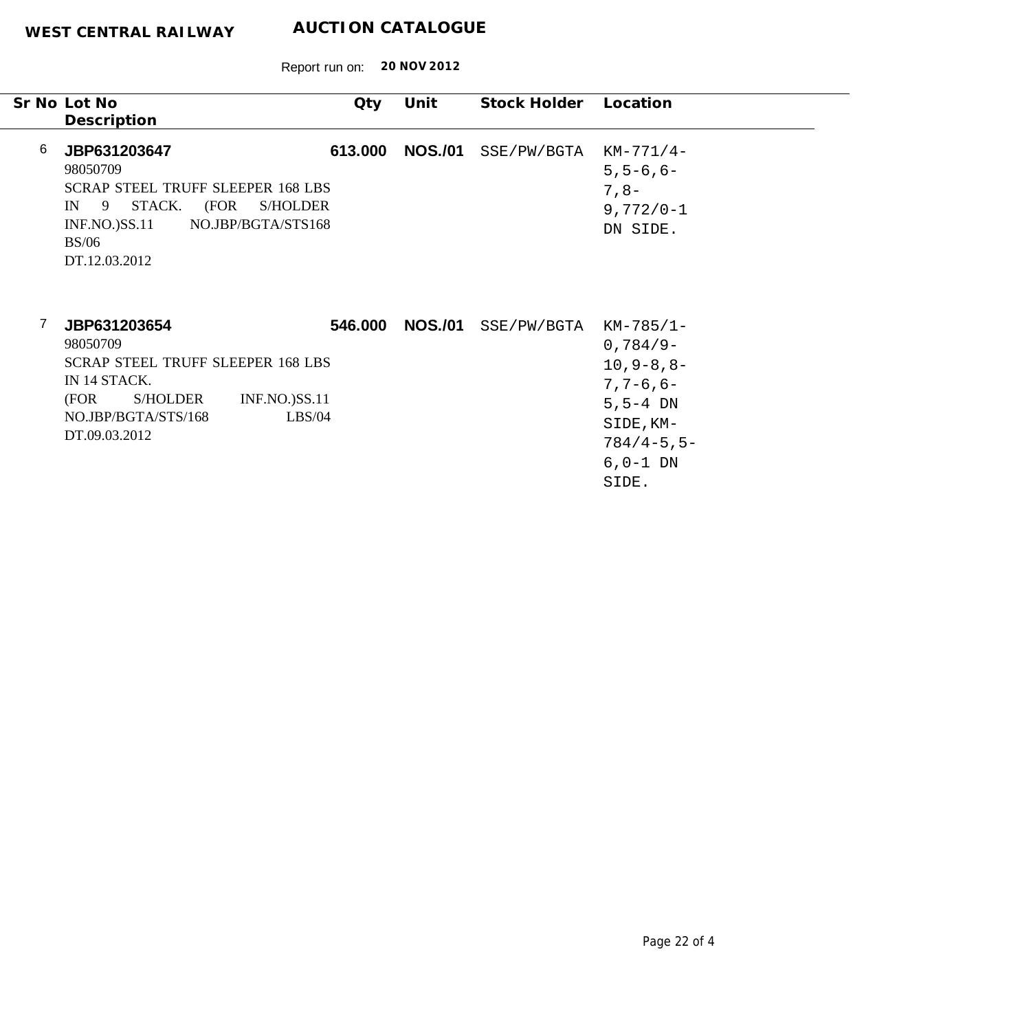**WEST CENTRAL RAILWAY** **AUCTION CATALOGUE**

Report run on: **20 NOV 2012**

| Sr No | Lot No / Description | Qty | Unit | Stock Holder | Location |
|---|---|---|---|---|---|
| 6 | **JBP631203647**<br>98050709<br>SCRAP STEEL TRUFF SLEEPER 168 LBS IN 9 STACK. (FOR S/HOLDER INF.NO.)SS.11 NO.JBP/BGTA/STS168 BS/06<br>DT.12.03.2012 | **613.000** | **NOS./01** | SSE/PW/BGTA | KM-771/4-5,5-6,6-7,8-9,772/0-1 DN SIDE. |
| 7 | **JBP631203654**<br>98050709<br>SCRAP STEEL TRUFF SLEEPER 168 LBS IN 14 STACK.<br>(FOR S/HOLDER INF.NO.)SS.11 NO.JBP/BGTA/STS/168 LBS/04<br>DT.09.03.2012 | **546.000** | **NOS./01** | SSE/PW/BGTA | KM-785/1-0,784/9-10,9-8,8-7,7-6,6-5,5-4 DN SIDE,KM-784/4-5,5-6,0-1 DN SIDE. |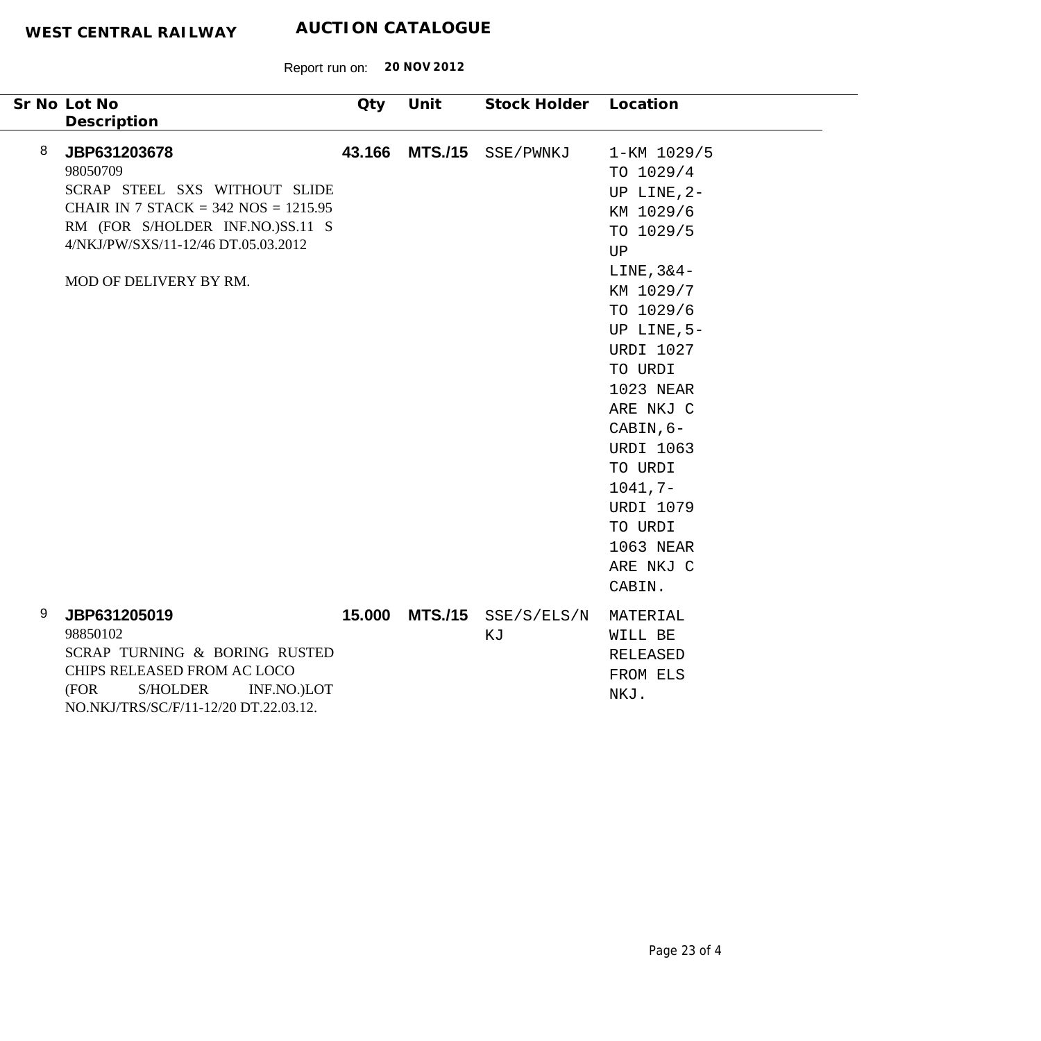**WEST CENTRAL RAILWAY** **AUCTION CATALOGUE**

Report run on: **20 NOV 2012**

| Sr No | Lot No / Description | Qty | Unit | Stock Holder | Location |
|---|---|---|---|---|---|
| 8 | **JBP631203678**<br>98050709<br>SCRAP STEEL SXS WITHOUT SLIDE CHAIR IN 7 STACK = 342 NOS = 1215.95 RM (FOR S/HOLDER INF.NO.)SS.11 S 4/NKJ/PW/SXS/11-12/46 DT.05.03.2012<br><br>MOD OF DELIVERY BY RM. | **43.166** | **MTS./15** | SSE/PWNKJ | 1-KM 1029/5 TO 1029/4 UP LINE,2-KM 1029/6 TO 1029/5 UP LINE,3&4-KM 1029/7 TO 1029/6 UP LINE,5-URDI 1027 TO URDI 1023 NEAR ARE NKJ C CABIN,6-URDI 1063 TO URDI 1041,7-URDI 1079 TO URDI 1063 NEAR ARE NKJ C CABIN. |
| 9 | **JBP631205019**<br>98850102<br>SCRAP TURNING & BORING RUSTED CHIPS RELEASED FROM AC LOCO (FOR S/HOLDER INF.NO.)LOT NO.NKJ/TRS/SC/F/11-12/20 DT.22.03.12. | **15.000** | **MTS./15** | SSE/S/ELS/NKJ | MATERIAL WILL BE RELEASED FROM ELS NKJ. |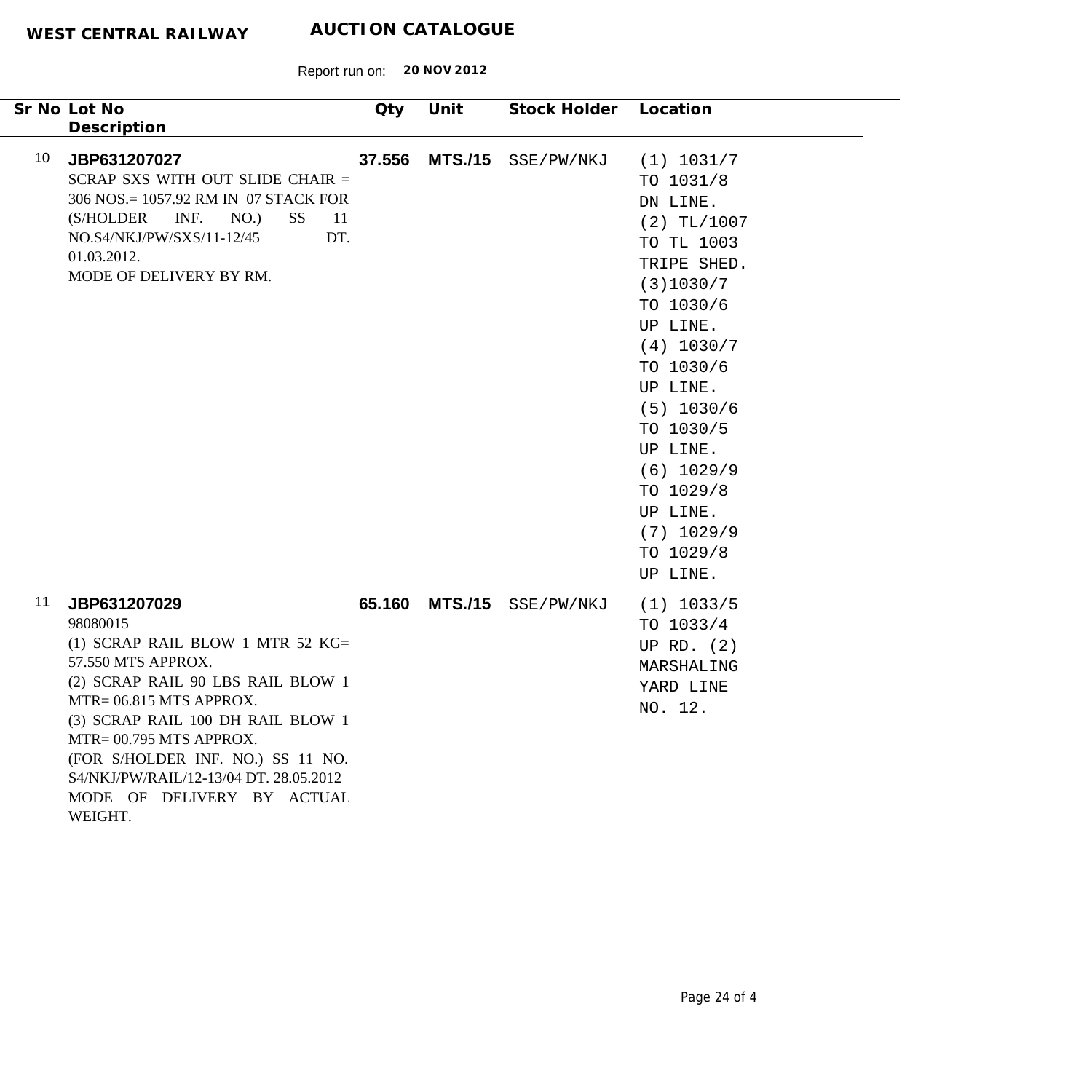**WEST CENTRAL RAILWAY** **AUCTION CATALOGUE**

Report run on: **20 NOV 2012**

| Sr No | Lot No / Description | Qty | Unit | Stock Holder | Location |
|---|---|---|---|---|---|
| 10 | **JBP631207027**<br>SCRAP SXS WITH OUT SLIDE CHAIR = 306 NOS.= 1057.92 RM IN 07 STACK FOR (S/HOLDER INF. NO.) SS 11 NO.S4/NKJ/PW/SXS/11-12/45 DT. 01.03.2012.<br>MODE OF DELIVERY BY RM. | **37.556** | **MTS./15** | SSE/PW/NKJ | (1) 1031/7 TO 1031/8 DN LINE. (2) TL/1007 TO TL 1003 TRIPE SHED. (3)1030/7 TO 1030/6 UP LINE. (4) 1030/7 TO 1030/6 UP LINE. (5) 1030/6 TO 1030/5 UP LINE. (6) 1029/9 TO 1029/8 UP LINE. (7) 1029/9 TO 1029/8 UP LINE. |
| 11 | **JBP631207029**<br>98080015<br>(1) SCRAP RAIL BLOW 1 MTR 52 KG= 57.550 MTS APPROX.<br>(2) SCRAP RAIL 90 LBS RAIL BLOW 1 MTR= 06.815 MTS APPROX.<br>(3) SCRAP RAIL 100 DH RAIL BLOW 1 MTR= 00.795 MTS APPROX.<br>(FOR S/HOLDER INF. NO.) SS 11 NO. S4/NKJ/PW/RAIL/12-13/04 DT. 28.05.2012<br>MODE OF DELIVERY BY ACTUAL WEIGHT. | **65.160** | **MTS./15** | SSE/PW/NKJ | (1) 1033/5 TO 1033/4 UP RD. (2) MARSHALING YARD LINE NO. 12. |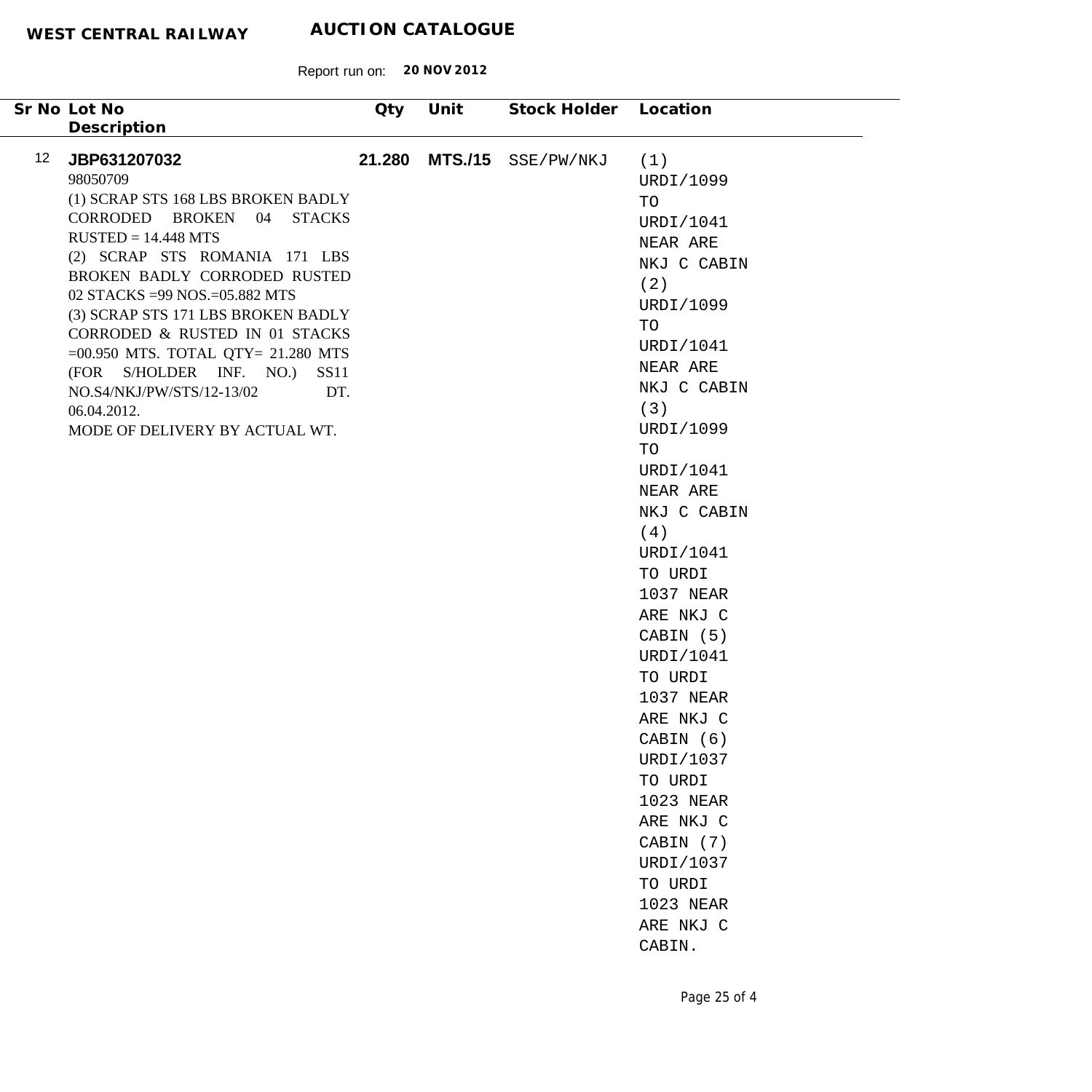**WEST CENTRAL RAILWAY** **AUCTION CATALOGUE**

Report run on: **20 NOV 2012**

| Sr No | Lot No / Description | Qty | Unit | Stock Holder | Location |
|---|---|---|---|---|---|
| 12 | **JBP631207032**<br>98050709<br>(1) SCRAP STS 168 LBS BROKEN BADLY CORRODED BROKEN 04 STACKS RUSTED = 14.448 MTS<br>(2) SCRAP STS ROMANIA 171 LBS BROKEN BADLY CORRODED RUSTED 02 STACKS =99 NOS.=05.882 MTS<br>(3) SCRAP STS 171 LBS BROKEN BADLY CORRODED & RUSTED IN 01 STACKS =00.950 MTS. TOTAL QTY= 21.280 MTS (FOR S/HOLDER INF. NO.) SS11 NO.S4/NKJ/PW/STS/12-13/02 DT. 06.04.2012.<br>MODE OF DELIVERY BY ACTUAL WT. | **21.280** | **MTS./15** | SSE/PW/NKJ | (1) URDI/1099 TO URDI/1041 NEAR ARE NKJ C CABIN (2) URDI/1099 TO URDI/1041 NEAR ARE NKJ C CABIN (3) URDI/1099 TO URDI/1041 NEAR ARE NKJ C CABIN (4) URDI/1041 TO URDI 1037 NEAR ARE NKJ C CABIN (5) URDI/1041 TO URDI 1037 NEAR ARE NKJ C CABIN (6) URDI/1037 TO URDI 1023 NEAR ARE NKJ C CABIN (7) URDI/1037 TO URDI 1023 NEAR ARE NKJ C CABIN. |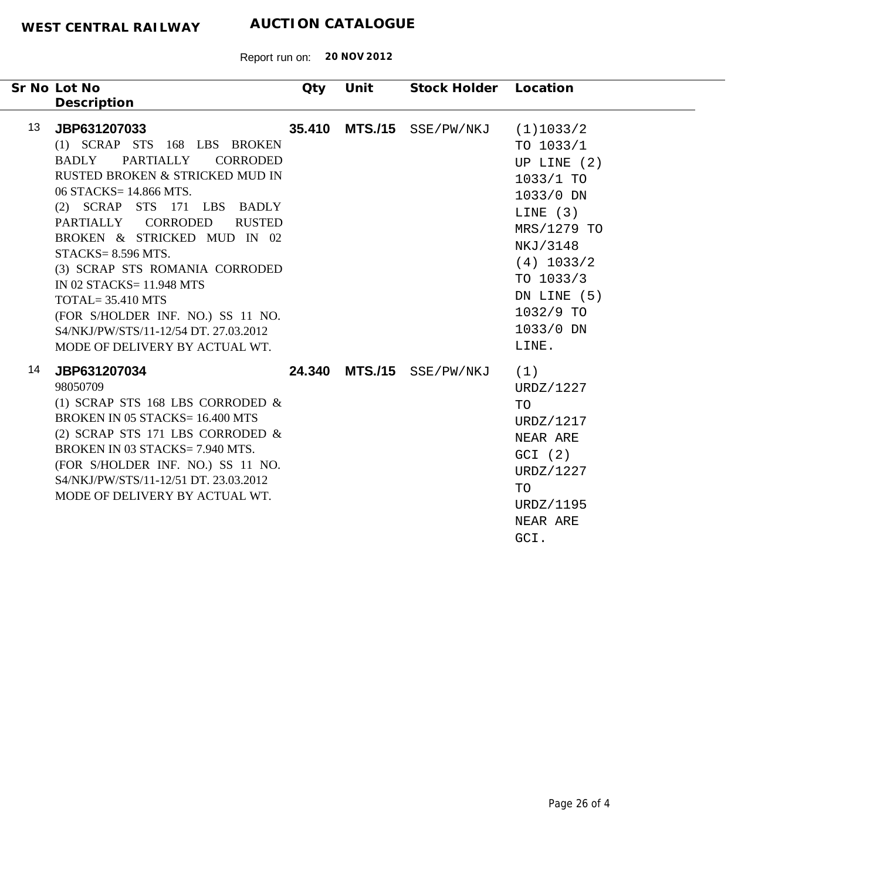**WEST CENTRAL RAILWAY** **AUCTION CATALOGUE**

Report run on: **20 NOV 2012**

| Sr No | Lot No / Description | Qty | Unit | Stock Holder | Location |
|---|---|---|---|---|---|
| 13 | **JBP631207033**<br>(1) SCRAP STS 168 LBS BROKEN BADLY PARTIALLY CORRODED RUSTED BROKEN & STRICKED MUD IN 06 STACKS= 14.866 MTS.<br>(2) SCRAP STS 171 LBS BADLY PARTIALLY CORRODED RUSTED BROKEN & STRICKED MUD IN 02 STACKS= 8.596 MTS.<br>(3) SCRAP STS ROMANIA CORRODED IN 02 STACKS= 11.948 MTS<br>TOTAL= 35.410 MTS<br>(FOR S/HOLDER INF. NO.) SS 11 NO. S4/NKJ/PW/STS/11-12/54 DT. 27.03.2012<br>MODE OF DELIVERY BY ACTUAL WT. | **35.410** | **MTS./15** | SSE/PW/NKJ | (1)1033/2 TO 1033/1 UP LINE (2) 1033/1 TO 1033/0 DN LINE (3) MRS/1279 TO NKJ/3148 (4) 1033/2 TO 1033/3 DN LINE (5) 1032/9 TO 1033/0 DN LINE. |
| 14 | **JBP631207034**<br>98050709<br>(1) SCRAP STS 168 LBS CORRODED & BROKEN IN 05 STACKS= 16.400 MTS<br>(2) SCRAP STS 171 LBS CORRODED & BROKEN IN 03 STACKS= 7.940 MTS.<br>(FOR S/HOLDER INF. NO.) SS 11 NO. S4/NKJ/PW/STS/11-12/51 DT. 23.03.2012<br>MODE OF DELIVERY BY ACTUAL WT. | **24.340** | **MTS./15** | SSE/PW/NKJ | (1) URDZ/1227 TO URDZ/1217 NEAR ARE GCI (2) URDZ/1227 TO URDZ/1195 NEAR ARE GCI. |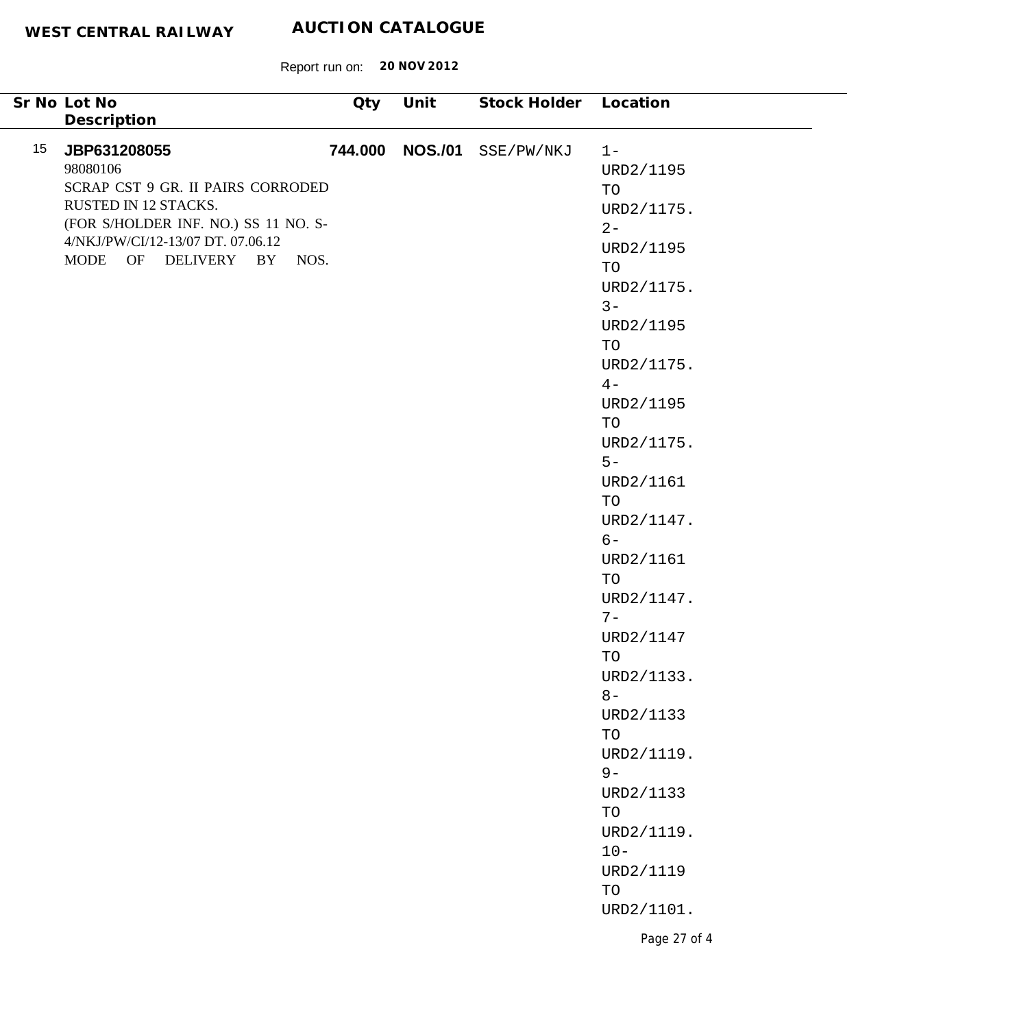**WEST CENTRAL RAILWAY** **AUCTION CATALOGUE**

Report run on: **20 NOV 2012**

| Sr No | Lot No / Description | Qty | Unit | Stock Holder | Location |
|---|---|---|---|---|---|
| 15 | **JBP631208055**<br>98080106<br>SCRAP CST 9 GR. II PAIRS CORRODED RUSTED IN 12 STACKS.<br>(FOR S/HOLDER INF. NO.) SS 11 NO. S-4/NKJ/PW/CI/12-13/07 DT. 07.06.12<br>MODE OF DELIVERY BY NOS. | **744.000** | **NOS./01** | SSE/PW/NKJ | 1- URD2/1195 TO URD2/1175. 2- URD2/1195 TO URD2/1175. 3- URD2/1195 TO URD2/1175. 4- URD2/1195 TO URD2/1175. 5- URD2/1161 TO URD2/1147. 6- URD2/1161 TO URD2/1147. 7- URD2/1147 TO URD2/1133. 8- URD2/1133 TO URD2/1119. 9- URD2/1133 TO URD2/1119. 10- URD2/1119 TO URD2/1101. |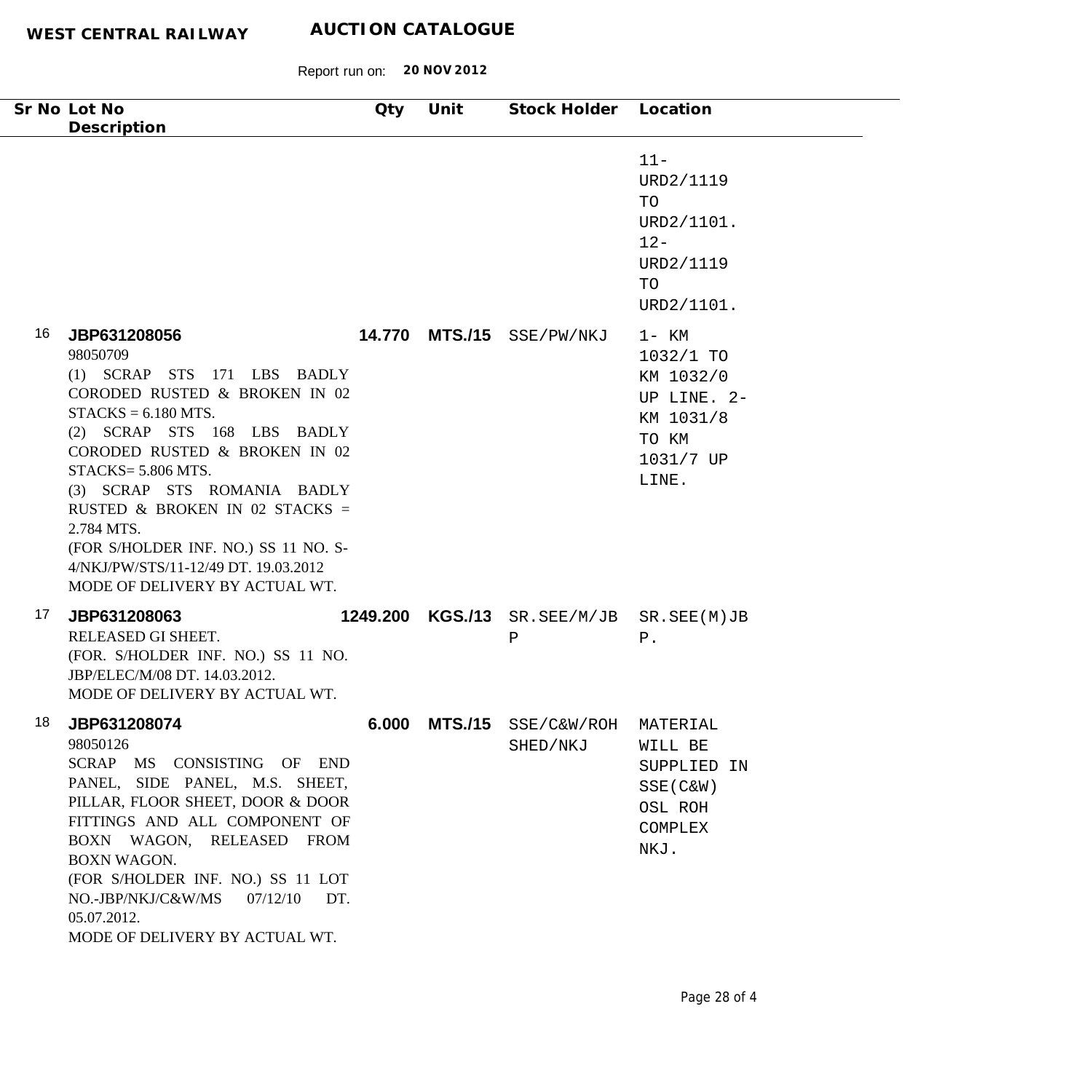| Sr No | Lot No<br>Description | Qty | Unit | Stock Holder | Location |
|---|---|---|---|---|---|
| | | | | | 11-<br>URD2/1119<br>TO<br>URD2/1101.<br>12-<br>URD2/1119<br>TO<br>URD2/1101. |
| 16 | **JBP631208056**<br>98050709<br>(1) SCRAP STS 171 LBS BADLY CORODED RUSTED & BROKEN IN 02 STACKS = 6.180 MTS.<br>(2) SCRAP STS 168 LBS BADLY CORODED RUSTED & BROKEN IN 02 STACKS= 5.806 MTS.<br>(3) SCRAP STS ROMANIA BADLY RUSTED & BROKEN IN 02 STACKS = 2.784 MTS.<br>(FOR S/HOLDER INF. NO.) SS 11 NO. S-4/NKJ/PW/STS/11-12/49 DT. 19.03.2012<br>MODE OF DELIVERY BY ACTUAL WT. | **14.770** | **MTS./15** | SSE/PW/NKJ | 1- KM 1032/1 TO KM 1032/0 UP LINE. 2- KM 1031/8 TO KM 1031/7 UP LINE. |
| 17 | **JBP631208063**<br>RELEASED GI SHEET.<br>(FOR. S/HOLDER INF. NO.) SS 11 NO. JBP/ELEC/M/08 DT. 14.03.2012.<br>MODE OF DELIVERY BY ACTUAL WT. | **1249.200** | **KGS./13** | SR.SEE/M/JBP | SR.SEE(M)JBP. |
| 18 | **JBP631208074**<br>98050126<br>SCRAP MS CONSISTING OF END PANEL, SIDE PANEL, M.S. SHEET, PILLAR, FLOOR SHEET, DOOR & DOOR FITTINGS AND ALL COMPONENT OF BOXN WAGON, RELEASED FROM BOXN WAGON.<br>(FOR S/HOLDER INF. NO.) SS 11 LOT NO.-JBP/NKJ/C&W/MS 07/12/10 DT. 05.07.2012.<br>MODE OF DELIVERY BY ACTUAL WT. | **6.000** | **MTS./15** | SSE/C&W/ROH SHED/NKJ | MATERIAL WILL BE SUPPLIED IN SSE(C&W) OSL ROH COMPLEX NKJ. |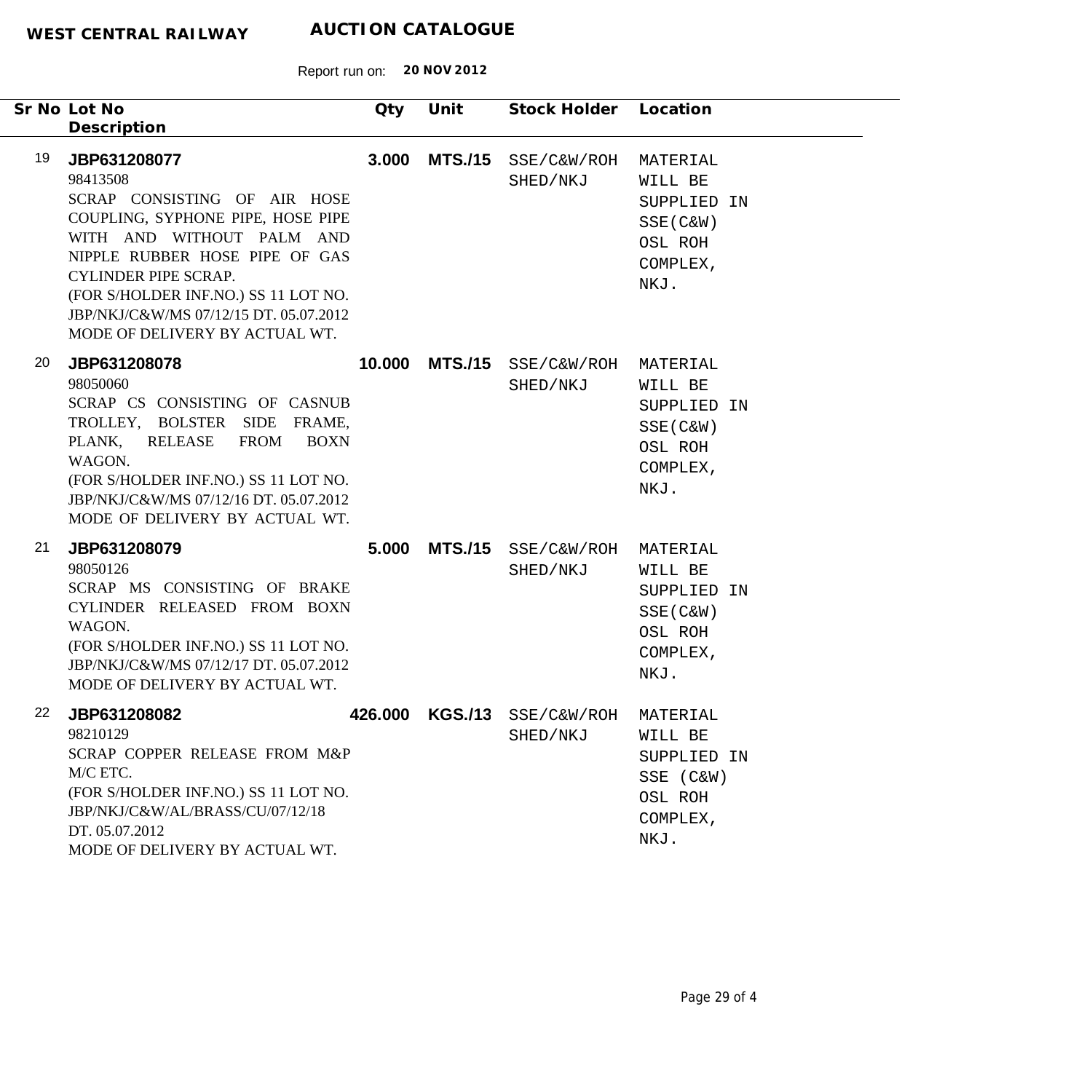**WEST CENTRAL RAILWAY** **AUCTION CATALOGUE**

Report run on: **20 NOV 2012**

| Sr No | Lot No / Description | Qty | Unit | Stock Holder | Location |
|---|---|---|---|---|---|
| 19 | **JBP631208077**<br>98413508<br>SCRAP CONSISTING OF AIR HOSE COUPLING, SYPHONE PIPE, HOSE PIPE WITH AND WITHOUT PALM AND NIPPLE RUBBER HOSE PIPE OF GAS CYLINDER PIPE SCRAP.<br>(FOR S/HOLDER INF.NO.) SS 11 LOT NO. JBP/NKJ/C&W/MS 07/12/15 DT. 05.07.2012<br>MODE OF DELIVERY BY ACTUAL WT. | **3.000** | **MTS./15** | SSE/C&W/ROH SHED/NKJ | MATERIAL WILL BE SUPPLIED IN SSE(C&W) OSL ROH COMPLEX, NKJ. |
| 20 | **JBP631208078**<br>98050060<br>SCRAP CS CONSISTING OF CASNUB TROLLEY, BOLSTER SIDE FRAME, PLANK, RELEASE FROM BOXN WAGON.<br>(FOR S/HOLDER INF.NO.) SS 11 LOT NO. JBP/NKJ/C&W/MS 07/12/16 DT. 05.07.2012<br>MODE OF DELIVERY BY ACTUAL WT. | **10.000** | **MTS./15** | SSE/C&W/ROH SHED/NKJ | MATERIAL WILL BE SUPPLIED IN SSE(C&W) OSL ROH COMPLEX, NKJ. |
| 21 | **JBP631208079**<br>98050126<br>SCRAP MS CONSISTING OF BRAKE CYLINDER RELEASED FROM BOXN WAGON.<br>(FOR S/HOLDER INF.NO.) SS 11 LOT NO. JBP/NKJ/C&W/MS 07/12/17 DT. 05.07.2012<br>MODE OF DELIVERY BY ACTUAL WT. | **5.000** | **MTS./15** | SSE/C&W/ROH SHED/NKJ | MATERIAL WILL BE SUPPLIED IN SSE(C&W) OSL ROH COMPLEX, NKJ. |
| 22 | **JBP631208082**<br>98210129<br>SCRAP COPPER RELEASE FROM M&P M/C ETC.<br>(FOR S/HOLDER INF.NO.) SS 11 LOT NO. JBP/NKJ/C&W/AL/BRASS/CU/07/12/18 DT. 05.07.2012<br>MODE OF DELIVERY BY ACTUAL WT. | **426.000** | **KGS./13** | SSE/C&W/ROH SHED/NKJ | MATERIAL WILL BE SUPPLIED IN SSE (C&W) OSL ROH COMPLEX, NKJ. |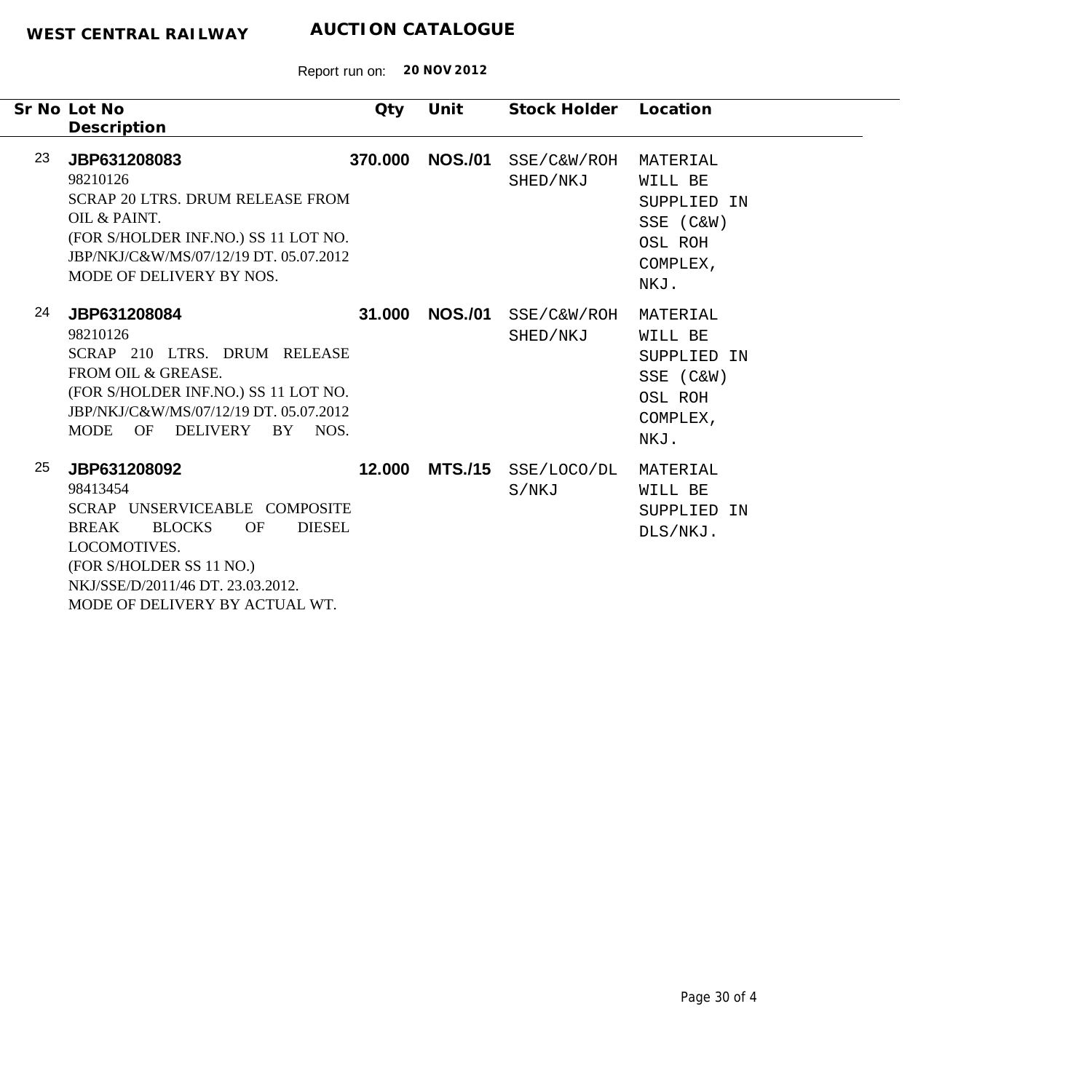**WEST CENTRAL RAILWAY** **AUCTION CATALOGUE**

Report run on: **20 NOV 2012**

| Sr No | Lot No / Description | Qty | Unit | Stock Holder | Location |
|---|---|---|---|---|---|
| 23 | **JBP631208083**<br>98210126<br>SCRAP 20 LTRS. DRUM RELEASE FROM OIL & PAINT.<br>(FOR S/HOLDER INF.NO.) SS 11 LOT NO. JBP/NKJ/C&W/MS/07/12/19 DT. 05.07.2012<br>MODE OF DELIVERY BY NOS. | **370.000** | **NOS./01** | SSE/C&W/ROH SHED/NKJ | MATERIAL WILL BE SUPPLIED IN SSE (C&W) OSL ROH COMPLEX, NKJ. |
| 24 | **JBP631208084**<br>98210126<br>SCRAP 210 LTRS. DRUM RELEASE FROM OIL & GREASE.<br>(FOR S/HOLDER INF.NO.) SS 11 LOT NO. JBP/NKJ/C&W/MS/07/12/19 DT. 05.07.2012<br>MODE OF DELIVERY BY NOS. | **31.000** | **NOS./01** | SSE/C&W/ROH SHED/NKJ | MATERIAL WILL BE SUPPLIED IN SSE (C&W) OSL ROH COMPLEX, NKJ. |
| 25 | **JBP631208092**<br>98413454<br>SCRAP UNSERVICEABLE COMPOSITE BREAK BLOCKS OF DIESEL LOCOMOTIVES.<br>(FOR S/HOLDER SS 11 NO.)<br>NKJ/SSE/D/2011/46 DT. 23.03.2012.<br>MODE OF DELIVERY BY ACTUAL WT. | **12.000** | **MTS./15** | SSE/LOCO/DLS/NKJ | MATERIAL WILL BE SUPPLIED IN DLS/NKJ. |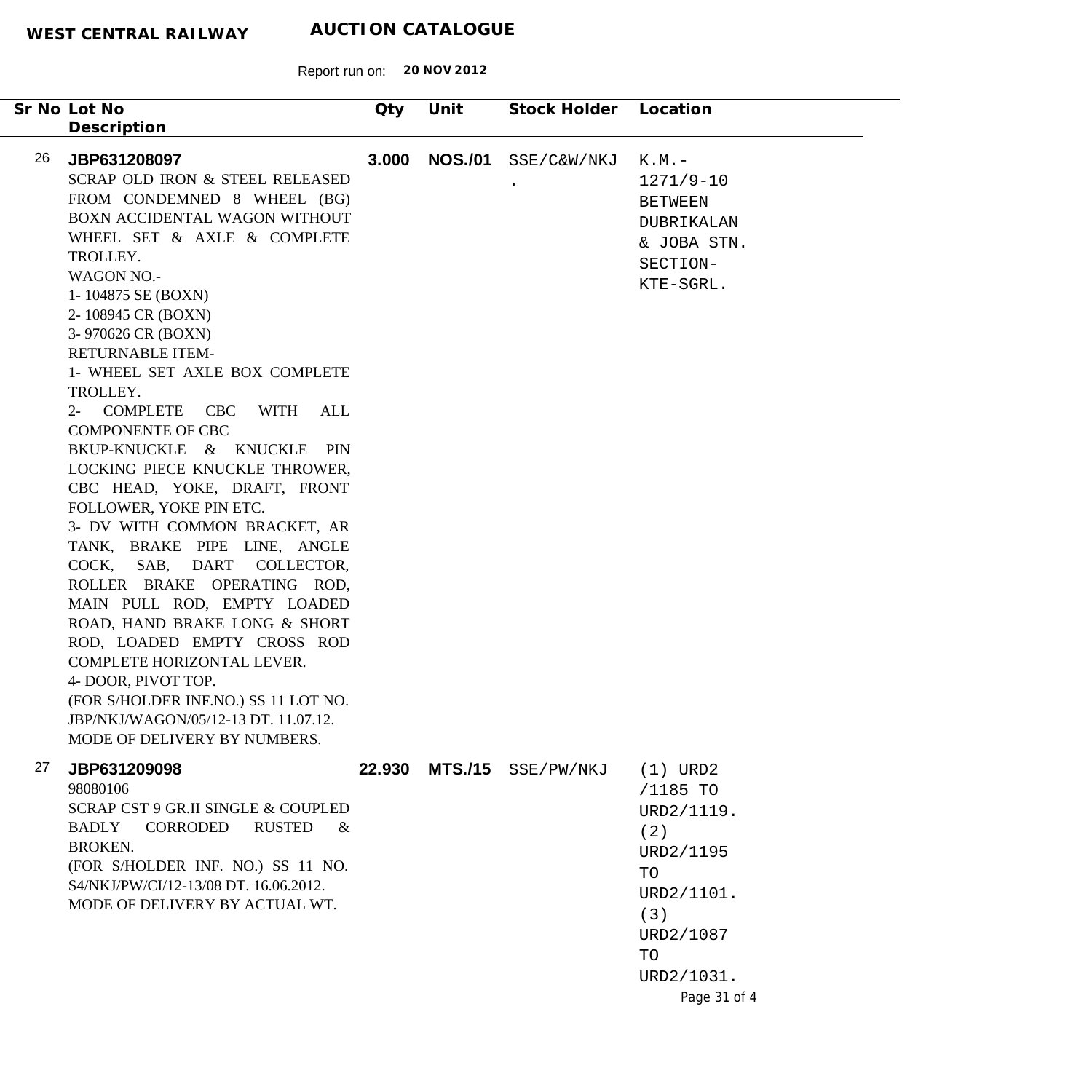**WEST CENTRAL RAILWAY** **AUCTION CATALOGUE**

Report run on: **20 NOV 2012**

| Sr No | Lot No / Description | Qty | Unit | Stock Holder | Location |
|---|---|---|---|---|---|
| 26 | **JBP631208097**<br>SCRAP OLD IRON & STEEL RELEASED FROM CONDEMNED 8 WHEEL (BG) BOXN ACCIDENTAL WAGON WITHOUT WHEEL SET & AXLE & COMPLETE TROLLEY.<br>WAGON NO.-<br>1- 104875 SE (BOXN)<br>2- 108945 CR (BOXN)<br>3- 970626 CR (BOXN)<br>RETURNABLE ITEM-<br>1- WHEEL SET AXLE BOX COMPLETE TROLLEY.<br>2- COMPLETE CBC WITH ALL COMPONENTE OF CBC<br>BKUP-KNUCKLE & KNUCKLE PIN LOCKING PIECE KNUCKLE THROWER, CBC HEAD, YOKE, DRAFT, FRONT FOLLOWER, YOKE PIN ETC.<br>3- DV WITH COMMON BRACKET, AR TANK, BRAKE PIPE LINE, ANGLE COCK, SAB, DART COLLECTOR, ROLLER BRAKE OPERATING ROD, MAIN PULL ROD, EMPTY LOADED ROAD, HAND BRAKE LONG & SHORT ROD, LOADED EMPTY CROSS ROD COMPLETE HORIZONTAL LEVER.<br>4- DOOR, PIVOT TOP.<br>(FOR S/HOLDER INF.NO.) SS 11 LOT NO. JBP/NKJ/WAGON/05/12-13 DT. 11.07.12.<br>MODE OF DELIVERY BY NUMBERS. | **3.000** | **NOS./01** | SSE/C&W/NKJ . | K.M.- 1271/9-10 BETWEEN DUBRIKALAN & JOBA STN. SECTION- KTE-SGRL. |
| 27 | **JBP631209098**<br>98080106<br>SCRAP CST 9 GR.II SINGLE & COUPLED BADLY CORRODED RUSTED & BROKEN.<br>(FOR S/HOLDER INF. NO.) SS 11 NO. S4/NKJ/PW/CI/12-13/08 DT. 16.06.2012.<br>MODE OF DELIVERY BY ACTUAL WT. | **22.930** | **MTS./15** | SSE/PW/NKJ | (1) URD2 /1185 TO URD2/1119. (2) URD2/1195 TO URD2/1101. (3) URD2/1087 TO URD2/1031. |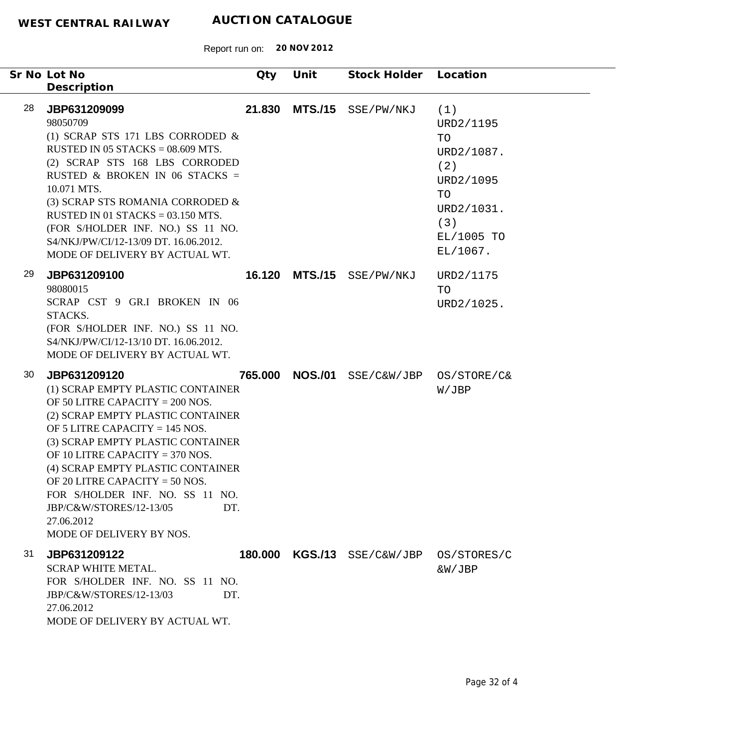**WEST CENTRAL RAILWAY** **AUCTION CATALOGUE**

Report run on: **20 NOV 2012**

| Sr No | Lot No / Description | Qty | Unit | Stock Holder | Location |
|---|---|---|---|---|---|
| 28 | **JBP631209099**<br>98050709<br>(1) SCRAP STS 171 LBS CORRODED & RUSTED IN 05 STACKS = 08.609 MTS.<br>(2) SCRAP STS 168 LBS CORRODED RUSTED & BROKEN IN 06 STACKS = 10.071 MTS.<br>(3) SCRAP STS ROMANIA CORRODED & RUSTED IN 01 STACKS = 03.150 MTS.<br>(FOR S/HOLDER INF. NO.) SS 11 NO. S4/NKJ/PW/CI/12-13/09 DT. 16.06.2012.<br>MODE OF DELIVERY BY ACTUAL WT. | **21.830** | **MTS./15** | SSE/PW/NKJ | (1) URD2/1195 TO URD2/1087. (2) URD2/1095 TO URD2/1031. (3) EL/1005 TO EL/1067. |
| 29 | **JBP631209100**<br>98080015<br>SCRAP CST 9 GR.I BROKEN IN 06 STACKS.<br>(FOR S/HOLDER INF. NO.) SS 11 NO. S4/NKJ/PW/CI/12-13/10 DT. 16.06.2012.<br>MODE OF DELIVERY BY ACTUAL WT. | **16.120** | **MTS./15** | SSE/PW/NKJ | URD2/1175 TO URD2/1025. |
| 30 | **JBP631209120**<br>(1) SCRAP EMPTY PLASTIC CONTAINER OF 50 LITRE CAPACITY = 200 NOS.<br>(2) SCRAP EMPTY PLASTIC CONTAINER OF 5 LITRE CAPACITY = 145 NOS.<br>(3) SCRAP EMPTY PLASTIC CONTAINER OF 10 LITRE CAPACITY = 370 NOS.<br>(4) SCRAP EMPTY PLASTIC CONTAINER OF 20 LITRE CAPACITY = 50 NOS.<br>FOR S/HOLDER INF. NO. SS 11 NO. JBP/C&W/STORES/12-13/05 DT. 27.06.2012<br>MODE OF DELIVERY BY NOS. | **765.000** | **NOS./01** | SSE/C&W/JBP | OS/STORE/C&W/JBP |
| 31 | **JBP631209122**<br>SCRAP WHITE METAL.<br>FOR S/HOLDER INF. NO. SS 11 NO. JBP/C&W/STORES/12-13/03 DT. 27.06.2012<br>MODE OF DELIVERY BY ACTUAL WT. | **180.000** | **KGS./13** | SSE/C&W/JBP | OS/STORES/C&W/JBP |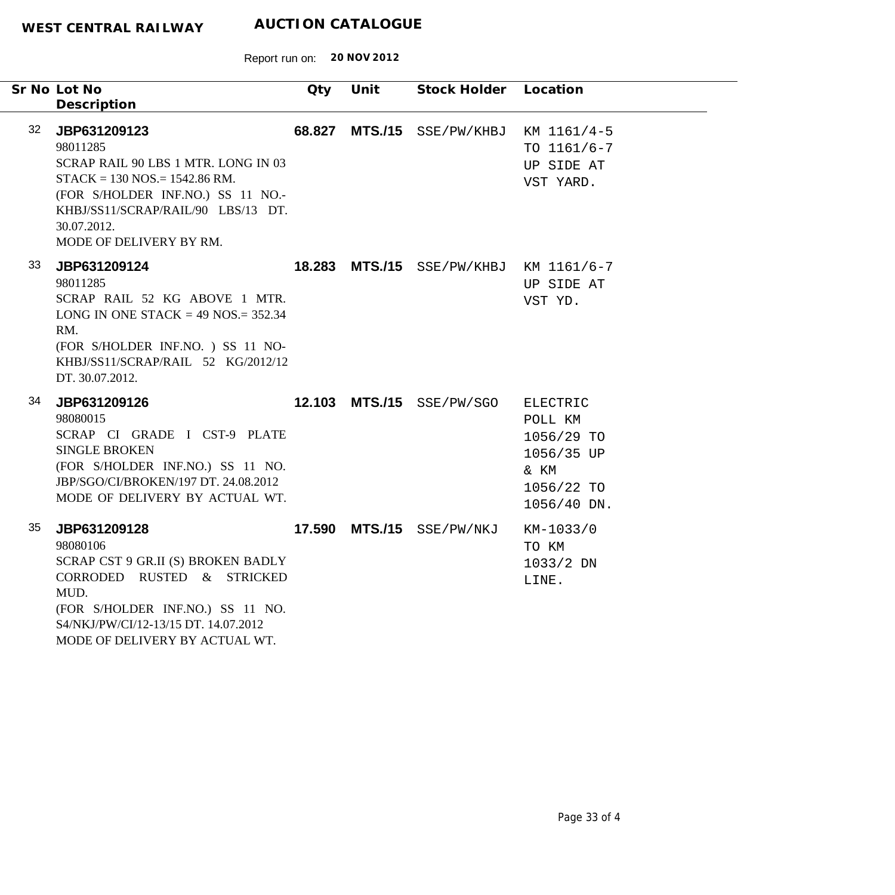**WEST CENTRAL RAILWAY** **AUCTION CATALOGUE**

Report run on: **20 NOV 2012**

| Sr No | Lot No / Description | Qty | Unit | Stock Holder | Location |
|---|---|---|---|---|---|
| 32 | **JBP631209123**<br>98011285<br>SCRAP RAIL 90 LBS 1 MTR. LONG IN 03 STACK = 130 NOS.= 1542.86 RM.<br>(FOR S/HOLDER INF.NO.) SS 11 NO.- KHBJ/SS11/SCRAP/RAIL/90 LBS/13 DT. 30.07.2012.<br>MODE OF DELIVERY BY RM. | **68.827** | **MTS./15** | SSE/PW/KHBJ | KM 1161/4-5 TO 1161/6-7 UP SIDE AT VST YARD. |
| 33 | **JBP631209124**<br>98011285<br>SCRAP RAIL 52 KG ABOVE 1 MTR. LONG IN ONE STACK = 49 NOS.= 352.34 RM.<br>(FOR S/HOLDER INF.NO. ) SS 11 NO- KHBJ/SS11/SCRAP/RAIL 52 KG/2012/12 DT. 30.07.2012. | **18.283** | **MTS./15** | SSE/PW/KHBJ | KM 1161/6-7 UP SIDE AT VST YD. |
| 34 | **JBP631209126**<br>98080015<br>SCRAP CI GRADE I CST-9 PLATE SINGLE BROKEN<br>(FOR S/HOLDER INF.NO.) SS 11 NO. JBP/SGO/CI/BROKEN/197 DT. 24.08.2012<br>MODE OF DELIVERY BY ACTUAL WT. | **12.103** | **MTS./15** | SSE/PW/SGO | ELECTRIC POLL KM 1056/29 TO 1056/35 UP & KM 1056/22 TO 1056/40 DN. |
| 35 | **JBP631209128**<br>98080106<br>SCRAP CST 9 GR.II (S) BROKEN BADLY CORRODED RUSTED & STRICKED MUD.<br>(FOR S/HOLDER INF.NO.) SS 11 NO. S4/NKJ/PW/CI/12-13/15 DT. 14.07.2012<br>MODE OF DELIVERY BY ACTUAL WT. | **17.590** | **MTS./15** | SSE/PW/NKJ | KM-1033/0 TO KM 1033/2 DN LINE. |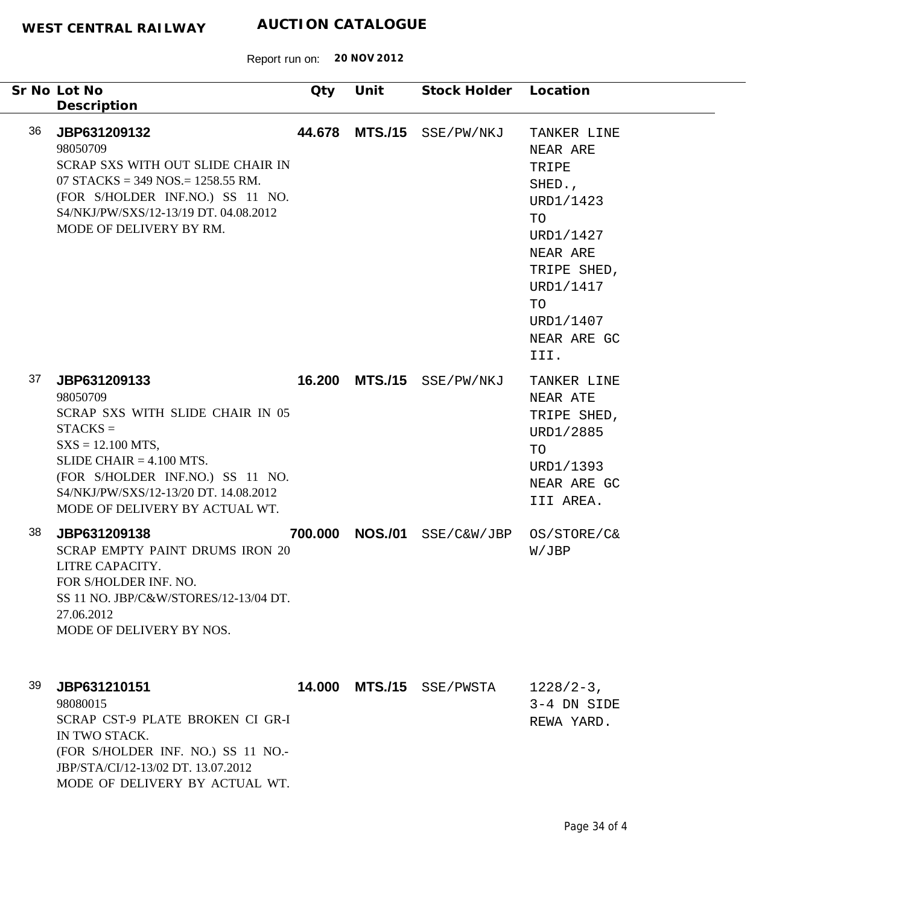**WEST CENTRAL RAILWAY** **AUCTION CATALOGUE**

Report run on: **20 NOV 2012**

| Sr No | Lot No / Description | Qty | Unit | Stock Holder | Location |
|---|---|---|---|---|---|
| 36 | **JBP631209132**<br>98050709<br>SCRAP SXS WITH OUT SLIDE CHAIR IN 07 STACKS = 349 NOS.= 1258.55 RM.<br>(FOR S/HOLDER INF.NO.) SS 11 NO. S4/NKJ/PW/SXS/12-13/19 DT. 04.08.2012<br>MODE OF DELIVERY BY RM. | **44.678** | **MTS./15** | SSE/PW/NKJ | TANKER LINE NEAR ARE TRIPE SHED., URD1/1423 TO URD1/1427 NEAR ARE TRIPE SHED, URD1/1417 TO URD1/1407 NEAR ARE GC III. |
| 37 | **JBP631209133**<br>98050709<br>SCRAP SXS WITH SLIDE CHAIR IN 05 STACKS =<br>SXS = 12.100 MTS,<br>SLIDE CHAIR = 4.100 MTS.<br>(FOR S/HOLDER INF.NO.) SS 11 NO. S4/NKJ/PW/SXS/12-13/20 DT. 14.08.2012<br>MODE OF DELIVERY BY ACTUAL WT. | **16.200** | **MTS./15** | SSE/PW/NKJ | TANKER LINE NEAR ATE TRIPE SHED, URD1/2885 TO URD1/1393 NEAR ARE GC III AREA. |
| 38 | **JBP631209138**<br>SCRAP EMPTY PAINT DRUMS IRON 20 LITRE CAPACITY.<br>FOR S/HOLDER INF. NO.<br>SS 11 NO. JBP/C&W/STORES/12-13/04 DT. 27.06.2012<br>MODE OF DELIVERY BY NOS. | **700.000** | **NOS./01** | SSE/C&W/JBP | OS/STORE/C&W/JBP |
| 39 | **JBP631210151**<br>98080015<br>SCRAP CST-9 PLATE BROKEN CI GR-I IN TWO STACK.<br>(FOR S/HOLDER INF. NO.) SS 11 NO.-JBP/STA/CI/12-13/02 DT. 13.07.2012<br>MODE OF DELIVERY BY ACTUAL WT. | **14.000** | **MTS./15** | SSE/PWSTA | 1228/2-3, 3-4 DN SIDE REWA YARD. |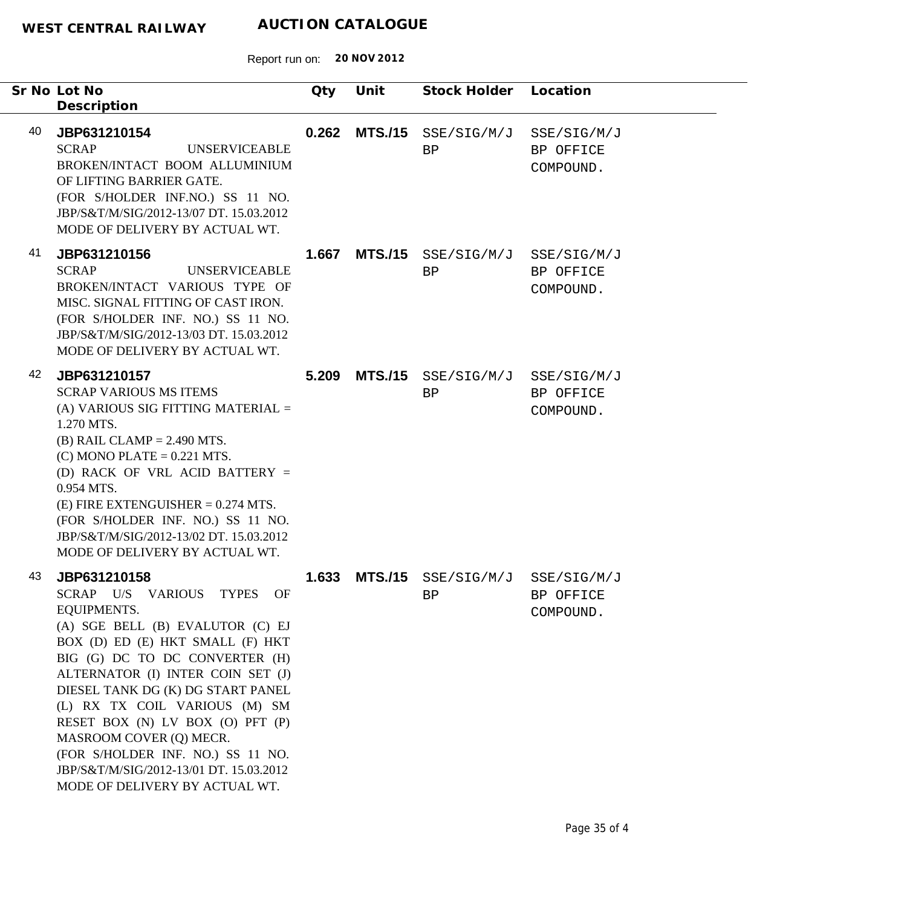| Sr No | Lot No / Description | Qty | Unit | Stock Holder | Location |
|---|---|---|---|---|---|
| 40 | **JBP631210154**<br>SCRAP UNSERVICEABLE BROKEN/INTACT BOOM ALLUMINIUM OF LIFTING BARRIER GATE.<br>(FOR S/HOLDER INF.NO.) SS 11 NO. JBP/S&T/M/SIG/2012-13/07 DT. 15.03.2012<br>MODE OF DELIVERY BY ACTUAL WT. | **0.262** | **MTS./15** | SSE/SIG/M/JBP | SSE/SIG/M/JBP OFFICE COMPOUND. |
| 41 | **JBP631210156**<br>SCRAP UNSERVICEABLE BROKEN/INTACT VARIOUS TYPE OF MISC. SIGNAL FITTING OF CAST IRON.<br>(FOR S/HOLDER INF. NO.) SS 11 NO. JBP/S&T/M/SIG/2012-13/03 DT. 15.03.2012<br>MODE OF DELIVERY BY ACTUAL WT. | **1.667** | **MTS./15** | SSE/SIG/M/JBP | SSE/SIG/M/JBP OFFICE COMPOUND. |
| 42 | **JBP631210157**<br>SCRAP VARIOUS MS ITEMS<br>(A) VARIOUS SIG FITTING MATERIAL = 1.270 MTS.<br>(B) RAIL CLAMP = 2.490 MTS.<br>(C) MONO PLATE = 0.221 MTS.<br>(D) RACK OF VRL ACID BATTERY = 0.954 MTS.<br>(E) FIRE EXTENGUISHER = 0.274 MTS.<br>(FOR S/HOLDER INF. NO.) SS 11 NO. JBP/S&T/M/SIG/2012-13/02 DT. 15.03.2012<br>MODE OF DELIVERY BY ACTUAL WT. | **5.209** | **MTS./15** | SSE/SIG/M/JBP | SSE/SIG/M/JBP OFFICE COMPOUND. |
| 43 | **JBP631210158**<br>SCRAP U/S VARIOUS TYPES OF EQUIPMENTS.<br>(A) SGE BELL (B) EVALUTOR (C) EJ BOX (D) ED (E) HKT SMALL (F) HKT BIG (G) DC TO DC CONVERTER (H) ALTERNATOR (I) INTER COIN SET (J) DIESEL TANK DG (K) DG START PANEL (L) RX TX COIL VARIOUS (M) SM RESET BOX (N) LV BOX (O) PFT (P) MASROOM COVER (Q) MECR.<br>(FOR S/HOLDER INF. NO.) SS 11 NO. JBP/S&T/M/SIG/2012-13/01 DT. 15.03.2012<br>MODE OF DELIVERY BY ACTUAL WT. | **1.633** | **MTS./15** | SSE/SIG/M/JBP | SSE/SIG/M/JBP OFFICE COMPOUND. |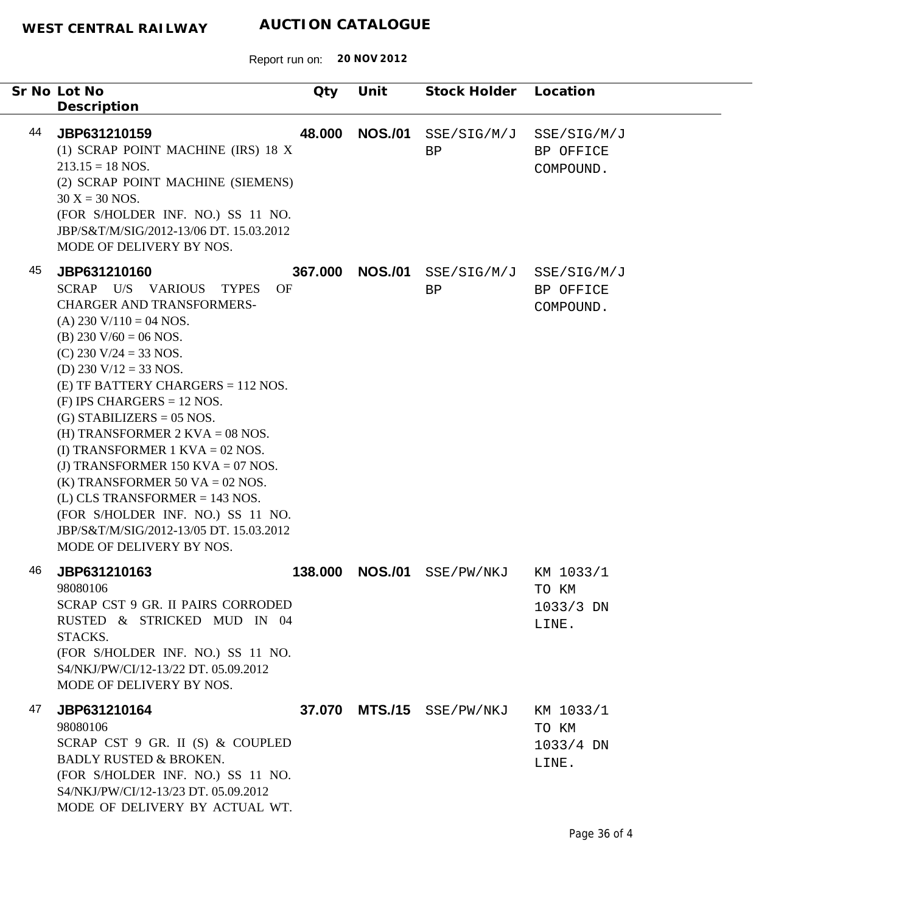**WEST CENTRAL RAILWAY** **AUCTION CATALOGUE**

Report run on: **20 NOV 2012**

| Sr No | Lot No / Description | Qty | Unit | Stock Holder | Location |
|---|---|---|---|---|---|
| 44 | **JBP631210159**<br>(1) SCRAP POINT MACHINE (IRS) 18 X 213.15 = 18 NOS.<br>(2) SCRAP POINT MACHINE (SIEMENS) 30 X = 30 NOS.<br>(FOR S/HOLDER INF. NO.) SS 11 NO. JBP/S&T/M/SIG/2012-13/06 DT. 15.03.2012<br>MODE OF DELIVERY BY NOS. | **48.000** | **NOS./01** | SSE/SIG/M/JBP | SSE/SIG/M/JBP OFFICE COMPOUND. |
| 45 | **JBP631210160**<br>SCRAP U/S VARIOUS TYPES OF CHARGER AND TRANSFORMERS-<br>(A) 230 V/110 = 04 NOS.<br>(B) 230 V/60 = 06 NOS.<br>(C) 230 V/24 = 33 NOS.<br>(D) 230 V/12 = 33 NOS.<br>(E) TF BATTERY CHARGERS = 112 NOS.<br>(F) IPS CHARGERS = 12 NOS.<br>(G) STABILIZERS = 05 NOS.<br>(H) TRANSFORMER 2 KVA = 08 NOS.<br>(I) TRANSFORMER 1 KVA = 02 NOS.<br>(J) TRANSFORMER 150 KVA = 07 NOS.<br>(K) TRANSFORMER 50 VA = 02 NOS.<br>(L) CLS TRANSFORMER = 143 NOS.<br>(FOR S/HOLDER INF. NO.) SS 11 NO. JBP/S&T/M/SIG/2012-13/05 DT. 15.03.2012<br>MODE OF DELIVERY BY NOS. | **367.000** | **NOS./01** | SSE/SIG/M/JBP | SSE/SIG/M/JBP OFFICE COMPOUND. |
| 46 | **JBP631210163**<br>98080106<br>SCRAP CST 9 GR. II PAIRS CORRODED RUSTED & STRICKED MUD IN 04 STACKS.<br>(FOR S/HOLDER INF. NO.) SS 11 NO. S4/NKJ/PW/CI/12-13/22 DT. 05.09.2012<br>MODE OF DELIVERY BY NOS. | **138.000** | **NOS./01** | SSE/PW/NKJ | KM 1033/1 TO KM 1033/3 DN LINE. |
| 47 | **JBP631210164**<br>98080106<br>SCRAP CST 9 GR. II (S) & COUPLED BADLY RUSTED & BROKEN.<br>(FOR S/HOLDER INF. NO.) SS 11 NO. S4/NKJ/PW/CI/12-13/23 DT. 05.09.2012<br>MODE OF DELIVERY BY ACTUAL WT. | **37.070** | **MTS./15** | SSE/PW/NKJ | KM 1033/1 TO KM 1033/4 DN LINE. |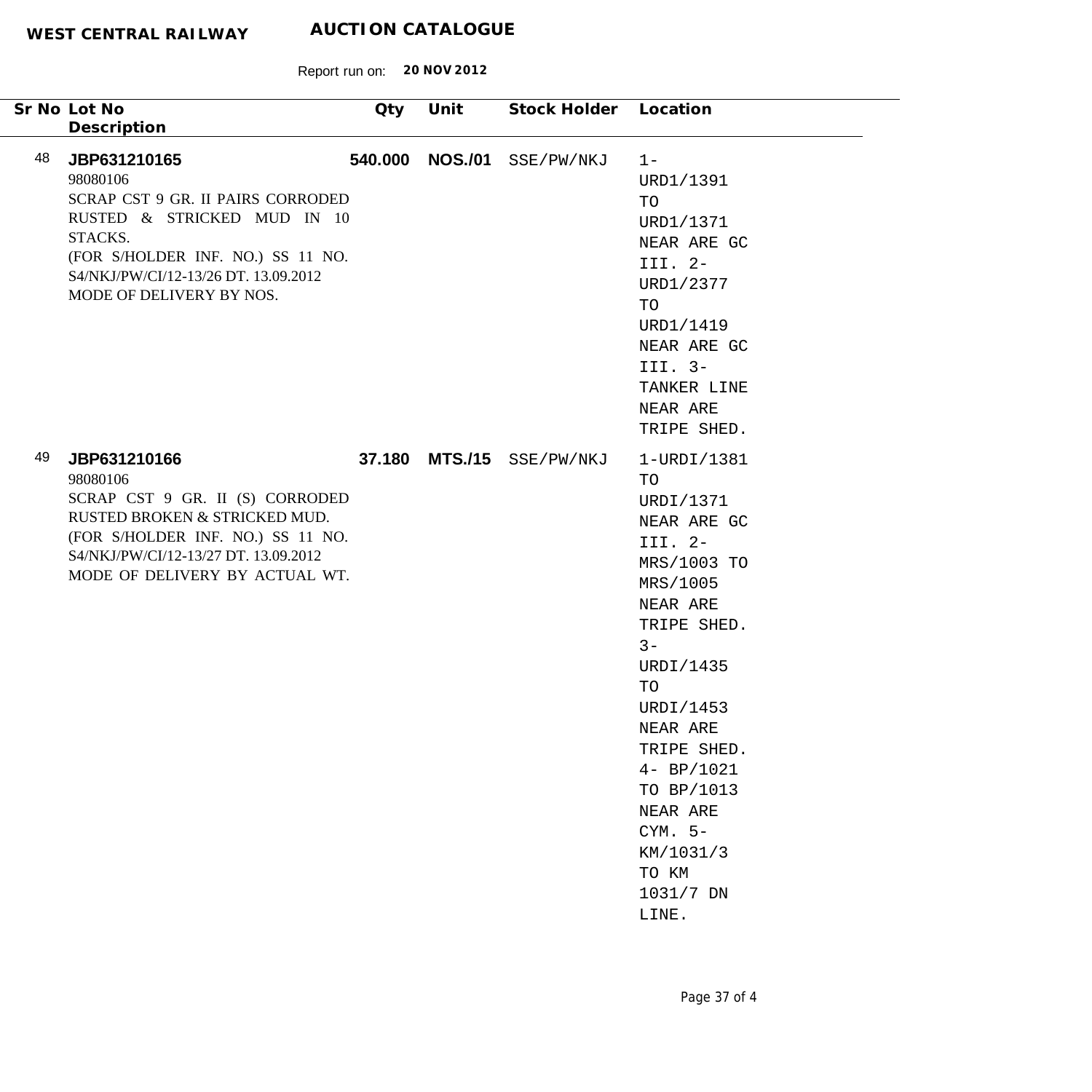**WEST CENTRAL RAILWAY** **AUCTION CATALOGUE**

Report run on: **20 NOV 2012**

| Sr No | Lot No / Description | Qty | Unit | Stock Holder | Location |
|---|---|---|---|---|---|
| 48 | **JBP631210165**<br>98080106<br>SCRAP CST 9 GR. II PAIRS CORRODED RUSTED & STRICKED MUD IN 10 STACKS.<br>(FOR S/HOLDER INF. NO.) SS 11 NO. S4/NKJ/PW/CI/12-13/26 DT. 13.09.2012<br>MODE OF DELIVERY BY NOS. | **540.000** | **NOS./01** | SSE/PW/NKJ | 1-URD1/1391 TO URD1/1371 NEAR ARE GC III. 2-URD1/2377 TO URD1/1419 NEAR ARE GC III. 3-TANKER LINE NEAR ARE TRIPE SHED. |
| 49 | **JBP631210166**<br>98080106<br>SCRAP CST 9 GR. II (S) CORRODED RUSTED BROKEN & STRICKED MUD.<br>(FOR S/HOLDER INF. NO.) SS 11 NO. S4/NKJ/PW/CI/12-13/27 DT. 13.09.2012<br>MODE OF DELIVERY BY ACTUAL WT. | **37.180** | **MTS./15** | SSE/PW/NKJ | 1-URDI/1381 TO URDI/1371 NEAR ARE GC III. 2-MRS/1003 TO MRS/1005 NEAR ARE TRIPE SHED. 3-URDI/1435 TO URDI/1453 NEAR ARE TRIPE SHED. 4- BP/1021 TO BP/1013 NEAR ARE CYM. 5-KM/1031/3 TO KM 1031/7 DN LINE. |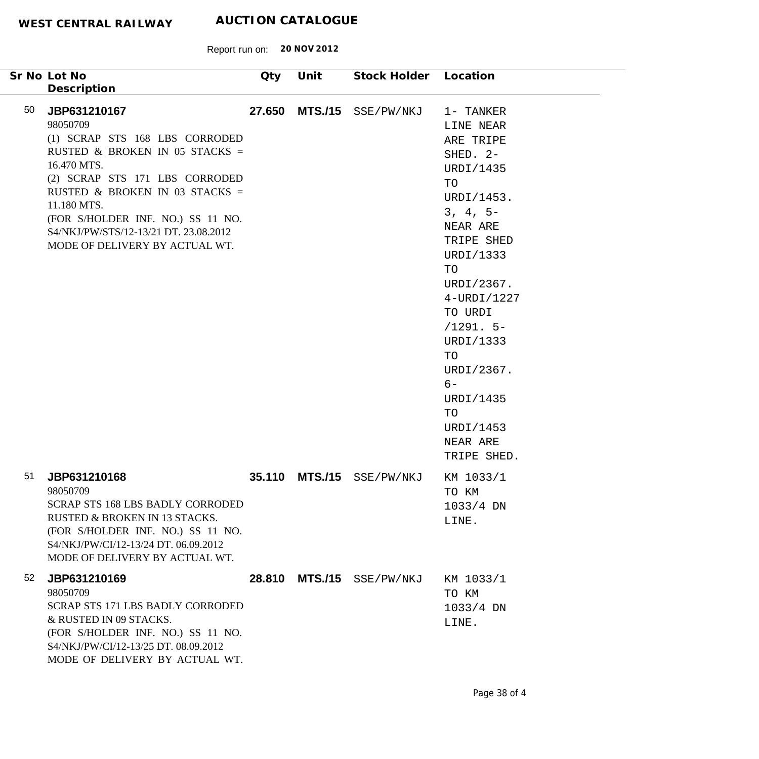**WEST CENTRAL RAILWAY** **AUCTION CATALOGUE**

Report run on: **20 NOV 2012**

| Sr No | Lot No / Description | Qty | Unit | Stock Holder | Location |
|---|---|---|---|---|---|
| 50 | **JBP631210167**<br>98050709<br>(1) SCRAP STS 168 LBS CORRODED RUSTED & BROKEN IN 05 STACKS = 16.470 MTS.<br>(2) SCRAP STS 171 LBS CORRODED RUSTED & BROKEN IN 03 STACKS = 11.180 MTS.<br>(FOR S/HOLDER INF. NO.) SS 11 NO. S4/NKJ/PW/STS/12-13/21 DT. 23.08.2012<br>MODE OF DELIVERY BY ACTUAL WT. | **27.650** | **MTS./15** | SSE/PW/NKJ | 1- TANKER LINE NEAR ARE TRIPE SHED. 2- URDI/1435 TO URDI/1453. 3, 4, 5- NEAR ARE TRIPE SHED URDI/1333 TO URDI/2367. 4-URDI/1227 TO URDI /1291. 5- URDI/1333 TO URDI/2367. 6- URDI/1435 TO URDI/1453 NEAR ARE TRIPE SHED. |
| 51 | **JBP631210168**<br>98050709<br>SCRAP STS 168 LBS BADLY CORRODED RUSTED & BROKEN IN 13 STACKS.<br>(FOR S/HOLDER INF. NO.) SS 11 NO. S4/NKJ/PW/CI/12-13/24 DT. 06.09.2012<br>MODE OF DELIVERY BY ACTUAL WT. | **35.110** | **MTS./15** | SSE/PW/NKJ | KM 1033/1 TO KM 1033/4 DN LINE. |
| 52 | **JBP631210169**<br>98050709<br>SCRAP STS 171 LBS BADLY CORRODED & RUSTED IN 09 STACKS.<br>(FOR S/HOLDER INF. NO.) SS 11 NO. S4/NKJ/PW/CI/12-13/25 DT. 08.09.2012<br>MODE OF DELIVERY BY ACTUAL WT. | **28.810** | **MTS./15** | SSE/PW/NKJ | KM 1033/1 TO KM 1033/4 DN LINE. |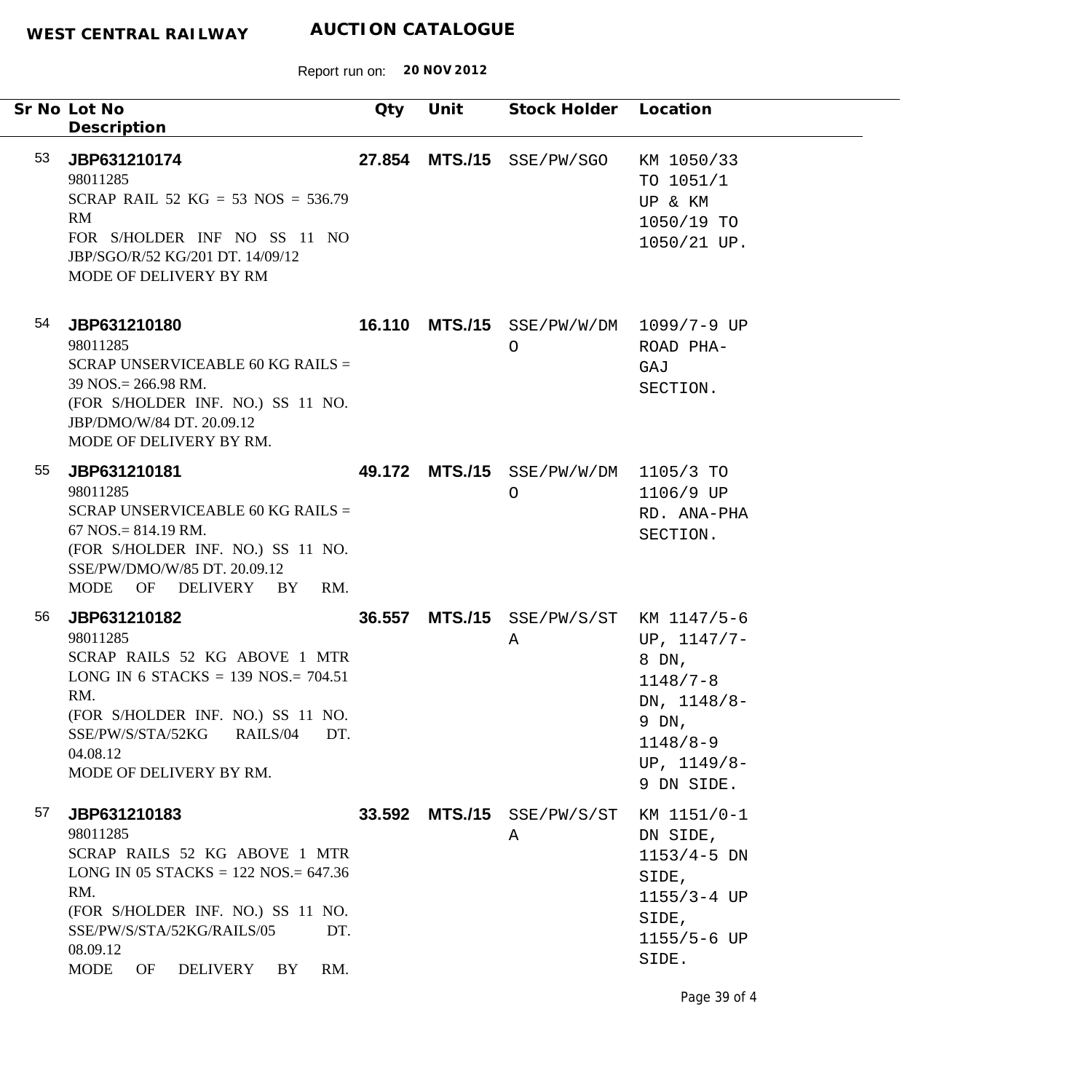**WEST CENTRAL RAILWAY** **AUCTION CATALOGUE**

Report run on: **20 NOV 2012**

| Sr No | Lot No / Description | Qty | Unit | Stock Holder | Location |
|---|---|---|---|---|---|
| 53 | **JBP631210174**<br>98011285<br>SCRAP RAIL 52 KG = 53 NOS = 536.79 RM<br>FOR S/HOLDER INF NO SS 11 NO JBP/SGO/R/52 KG/201 DT. 14/09/12<br>MODE OF DELIVERY BY RM | **27.854** | **MTS./15** | SSE/PW/SGO | KM 1050/33 TO 1051/1 UP & KM 1050/19 TO 1050/21 UP. |
| 54 | **JBP631210180**<br>98011285<br>SCRAP UNSERVICEABLE 60 KG RAILS = 39 NOS.= 266.98 RM.<br>(FOR S/HOLDER INF. NO.) SS 11 NO. JBP/DMO/W/84 DT. 20.09.12<br>MODE OF DELIVERY BY RM. | **16.110** | **MTS./15** | SSE/PW/W/DMO | 1099/7-9 UP ROAD PHA-GAJ SECTION. |
| 55 | **JBP631210181**<br>98011285<br>SCRAP UNSERVICEABLE 60 KG RAILS = 67 NOS.= 814.19 RM.<br>(FOR S/HOLDER INF. NO.) SS 11 NO. SSE/PW/DMO/W/85 DT. 20.09.12<br>MODE OF DELIVERY BY RM. | **49.172** | **MTS./15** | SSE/PW/W/DMO | 1105/3 TO 1106/9 UP RD. ANA-PHA SECTION. |
| 56 | **JBP631210182**<br>98011285<br>SCRAP RAILS 52 KG ABOVE 1 MTR LONG IN 6 STACKS = 139 NOS.= 704.51 RM.<br>(FOR S/HOLDER INF. NO.) SS 11 NO. SSE/PW/S/STA/52KG RAILS/04 DT. 04.08.12<br>MODE OF DELIVERY BY RM. | **36.557** | **MTS./15** | SSE/PW/S/STA | KM 1147/5-6 UP, 1147/7-8 DN, 1148/7-8 DN, 1148/8-9 DN, 1148/8-9 UP, 1149/8-9 DN SIDE. |
| 57 | **JBP631210183**<br>98011285<br>SCRAP RAILS 52 KG ABOVE 1 MTR LONG IN 05 STACKS = 122 NOS.= 647.36 RM.<br>(FOR S/HOLDER INF. NO.) SS 11 NO. SSE/PW/S/STA/52KG/RAILS/05 DT. 08.09.12<br>MODE OF DELIVERY BY RM. | **33.592** | **MTS./15** | SSE/PW/S/STA | KM 1151/0-1 DN SIDE, 1153/4-5 DN SIDE, 1155/3-4 UP SIDE, 1155/5-6 UP SIDE. |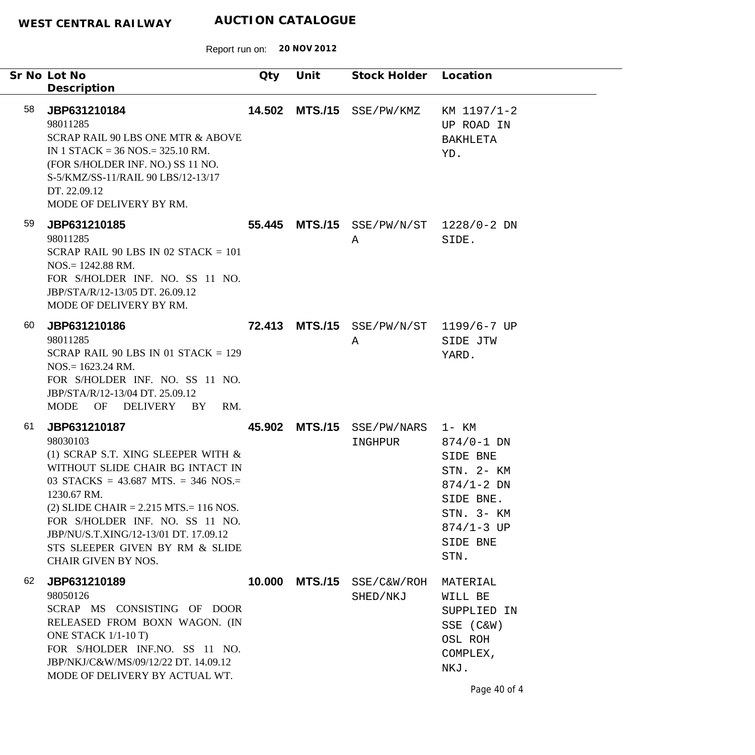**WEST CENTRAL RAILWAY** **AUCTION CATALOGUE**

Report run on: **20 NOV 2012**

| Sr No | Lot No / Description | Qty | Unit | Stock Holder | Location |
|---|---|---|---|---|---|
| 58 | **JBP631210184**<br>98011285<br>SCRAP RAIL 90 LBS ONE MTR & ABOVE IN 1 STACK = 36 NOS.= 325.10 RM.<br>(FOR S/HOLDER INF. NO.) SS 11 NO. S-5/KMZ/SS-11/RAIL 90 LBS/12-13/17 DT. 22.09.12<br>MODE OF DELIVERY BY RM. | **14.502** | **MTS./15** | SSE/PW/KMZ | KM 1197/1-2 UP ROAD IN BAKHLETA YD. |
| 59 | **JBP631210185**<br>98011285<br>SCRAP RAIL 90 LBS IN 02 STACK = 101 NOS.= 1242.88 RM.<br>FOR S/HOLDER INF. NO. SS 11 NO. JBP/STA/R/12-13/05 DT. 26.09.12<br>MODE OF DELIVERY BY RM. | **55.445** | **MTS./15** | SSE/PW/N/STA | 1228/0-2 DN SIDE. |
| 60 | **JBP631210186**<br>98011285<br>SCRAP RAIL 90 LBS IN 01 STACK = 129 NOS.= 1623.24 RM.<br>FOR S/HOLDER INF. NO. SS 11 NO. JBP/STA/R/12-13/04 DT. 25.09.12<br>MODE OF DELIVERY BY RM. | **72.413** | **MTS./15** | SSE/PW/N/STA | 1199/6-7 UP SIDE JTW YARD. |
| 61 | **JBP631210187**<br>98030103<br>(1) SCRAP S.T. XING SLEEPER WITH & WITHOUT SLIDE CHAIR BG INTACT IN 03 STACKS = 43.687 MTS. = 346 NOS.= 1230.67 RM.<br>(2) SLIDE CHAIR = 2.215 MTS.= 116 NOS.<br>FOR S/HOLDER INF. NO. SS 11 NO. JBP/NU/S.T.XING/12-13/01 DT. 17.09.12<br>STS SLEEPER GIVEN BY RM & SLIDE CHAIR GIVEN BY NOS. | **45.902** | **MTS./15** | SSE/PW/NARSINGHPUR | 1- KM 874/0-1 DN SIDE BNE STN. 2- KM 874/1-2 DN SIDE BNE. STN. 3- KM 874/1-3 UP SIDE BNE STN. |
| 62 | **JBP631210189**<br>98050126<br>SCRAP MS CONSISTING OF DOOR RELEASED FROM BOXN WAGON. (IN ONE STACK 1/1-10 T)<br>FOR S/HOLDER INF.NO. SS 11 NO. JBP/NKJ/C&W/MS/09/12/22 DT. 14.09.12<br>MODE OF DELIVERY BY ACTUAL WT. | **10.000** | **MTS./15** | SSE/C&W/ROHSHED/NKJ | MATERIAL WILL BE SUPPLIED IN SSE (C&W) OSL ROH COMPLEX, NKJ. |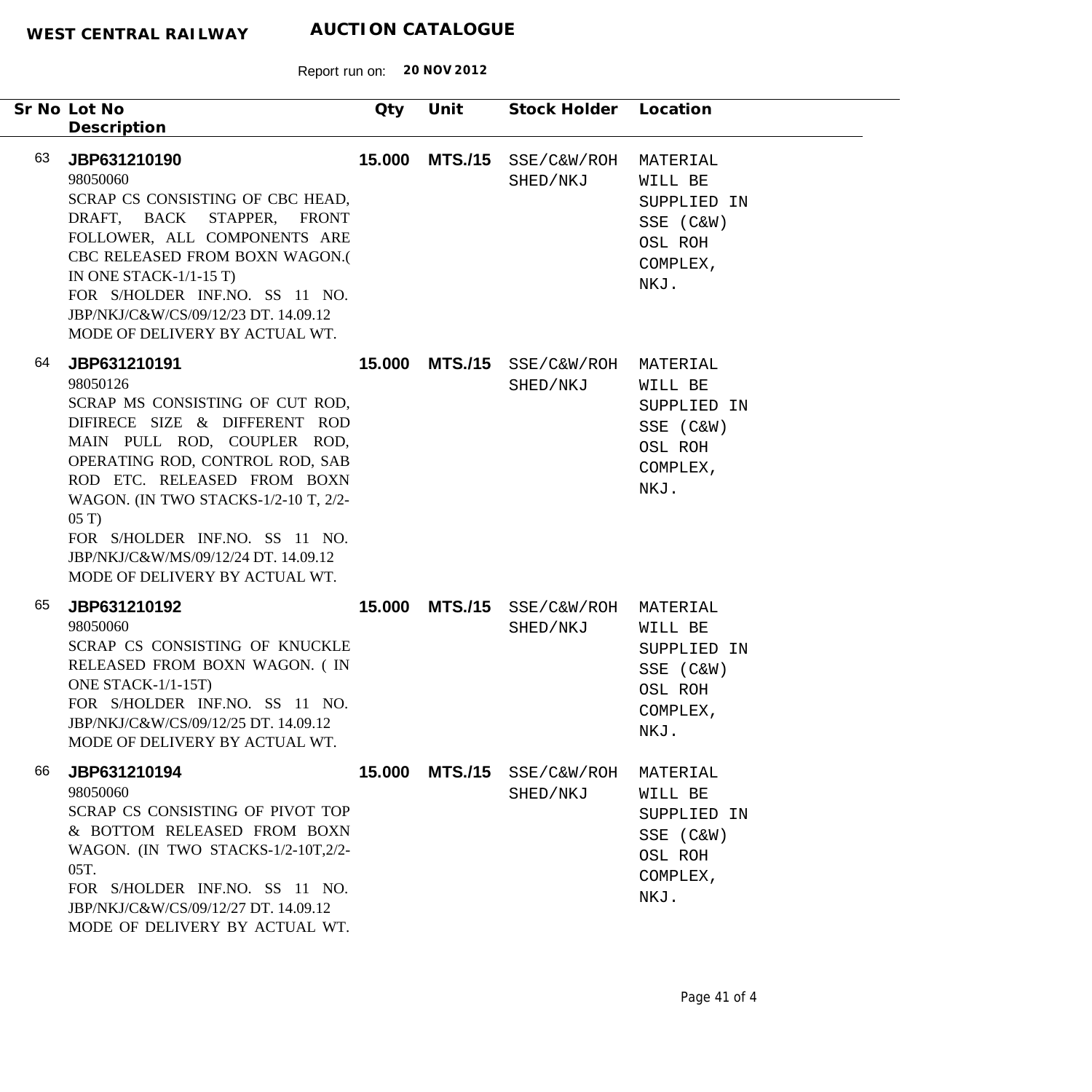**WEST CENTRAL RAILWAY** **AUCTION CATALOGUE**

Report run on: **20 NOV 2012**

| Sr No | Lot No<br>Description | Qty | Unit | Stock Holder | Location |
|---|---|---|---|---|---|
| 63 | **JBP631210190**<br>98050060<br>SCRAP CS CONSISTING OF CBC HEAD, DRAFT, BACK STAPPER, FRONT FOLLOWER, ALL COMPONENTS ARE CBC RELEASED FROM BOXN WAGON.( IN ONE STACK-1/1-15 T)<br>FOR S/HOLDER INF.NO. SS 11 NO. JBP/NKJ/C&W/CS/09/12/23 DT. 14.09.12<br>MODE OF DELIVERY BY ACTUAL WT. | **15.000** | **MTS./15** | SSE/C&W/ROH SHED/NKJ | MATERIAL WILL BE SUPPLIED IN SSE (C&W) OSL ROH COMPLEX, NKJ. |
| 64 | **JBP631210191**<br>98050126<br>SCRAP MS CONSISTING OF CUT ROD, DIFIRECE SIZE & DIFFERENT ROD MAIN PULL ROD, COUPLER ROD, OPERATING ROD, CONTROL ROD, SAB ROD ETC. RELEASED FROM BOXN WAGON. (IN TWO STACKS-1/2-10 T, 2/2-05 T)<br>FOR S/HOLDER INF.NO. SS 11 NO. JBP/NKJ/C&W/MS/09/12/24 DT. 14.09.12<br>MODE OF DELIVERY BY ACTUAL WT. | **15.000** | **MTS./15** | SSE/C&W/ROH SHED/NKJ | MATERIAL WILL BE SUPPLIED IN SSE (C&W) OSL ROH COMPLEX, NKJ. |
| 65 | **JBP631210192**<br>98050060<br>SCRAP CS CONSISTING OF KNUCKLE RELEASED FROM BOXN WAGON. ( IN ONE STACK-1/1-15T)<br>FOR S/HOLDER INF.NO. SS 11 NO. JBP/NKJ/C&W/CS/09/12/25 DT. 14.09.12<br>MODE OF DELIVERY BY ACTUAL WT. | **15.000** | **MTS./15** | SSE/C&W/ROH SHED/NKJ | MATERIAL WILL BE SUPPLIED IN SSE (C&W) OSL ROH COMPLEX, NKJ. |
| 66 | **JBP631210194**<br>98050060<br>SCRAP CS CONSISTING OF PIVOT TOP & BOTTOM RELEASED FROM BOXN WAGON. (IN TWO STACKS-1/2-10T,2/2-05T.<br>FOR S/HOLDER INF.NO. SS 11 NO. JBP/NKJ/C&W/CS/09/12/27 DT. 14.09.12<br>MODE OF DELIVERY BY ACTUAL WT. | **15.000** | **MTS./15** | SSE/C&W/ROH SHED/NKJ | MATERIAL WILL BE SUPPLIED IN SSE (C&W) OSL ROH COMPLEX, NKJ. |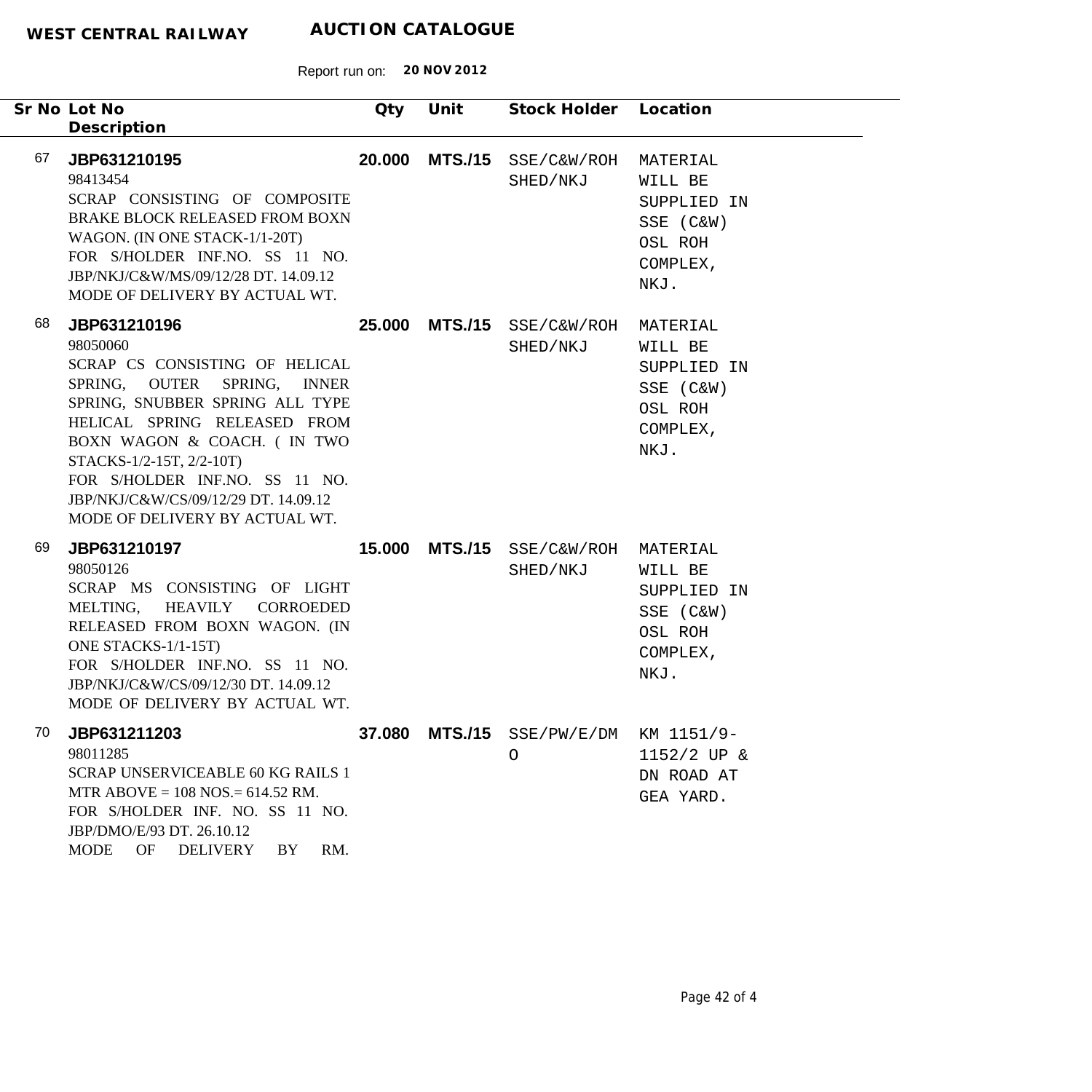**WEST CENTRAL RAILWAY** **AUCTION CATALOGUE**

Report run on: **20 NOV 2012**

| Sr No | Lot No / Description | Qty | Unit | Stock Holder | Location |
|---|---|---|---|---|---|
| 67 | **JBP631210195**<br>98413454<br>SCRAP CONSISTING OF COMPOSITE BRAKE BLOCK RELEASED FROM BOXN WAGON. (IN ONE STACK-1/1-20T)<br>FOR S/HOLDER INF.NO. SS 11 NO. JBP/NKJ/C&W/MS/09/12/28 DT. 14.09.12<br>MODE OF DELIVERY BY ACTUAL WT. | **20.000** | **MTS./15** | SSE/C&W/ROH SHED/NKJ | MATERIAL WILL BE SUPPLIED IN SSE (C&W) OSL ROH COMPLEX, NKJ. |
| 68 | **JBP631210196**<br>98050060<br>SCRAP CS CONSISTING OF HELICAL SPRING, OUTER SPRING, INNER SPRING, SNUBBER SPRING ALL TYPE HELICAL SPRING RELEASED FROM BOXN WAGON & COACH. ( IN TWO STACKS-1/2-15T, 2/2-10T)<br>FOR S/HOLDER INF.NO. SS 11 NO. JBP/NKJ/C&W/CS/09/12/29 DT. 14.09.12<br>MODE OF DELIVERY BY ACTUAL WT. | **25.000** | **MTS./15** | SSE/C&W/ROH SHED/NKJ | MATERIAL WILL BE SUPPLIED IN SSE (C&W) OSL ROH COMPLEX, NKJ. |
| 69 | **JBP631210197**<br>98050126<br>SCRAP MS CONSISTING OF LIGHT MELTING, HEAVILY CORROEDED RELEASED FROM BOXN WAGON. (IN ONE STACKS-1/1-15T)<br>FOR S/HOLDER INF.NO. SS 11 NO. JBP/NKJ/C&W/CS/09/12/30 DT. 14.09.12<br>MODE OF DELIVERY BY ACTUAL WT. | **15.000** | **MTS./15** | SSE/C&W/ROH SHED/NKJ | MATERIAL WILL BE SUPPLIED IN SSE (C&W) OSL ROH COMPLEX, NKJ. |
| 70 | **JBP631211203**<br>98011285<br>SCRAP UNSERVICEABLE 60 KG RAILS 1 MTR ABOVE = 108 NOS.= 614.52 RM.<br>FOR S/HOLDER INF. NO. SS 11 NO. JBP/DMO/E/93 DT. 26.10.12<br>MODE OF DELIVERY BY RM. | **37.080** | **MTS./15** | SSE/PW/E/DMO | KM 1151/9-1152/2 UP & DN ROAD AT GEA YARD. |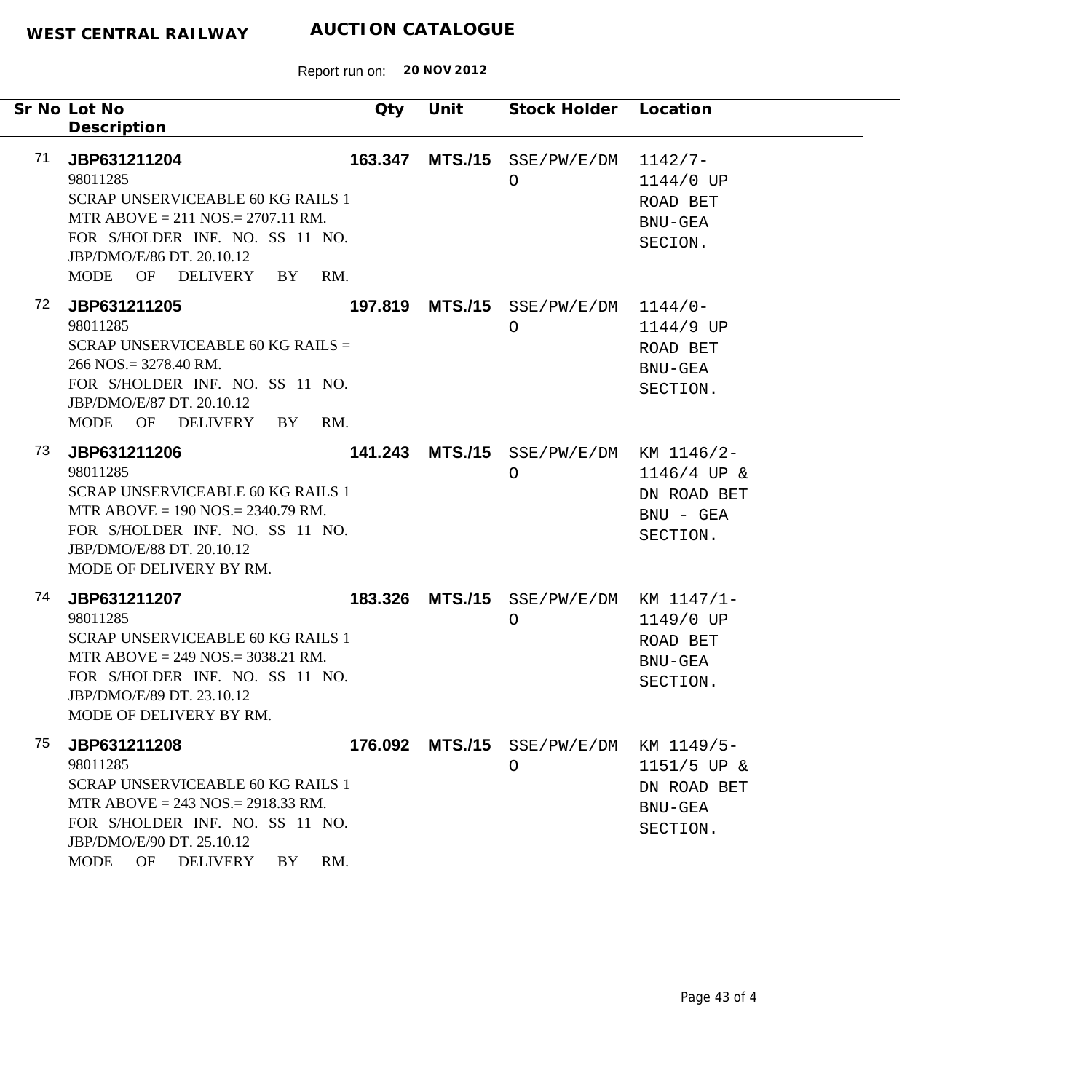**WEST CENTRAL RAILWAY** **AUCTION CATALOGUE**

Report run on: **20 NOV 2012**

| Sr No | Lot No / Description | Qty | Unit | Stock Holder | Location |
|---|---|---|---|---|---|
| 71 | **JBP631211204**<br>98011285<br>SCRAP UNSERVICEABLE 60 KG RAILS 1 MTR ABOVE = 211 NOS.= 2707.11 RM.<br>FOR S/HOLDER INF. NO. SS 11 NO. JBP/DMO/E/86 DT. 20.10.12<br>MODE OF DELIVERY BY RM. | **163.347** | **MTS./15** | SSE/PW/E/DMO | 1142/7-1144/0 UP ROAD BET BNU-GEA SECION. |
| 72 | **JBP631211205**<br>98011285<br>SCRAP UNSERVICEABLE 60 KG RAILS = 266 NOS.= 3278.40 RM.<br>FOR S/HOLDER INF. NO. SS 11 NO. JBP/DMO/E/87 DT. 20.10.12<br>MODE OF DELIVERY BY RM. | **197.819** | **MTS./15** | SSE/PW/E/DMO | 1144/0-1144/9 UP ROAD BET BNU-GEA SECTION. |
| 73 | **JBP631211206**<br>98011285<br>SCRAP UNSERVICEABLE 60 KG RAILS 1 MTR ABOVE = 190 NOS.= 2340.79 RM.<br>FOR S/HOLDER INF. NO. SS 11 NO. JBP/DMO/E/88 DT. 20.10.12<br>MODE OF DELIVERY BY RM. | **141.243** | **MTS./15** | SSE/PW/E/DMO | KM 1146/2-1146/4 UP & DN ROAD BET BNU - GEA SECTION. |
| 74 | **JBP631211207**<br>98011285<br>SCRAP UNSERVICEABLE 60 KG RAILS 1 MTR ABOVE = 249 NOS.= 3038.21 RM.<br>FOR S/HOLDER INF. NO. SS 11 NO. JBP/DMO/E/89 DT. 23.10.12<br>MODE OF DELIVERY BY RM. | **183.326** | **MTS./15** | SSE/PW/E/DMO | KM 1147/1-1149/0 UP ROAD BET BNU-GEA SECTION. |
| 75 | **JBP631211208**<br>98011285<br>SCRAP UNSERVICEABLE 60 KG RAILS 1 MTR ABOVE = 243 NOS.= 2918.33 RM.<br>FOR S/HOLDER INF. NO. SS 11 NO. JBP/DMO/E/90 DT. 25.10.12<br>MODE OF DELIVERY BY RM. | **176.092** | **MTS./15** | SSE/PW/E/DMO | KM 1149/5-1151/5 UP & DN ROAD BET BNU-GEA SECTION. |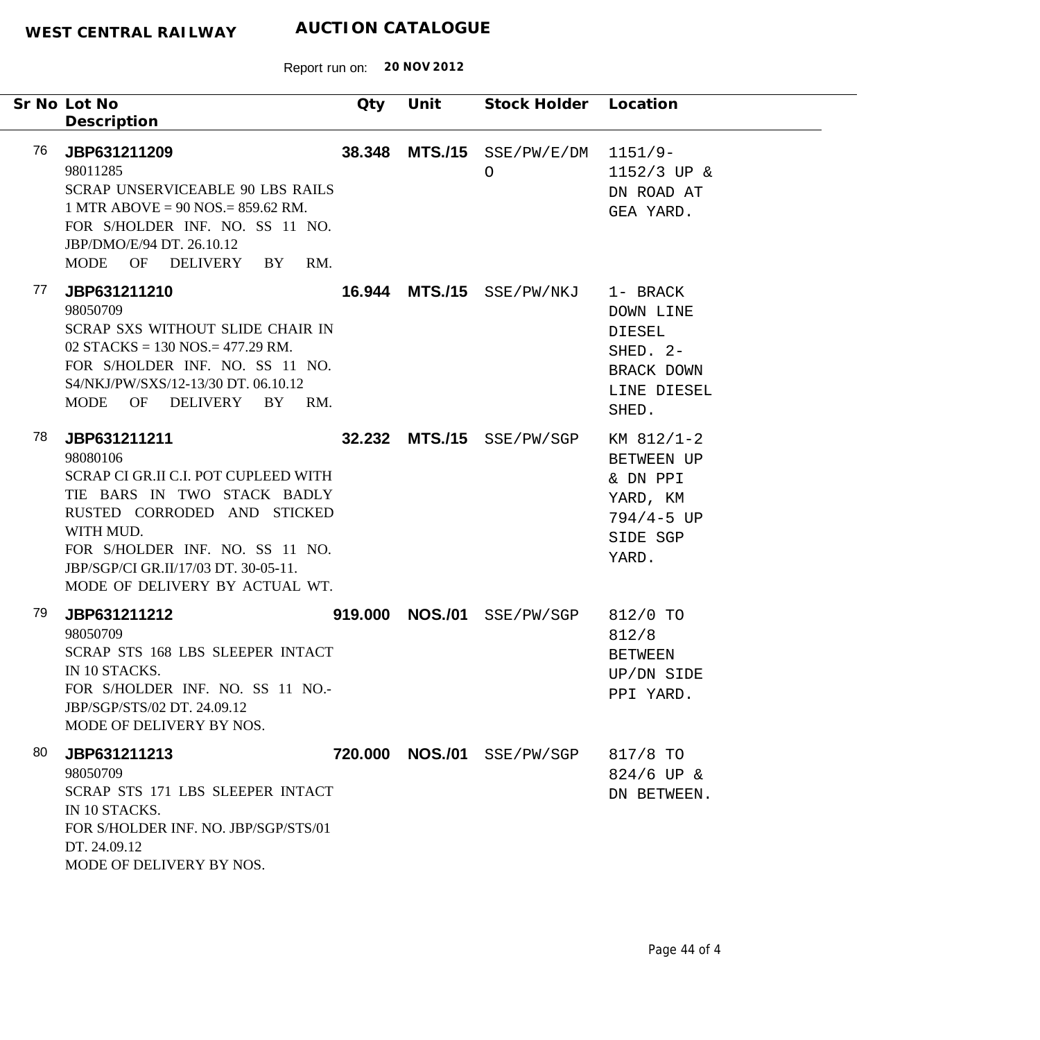**WEST CENTRAL RAILWAY** **AUCTION CATALOGUE**

Report run on: **20 NOV 2012**

| Sr No | Lot No<br>Description | Qty | Unit | Stock Holder | Location |
|---|---|---|---|---|---|
| 76 | **JBP631211209**<br>98011285<br>SCRAP UNSERVICEABLE 90 LBS RAILS 1 MTR ABOVE = 90 NOS.= 859.62 RM.<br>FOR S/HOLDER INF. NO. SS 11 NO. JBP/DMO/E/94 DT. 26.10.12<br>MODE OF DELIVERY BY RM. | **38.348** | **MTS./15** | SSE/PW/E/DMO | 1151/9-1152/3 UP & DN ROAD AT GEA YARD. |
| 77 | **JBP631211210**<br>98050709<br>SCRAP SXS WITHOUT SLIDE CHAIR IN 02 STACKS = 130 NOS.= 477.29 RM.<br>FOR S/HOLDER INF. NO. SS 11 NO. S4/NKJ/PW/SXS/12-13/30 DT. 06.10.12<br>MODE OF DELIVERY BY RM. | **16.944** | **MTS./15** | SSE/PW/NKJ | 1- BRACK DOWN LINE DIESEL SHED. 2- BRACK DOWN LINE DIESEL SHED. |
| 78 | **JBP631211211**<br>98080106<br>SCRAP CI GR.II C.I. POT CUPLEED WITH TIE BARS IN TWO STACK BADLY RUSTED CORRODED AND STICKED WITH MUD.<br>FOR S/HOLDER INF. NO. SS 11 NO. JBP/SGP/CI GR.II/17/03 DT. 30-05-11.<br>MODE OF DELIVERY BY ACTUAL WT. | **32.232** | **MTS./15** | SSE/PW/SGP | KM 812/1-2 BETWEEN UP & DN PPI YARD, KM 794/4-5 UP SIDE SGP YARD. |
| 79 | **JBP631211212**<br>98050709<br>SCRAP STS 168 LBS SLEEPER INTACT IN 10 STACKS.<br>FOR S/HOLDER INF. NO. SS 11 NO.- JBP/SGP/STS/02 DT. 24.09.12<br>MODE OF DELIVERY BY NOS. | **919.000** | **NOS./01** | SSE/PW/SGP | 812/0 TO 812/8 BETWEEN UP/DN SIDE PPI YARD. |
| 80 | **JBP631211213**<br>98050709<br>SCRAP STS 171 LBS SLEEPER INTACT IN 10 STACKS.<br>FOR S/HOLDER INF. NO. JBP/SGP/STS/01 DT. 24.09.12<br>MODE OF DELIVERY BY NOS. | **720.000** | **NOS./01** | SSE/PW/SGP | 817/8 TO 824/6 UP & DN BETWEEN. |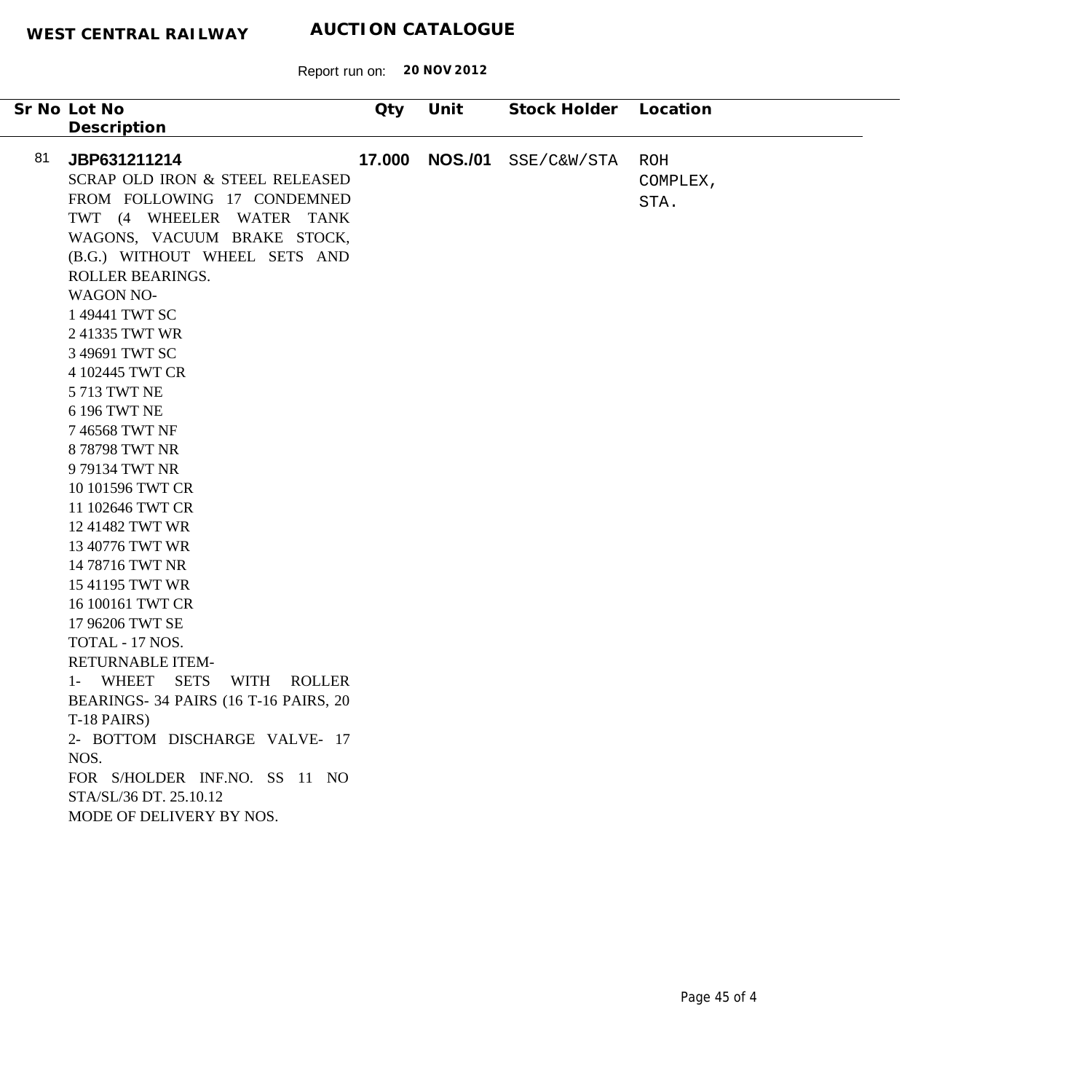**WEST CENTRAL RAILWAY** **AUCTION CATALOGUE**

Report run on: **20 NOV 2012**

| Sr No | Lot No<br>Description | Qty | Unit | Stock Holder | Location |
|---|---|---|---|---|---|
| 81 | **JBP631211214**<br>SCRAP OLD IRON & STEEL RELEASED FROM FOLLOWING 17 CONDEMNED TWT (4 WHEELER WATER TANK WAGONS, VACUUM BRAKE STOCK, (B.G.) WITHOUT WHEEL SETS AND ROLLER BEARINGS.<br>WAGON NO-<br>1 49441 TWT SC<br>2 41335 TWT WR<br>3 49691 TWT SC<br>4 102445 TWT CR<br>5 713 TWT NE<br>6 196 TWT NE<br>7 46568 TWT NF<br>8 78798 TWT NR<br>9 79134 TWT NR<br>10 101596 TWT CR<br>11 102646 TWT CR<br>12 41482 TWT WR<br>13 40776 TWT WR<br>14 78716 TWT NR<br>15 41195 TWT WR<br>16 100161 TWT CR<br>17 96206 TWT SE<br>TOTAL - 17 NOS.<br>RETURNABLE ITEM-<br>1- WHEET SETS WITH ROLLER BEARINGS- 34 PAIRS (16 T-16 PAIRS, 20 T-18 PAIRS)<br>2- BOTTOM DISCHARGE VALVE- 17 NOS.<br>FOR S/HOLDER INF.NO. SS 11 NO STA/SL/36 DT. 25.10.12<br>MODE OF DELIVERY BY NOS. | **17.000** | **NOS./01** | SSE/C&W/STA | ROH COMPLEX, STA. |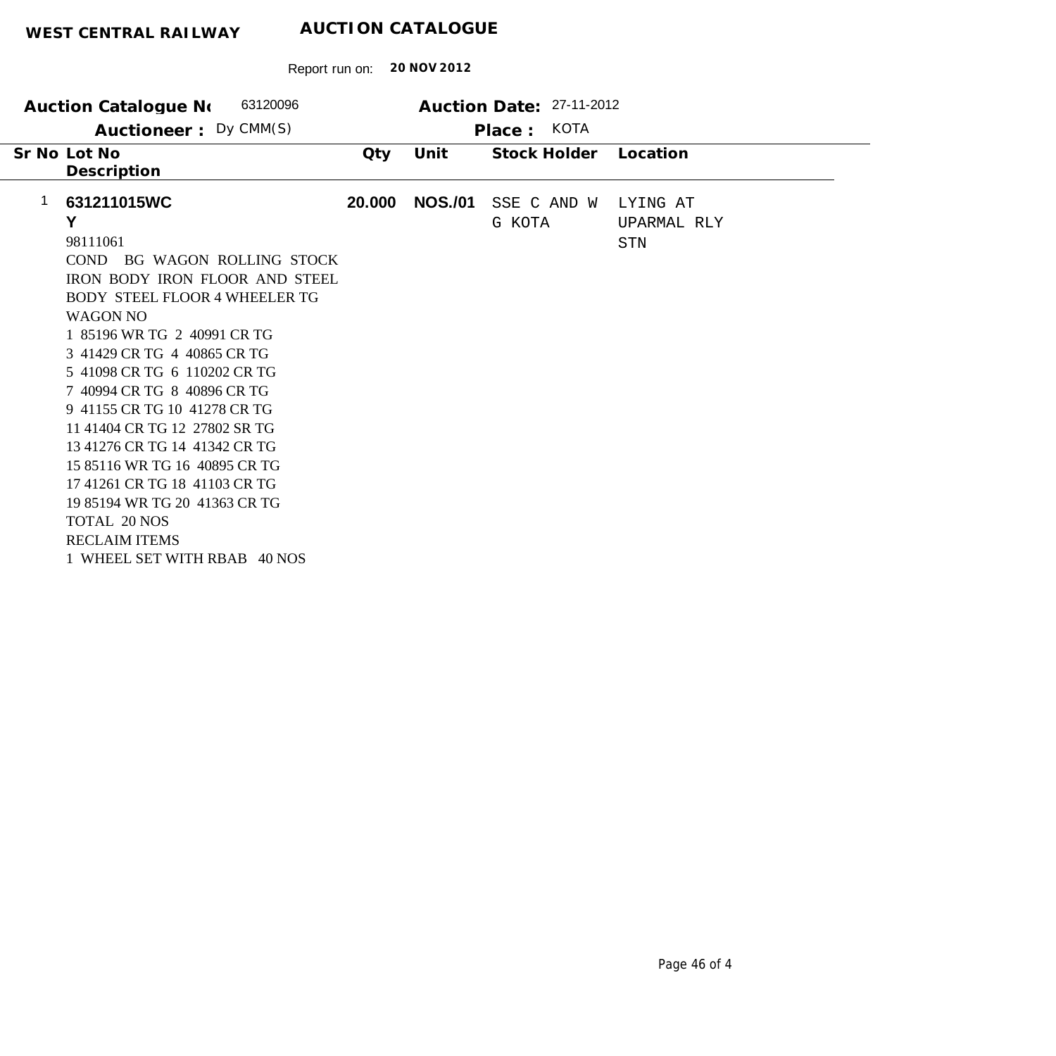**WEST CENTRAL RAILWAY** **AUCTION CATALOGUE**

Report run on: **20 NOV 2012**

**Auction Catalogue No** 63120096 **Auction Date:** 27-11-2012

**Auctioneer :** Dy CMM(S) **Place :** KOTA

| Sr No | Lot No / Description | Qty | Unit | Stock Holder | Location |
|---|---|---|---|---|---|
| 1 | **631211015WCY**<br>98111061<br>COND BG WAGON ROLLING STOCK IRON BODY IRON FLOOR AND STEEL BODY STEEL FLOOR 4 WHEELER TG WAGON NO<br>1 85196 WR TG 2 40991 CR TG<br>3 41429 CR TG 4 40865 CR TG<br>5 41098 CR TG 6 110202 CR TG<br>7 40994 CR TG 8 40896 CR TG<br>9 41155 CR TG 10 41278 CR TG<br>11 41404 CR TG 12 27802 SR TG<br>13 41276 CR TG 14 41342 CR TG<br>15 85116 WR TG 16 40895 CR TG<br>17 41261 CR TG 18 41103 CR TG<br>19 85194 WR TG 20 41363 CR TG<br>TOTAL 20 NOS<br>RECLAIM ITEMS<br>1 WHEEL SET WITH RBAB 40 NOS | **20.000** | **NOS./01** | SSE C AND W G KOTA | LYING AT UPARMAL RLY STN |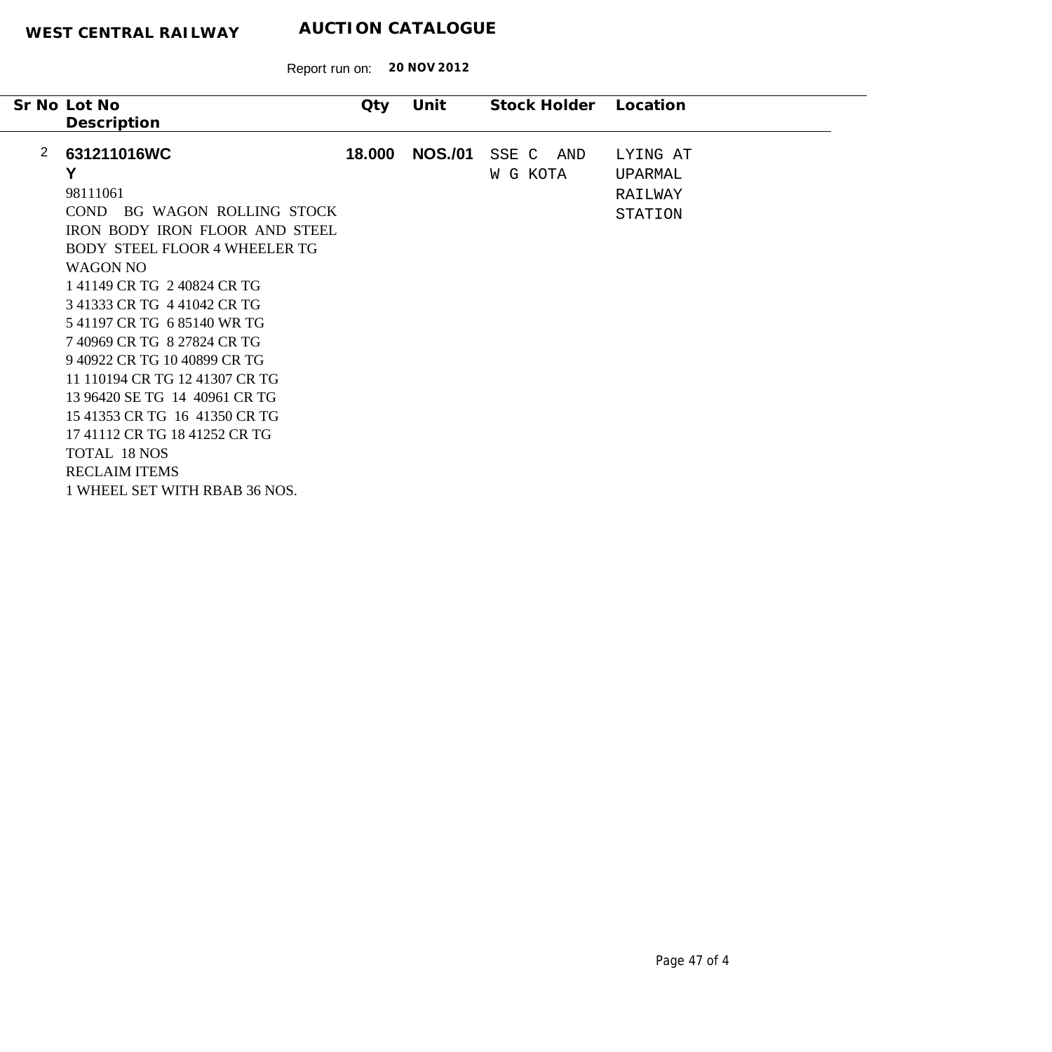**WEST CENTRAL RAILWAY** **AUCTION CATALOGUE**

Report run on: **20 NOV 2012**

| Sr No | Lot No / Description | Qty | Unit | Stock Holder | Location |
|---|---|---|---|---|---|
| 2 | **631211016WCY**<br>98111061<br>COND BG WAGON ROLLING STOCK IRON BODY IRON FLOOR AND STEEL BODY STEEL FLOOR 4 WHEELER TG WAGON NO<br>1 41149 CR TG 2 40824 CR TG<br>3 41333 CR TG 4 41042 CR TG<br>5 41197 CR TG 6 85140 WR TG<br>7 40969 CR TG 8 27824 CR TG<br>9 40922 CR TG 10 40899 CR TG<br>11 110194 CR TG 12 41307 CR TG<br>13 96420 SE TG 14 40961 CR TG<br>15 41353 CR TG 16 41350 CR TG<br>17 41112 CR TG 18 41252 CR TG<br>TOTAL 18 NOS<br>RECLAIM ITEMS<br>1 WHEEL SET WITH RBAB 36 NOS. | **18.000** | **NOS./01** | SSE C AND W G KOTA | LYING AT UPARMAL RAILWAY STATION |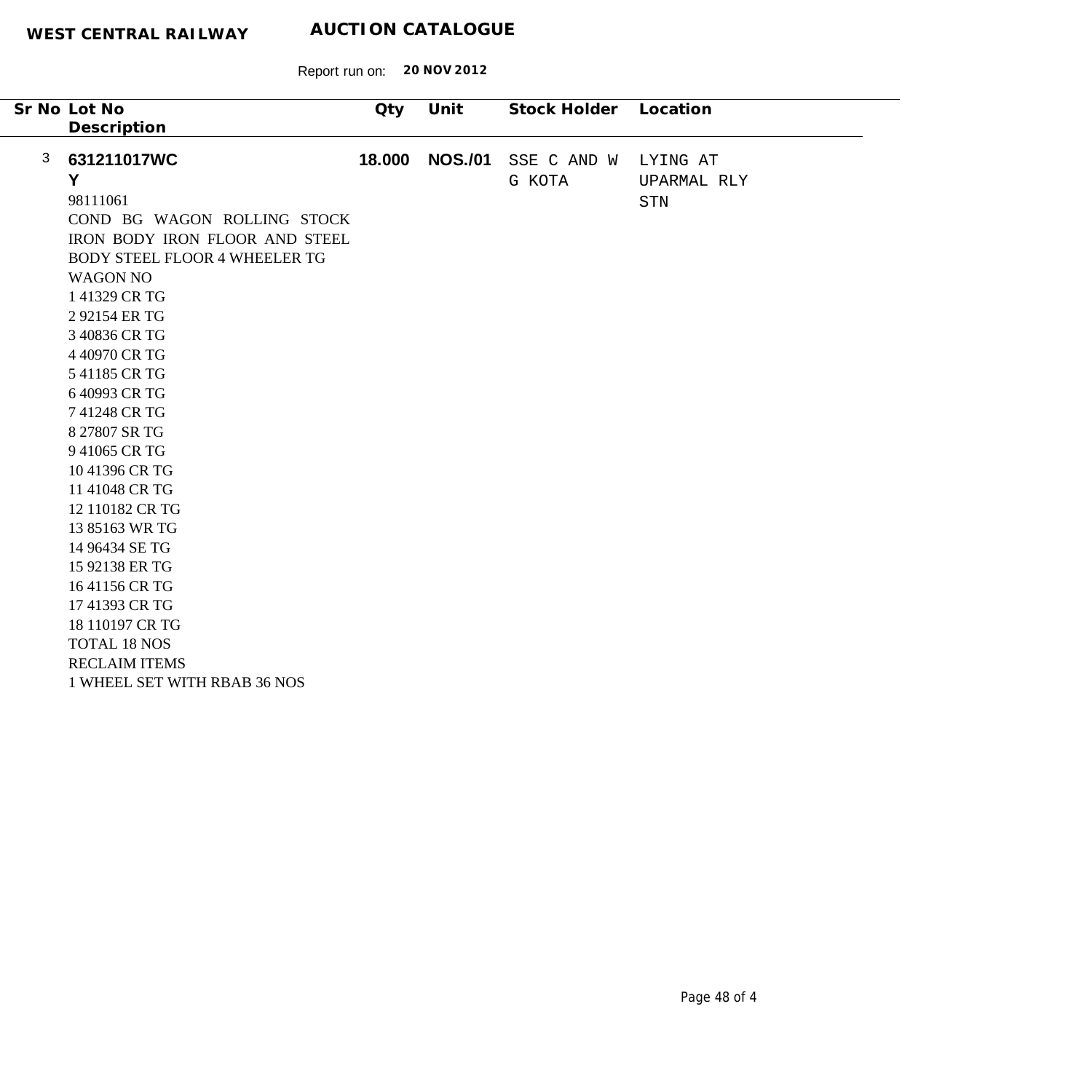**WEST CENTRAL RAILWAY** **AUCTION CATALOGUE**

Report run on: **20 NOV 2012**

| Sr No | Lot No / Description | Qty | Unit | Stock Holder | Location |
|---|---|---|---|---|---|
| 3 | **631211017WCY**<br>98111061<br>COND BG WAGON ROLLING STOCK IRON BODY IRON FLOOR AND STEEL BODY STEEL FLOOR 4 WHEELER TG<br>WAGON NO<br>1 41329 CR TG<br>2 92154 ER TG<br>3 40836 CR TG<br>4 40970 CR TG<br>5 41185 CR TG<br>6 40993 CR TG<br>7 41248 CR TG<br>8 27807 SR TG<br>9 41065 CR TG<br>10 41396 CR TG<br>11 41048 CR TG<br>12 110182 CR TG<br>13 85163 WR TG<br>14 96434 SE TG<br>15 92138 ER TG<br>16 41156 CR TG<br>17 41393 CR TG<br>18 110197 CR TG<br>TOTAL 18 NOS<br>RECLAIM ITEMS<br>1 WHEEL SET WITH RBAB 36 NOS | **18.000** | **NOS./01** | SSE C AND W G KOTA | LYING AT UPARMAL RLY STN |